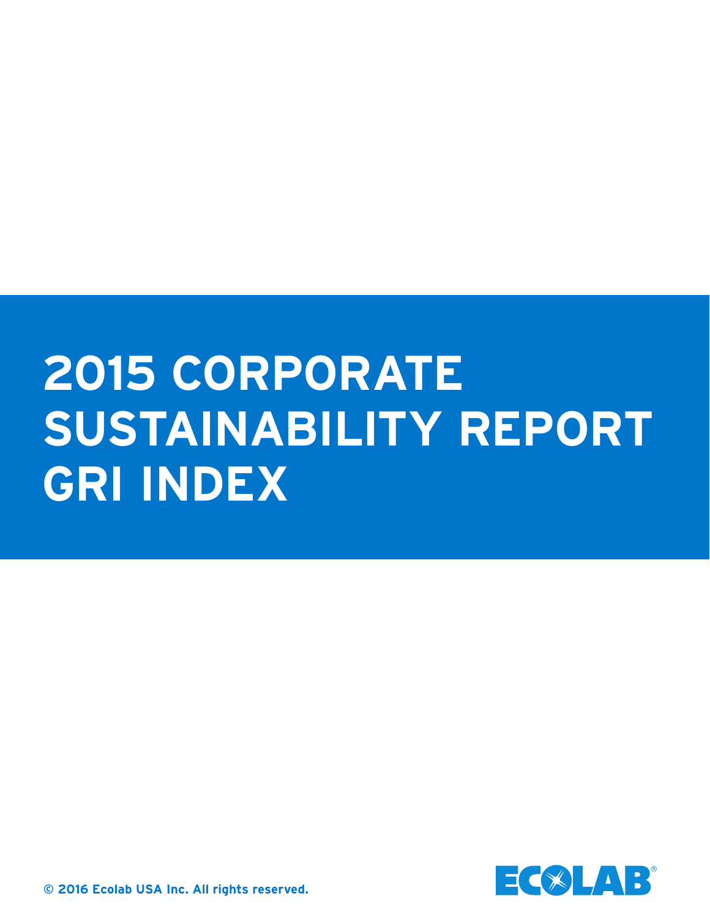# 2015 CORPORATE SUSTAINABILITY REPORT GRI INDEX

© 2016 Ecolab USA Inc. All rights reserved.

ECOLAB®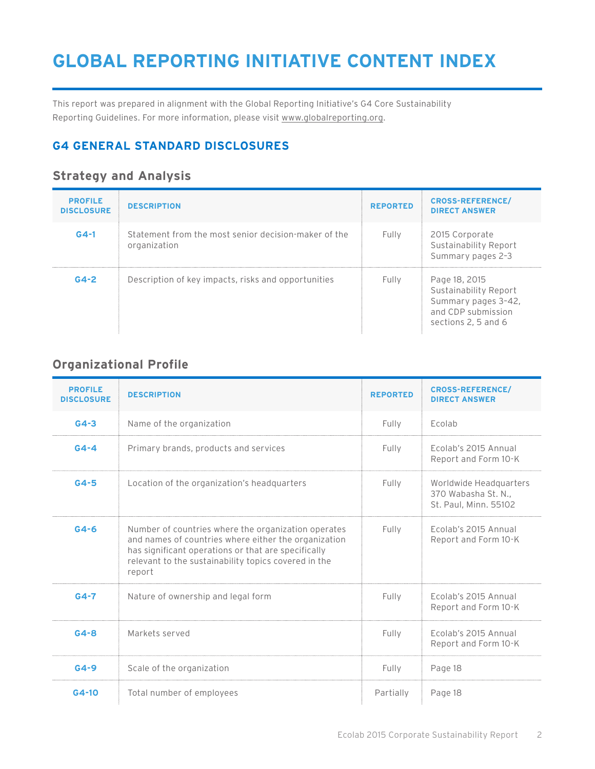# GLOBAL REPORTING INITIATIVE CONTENT INDEX

This report was prepared in alignment with the Global Reporting Initiative's G4 Core Sustainability Reporting Guidelines. For more information, please visit www.globalreporting.org.

## G4 GENERAL STANDARD DISCLOSURES

### Strategy and Analysis

| PROFILE DISCLOSURE | DESCRIPTION | REPORTED | CROSS-REFERENCE/ DIRECT ANSWER |
|---|---|---|---|
| G4-1 | Statement from the most senior decision-maker of the organization | Fully | 2015 Corporate Sustainability Report Summary pages 2–3 |
| G4-2 | Description of key impacts, risks and opportunities | Fully | Page 18, 2015 Sustainability Report Summary pages 3–42, and CDP submission sections 2, 5 and 6 |

### Organizational Profile

| PROFILE DISCLOSURE | DESCRIPTION | REPORTED | CROSS-REFERENCE/ DIRECT ANSWER |
|---|---|---|---|
| G4-3 | Name of the organization | Fully | Ecolab |
| G4-4 | Primary brands, products and services | Fully | Ecolab's 2015 Annual Report and Form 10-K |
| G4-5 | Location of the organization's headquarters | Fully | Worldwide Headquarters 370 Wabasha St. N., St. Paul, Minn. 55102 |
| G4-6 | Number of countries where the organization operates and names of countries where either the organization has significant operations or that are specifically relevant to the sustainability topics covered in the report | Fully | Ecolab's 2015 Annual Report and Form 10-K |
| G4-7 | Nature of ownership and legal form | Fully | Ecolab's 2015 Annual Report and Form 10-K |
| G4-8 | Markets served | Fully | Ecolab's 2015 Annual Report and Form 10-K |
| G4-9 | Scale of the organization | Fully | Page 18 |
| G4-10 | Total number of employees | Partially | Page 18 |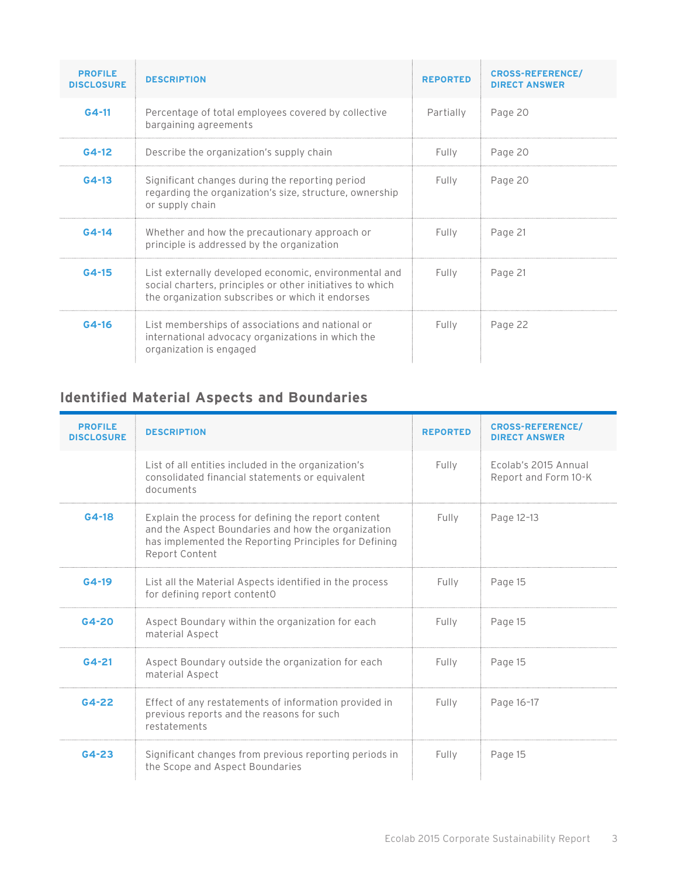| PROFILE DISCLOSURE | DESCRIPTION | REPORTED | CROSS-REFERENCE/ DIRECT ANSWER |
|---|---|---|---|
| G4-11 | Percentage of total employees covered by collective bargaining agreements | Partially | Page 20 |
| G4-12 | Describe the organization's supply chain | Fully | Page 20 |
| G4-13 | Significant changes during the reporting period regarding the organization's size, structure, ownership or supply chain | Fully | Page 20 |
| G4-14 | Whether and how the precautionary approach or principle is addressed by the organization | Fully | Page 21 |
| G4-15 | List externally developed economic, environmental and social charters, principles or other initiatives to which the organization subscribes or which it endorses | Fully | Page 21 |
| G4-16 | List memberships of associations and national or international advocacy organizations in which the organization is engaged | Fully | Page 22 |

## Identified Material Aspects and Boundaries

| PROFILE DISCLOSURE | DESCRIPTION | REPORTED | CROSS-REFERENCE/ DIRECT ANSWER |
|---|---|---|---|
| | List of all entities included in the organization's consolidated financial statements or equivalent documents | Fully | Ecolab's 2015 Annual Report and Form 10-K |
| G4-18 | Explain the process for defining the report content and the Aspect Boundaries and how the organization has implemented the Reporting Principles for Defining Report Content | Fully | Page 12–13 |
| G4-19 | List all the Material Aspects identified in the process for defining report content0 | Fully | Page 15 |
| G4-20 | Aspect Boundary within the organization for each material Aspect | Fully | Page 15 |
| G4-21 | Aspect Boundary outside the organization for each material Aspect | Fully | Page 15 |
| G4-22 | Effect of any restatements of information provided in previous reports and the reasons for such restatements | Fully | Page 16–17 |
| G4-23 | Significant changes from previous reporting periods in the Scope and Aspect Boundaries | Fully | Page 15 |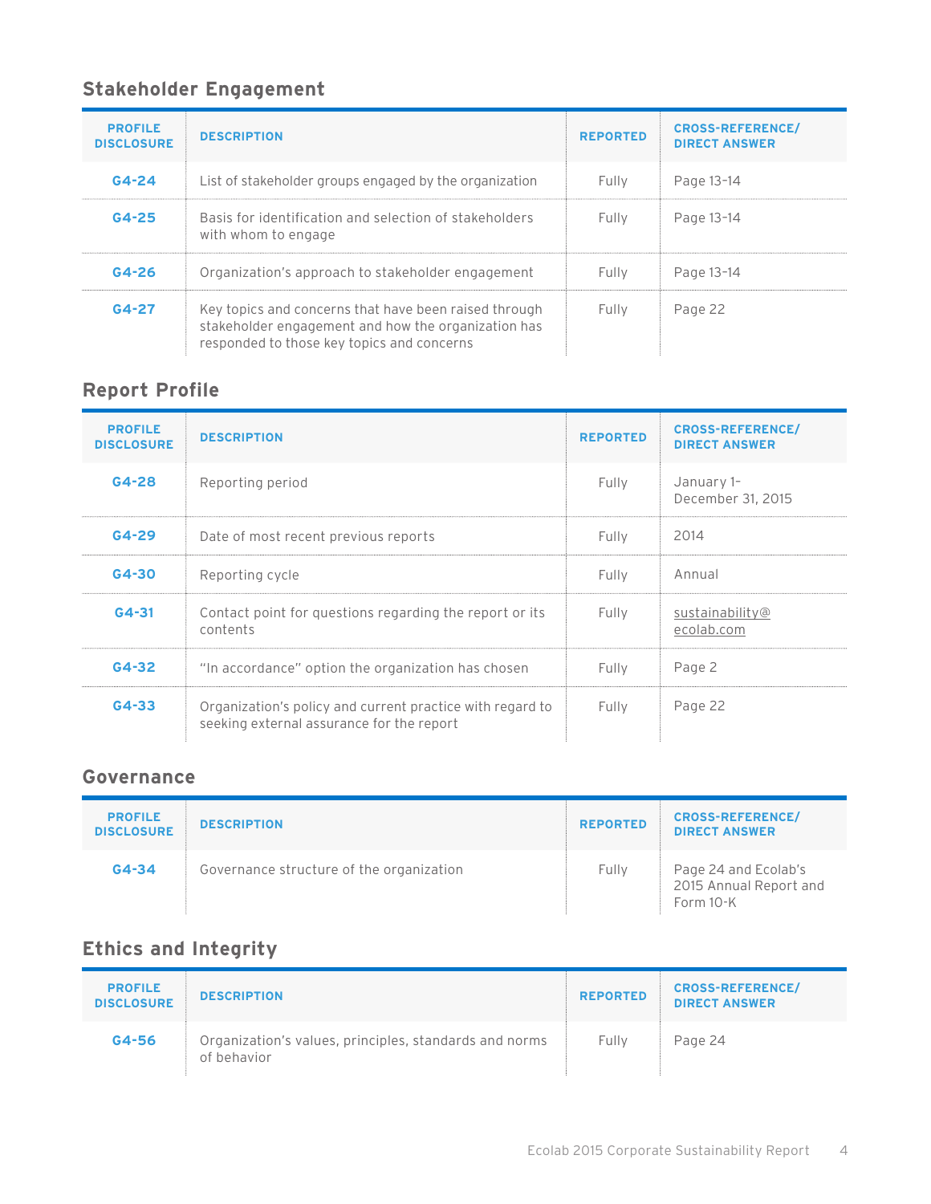## Stakeholder Engagement

| PROFILE DISCLOSURE | DESCRIPTION | REPORTED | CROSS-REFERENCE/ DIRECT ANSWER |
|---|---|---|---|
| G4-24 | List of stakeholder groups engaged by the organization | Fully | Page 13–14 |
| G4-25 | Basis for identification and selection of stakeholders with whom to engage | Fully | Page 13–14 |
| G4-26 | Organization's approach to stakeholder engagement | Fully | Page 13–14 |
| G4-27 | Key topics and concerns that have been raised through stakeholder engagement and how the organization has responded to those key topics and concerns | Fully | Page 22 |

## Report Profile

| PROFILE DISCLOSURE | DESCRIPTION | REPORTED | CROSS-REFERENCE/ DIRECT ANSWER |
|---|---|---|---|
| G4-28 | Reporting period | Fully | January 1–December 31, 2015 |
| G4-29 | Date of most recent previous reports | Fully | 2014 |
| G4-30 | Reporting cycle | Fully | Annual |
| G4-31 | Contact point for questions regarding the report or its contents | Fully | sustainability@ecolab.com |
| G4-32 | "In accordance" option the organization has chosen | Fully | Page 2 |
| G4-33 | Organization's policy and current practice with regard to seeking external assurance for the report | Fully | Page 22 |

## Governance

| PROFILE DISCLOSURE | DESCRIPTION | REPORTED | CROSS-REFERENCE/ DIRECT ANSWER |
|---|---|---|---|
| G4-34 | Governance structure of the organization | Fully | Page 24 and Ecolab's 2015 Annual Report and Form 10-K |

## Ethics and Integrity

| PROFILE DISCLOSURE | DESCRIPTION | REPORTED | CROSS-REFERENCE/ DIRECT ANSWER |
|---|---|---|---|
| G4-56 | Organization's values, principles, standards and norms of behavior | Fully | Page 24 |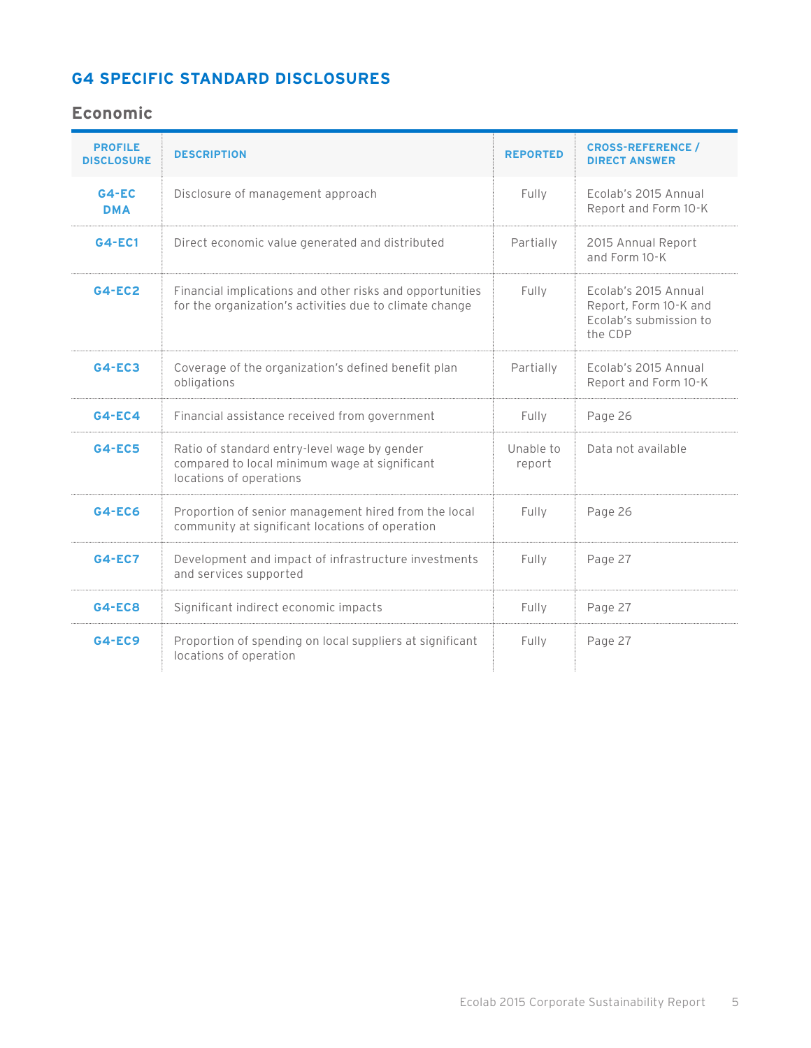## G4 SPECIFIC STANDARD DISCLOSURES

### Economic

| PROFILE DISCLOSURE | DESCRIPTION | REPORTED | CROSS-REFERENCE / DIRECT ANSWER |
|---|---|---|---|
| G4-EC DMA | Disclosure of management approach | Fully | Ecolab's 2015 Annual Report and Form 10-K |
| G4-EC1 | Direct economic value generated and distributed | Partially | 2015 Annual Report and Form 10-K |
| G4-EC2 | Financial implications and other risks and opportunities for the organization's activities due to climate change | Fully | Ecolab's 2015 Annual Report, Form 10-K and Ecolab's submission to the CDP |
| G4-EC3 | Coverage of the organization's defined benefit plan obligations | Partially | Ecolab's 2015 Annual Report and Form 10-K |
| G4-EC4 | Financial assistance received from government | Fully | Page 26 |
| G4-EC5 | Ratio of standard entry-level wage by gender compared to local minimum wage at significant locations of operations | Unable to report | Data not available |
| G4-EC6 | Proportion of senior management hired from the local community at significant locations of operation | Fully | Page 26 |
| G4-EC7 | Development and impact of infrastructure investments and services supported | Fully | Page 27 |
| G4-EC8 | Significant indirect economic impacts | Fully | Page 27 |
| G4-EC9 | Proportion of spending on local suppliers at significant locations of operation | Fully | Page 27 |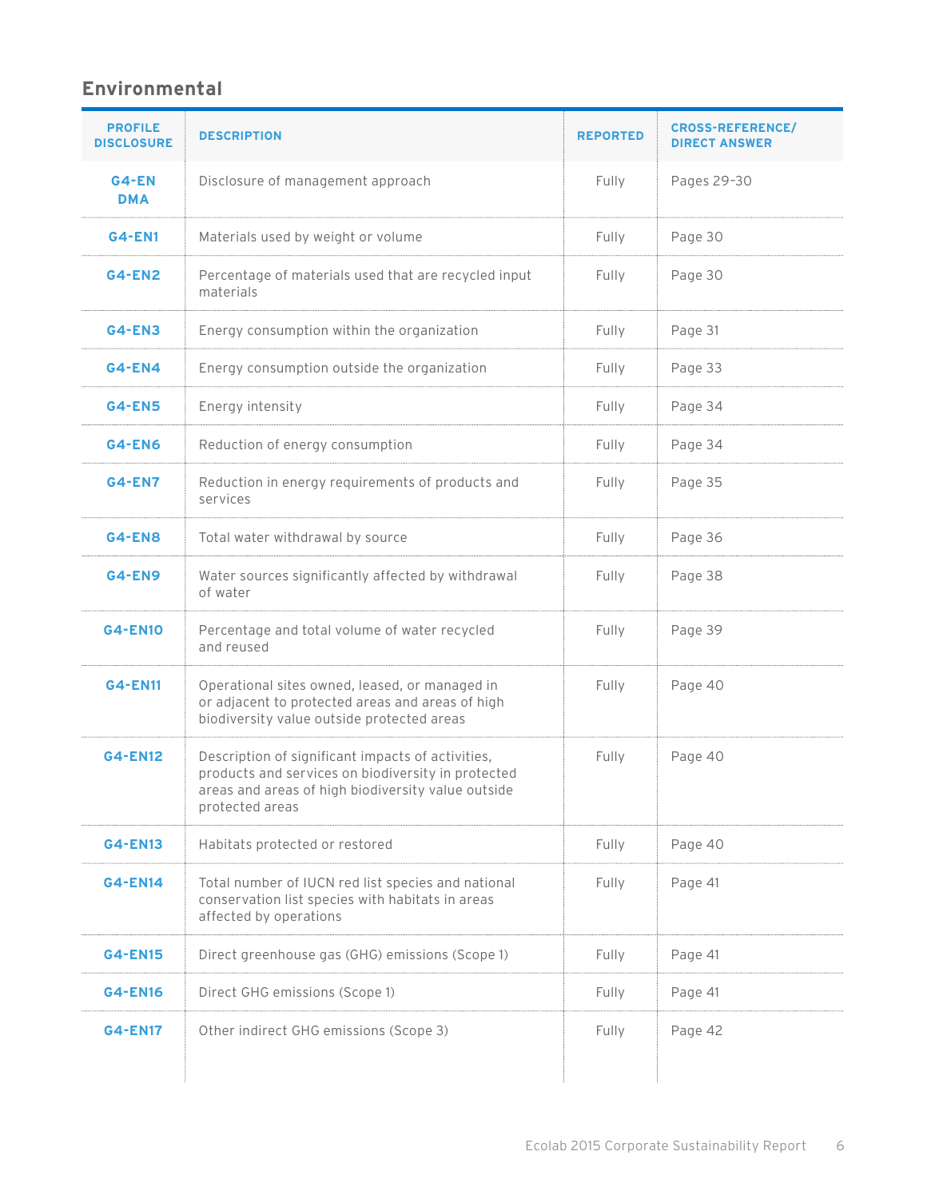## Environmental

| PROFILE DISCLOSURE | DESCRIPTION | REPORTED | CROSS-REFERENCE/ DIRECT ANSWER |
|---|---|---|---|
| G4-EN DMA | Disclosure of management approach | Fully | Pages 29–30 |
| G4-EN1 | Materials used by weight or volume | Fully | Page 30 |
| G4-EN2 | Percentage of materials used that are recycled input materials | Fully | Page 30 |
| G4-EN3 | Energy consumption within the organization | Fully | Page 31 |
| G4-EN4 | Energy consumption outside the organization | Fully | Page 33 |
| G4-EN5 | Energy intensity | Fully | Page 34 |
| G4-EN6 | Reduction of energy consumption | Fully | Page 34 |
| G4-EN7 | Reduction in energy requirements of products and services | Fully | Page 35 |
| G4-EN8 | Total water withdrawal by source | Fully | Page 36 |
| G4-EN9 | Water sources significantly affected by withdrawal of water | Fully | Page 38 |
| G4-EN10 | Percentage and total volume of water recycled and reused | Fully | Page 39 |
| G4-EN11 | Operational sites owned, leased, or managed in or adjacent to protected areas and areas of high biodiversity value outside protected areas | Fully | Page 40 |
| G4-EN12 | Description of significant impacts of activities, products and services on biodiversity in protected areas and areas of high biodiversity value outside protected areas | Fully | Page 40 |
| G4-EN13 | Habitats protected or restored | Fully | Page 40 |
| G4-EN14 | Total number of IUCN red list species and national conservation list species with habitats in areas affected by operations | Fully | Page 41 |
| G4-EN15 | Direct greenhouse gas (GHG) emissions (Scope 1) | Fully | Page 41 |
| G4-EN16 | Direct GHG emissions (Scope 1) | Fully | Page 41 |
| G4-EN17 | Other indirect GHG emissions (Scope 3) | Fully | Page 42 |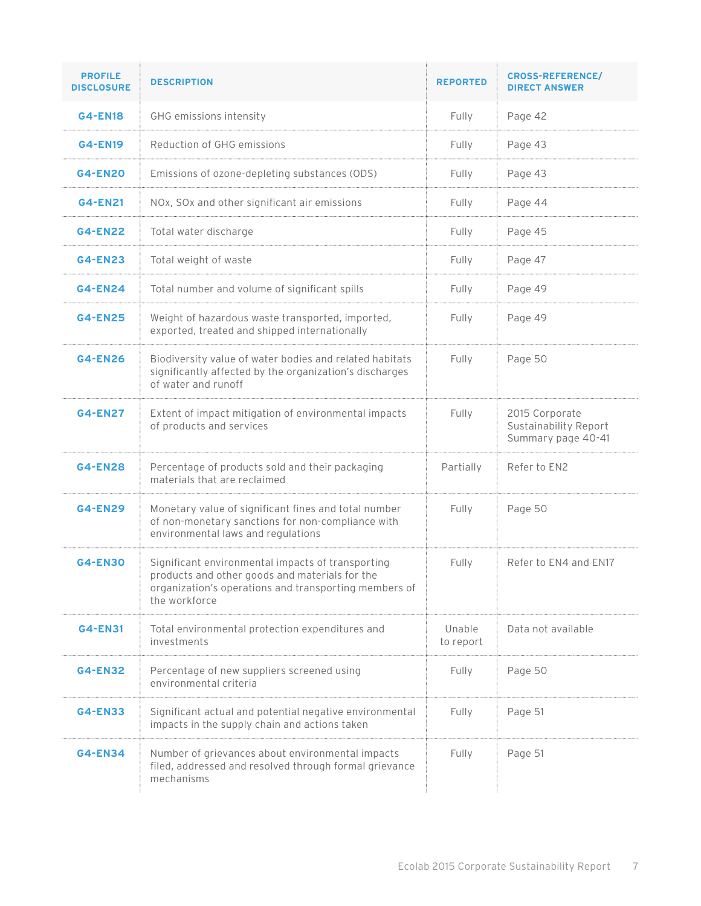| PROFILE DISCLOSURE | DESCRIPTION | REPORTED | CROSS-REFERENCE/ DIRECT ANSWER |
|---|---|---|---|
| G4-EN18 | GHG emissions intensity | Fully | Page 42 |
| G4-EN19 | Reduction of GHG emissions | Fully | Page 43 |
| G4-EN20 | Emissions of ozone-depleting substances (ODS) | Fully | Page 43 |
| G4-EN21 | NOx, SOx and other significant air emissions | Fully | Page 44 |
| G4-EN22 | Total water discharge | Fully | Page 45 |
| G4-EN23 | Total weight of waste | Fully | Page 47 |
| G4-EN24 | Total number and volume of significant spills | Fully | Page 49 |
| G4-EN25 | Weight of hazardous waste transported, imported, exported, treated and shipped internationally | Fully | Page 49 |
| G4-EN26 | Biodiversity value of water bodies and related habitats significantly affected by the organization's discharges of water and runoff | Fully | Page 50 |
| G4-EN27 | Extent of impact mitigation of environmental impacts of products and services | Fully | 2015 Corporate Sustainability Report Summary page 40-41 |
| G4-EN28 | Percentage of products sold and their packaging materials that are reclaimed | Partially | Refer to EN2 |
| G4-EN29 | Monetary value of significant fines and total number of non-monetary sanctions for non-compliance with environmental laws and regulations | Fully | Page 50 |
| G4-EN30 | Significant environmental impacts of transporting products and other goods and materials for the organization's operations and transporting members of the workforce | Fully | Refer to EN4 and EN17 |
| G4-EN31 | Total environmental protection expenditures and investments | Unable to report | Data not available |
| G4-EN32 | Percentage of new suppliers screened using environmental criteria | Fully | Page 50 |
| G4-EN33 | Significant actual and potential negative environmental impacts in the supply chain and actions taken | Fully | Page 51 |
| G4-EN34 | Number of grievances about environmental impacts filed, addressed and resolved through formal grievance mechanisms | Fully | Page 51 |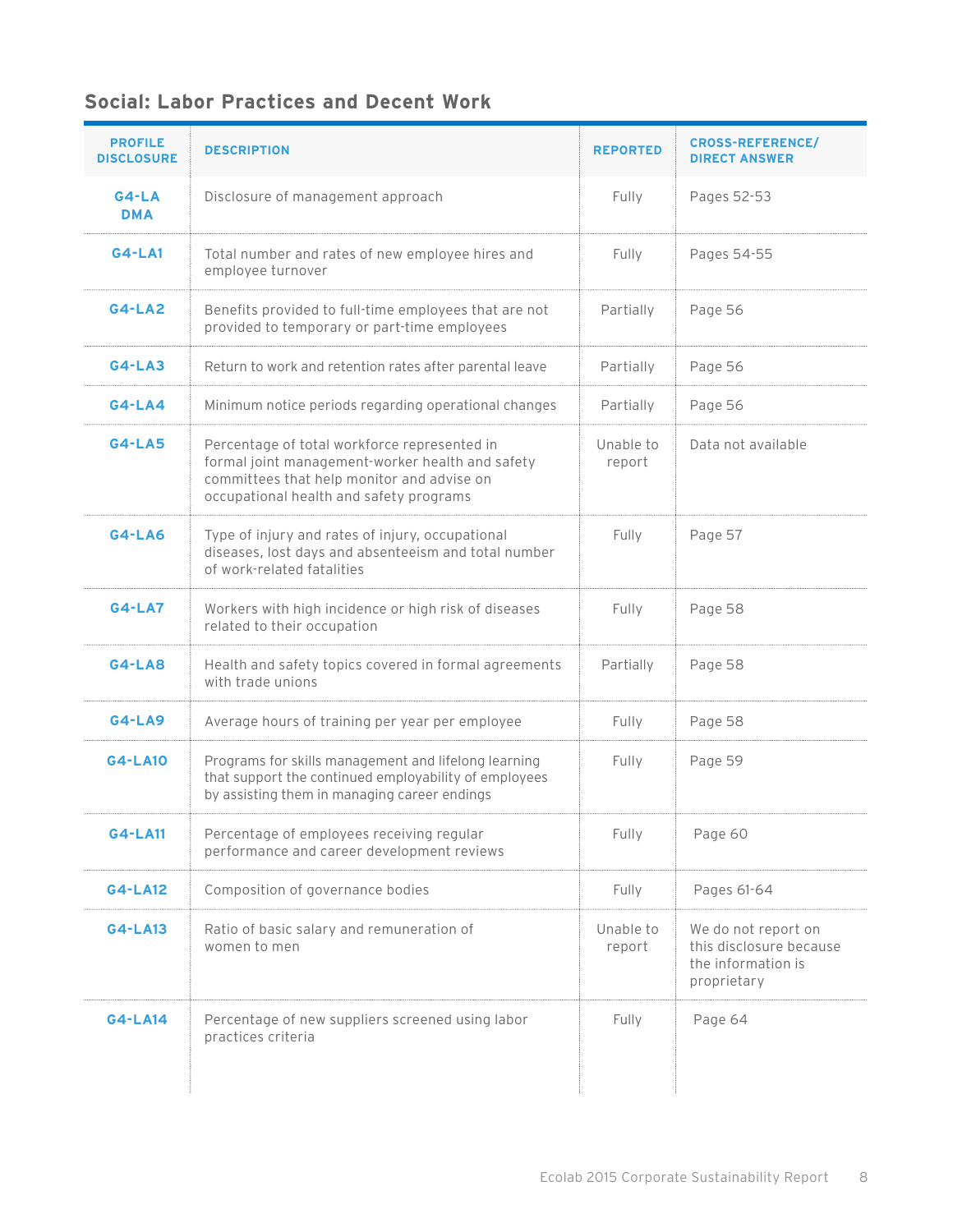## Social: Labor Practices and Decent Work

| PROFILE DISCLOSURE | DESCRIPTION | REPORTED | CROSS-REFERENCE/ DIRECT ANSWER |
|---|---|---|---|
| G4-LA DMA | Disclosure of management approach | Fully | Pages 52-53 |
| G4-LA1 | Total number and rates of new employee hires and employee turnover | Fully | Pages 54-55 |
| G4-LA2 | Benefits provided to full-time employees that are not provided to temporary or part-time employees | Partially | Page 56 |
| G4-LA3 | Return to work and retention rates after parental leave | Partially | Page 56 |
| G4-LA4 | Minimum notice periods regarding operational changes | Partially | Page 56 |
| G4-LA5 | Percentage of total workforce represented in formal joint management-worker health and safety committees that help monitor and advise on occupational health and safety programs | Unable to report | Data not available |
| G4-LA6 | Type of injury and rates of injury, occupational diseases, lost days and absenteeism and total number of work-related fatalities | Fully | Page 57 |
| G4-LA7 | Workers with high incidence or high risk of diseases related to their occupation | Fully | Page 58 |
| G4-LA8 | Health and safety topics covered in formal agreements with trade unions | Partially | Page 58 |
| G4-LA9 | Average hours of training per year per employee | Fully | Page 58 |
| G4-LA10 | Programs for skills management and lifelong learning that support the continued employability of employees by assisting them in managing career endings | Fully | Page 59 |
| G4-LA11 | Percentage of employees receiving regular performance and career development reviews | Fully | Page 60 |
| G4-LA12 | Composition of governance bodies | Fully | Pages 61-64 |
| G4-LA13 | Ratio of basic salary and remuneration of women to men | Unable to report | We do not report on this disclosure because the information is proprietary |
| G4-LA14 | Percentage of new suppliers screened using labor practices criteria | Fully | Page 64 |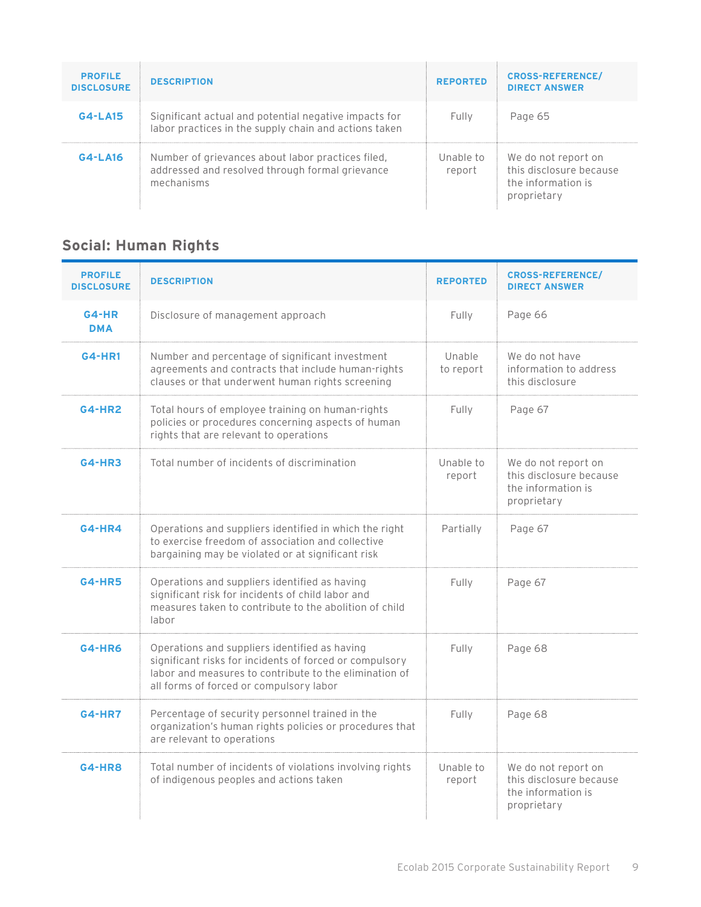| PROFILE DISCLOSURE | DESCRIPTION | REPORTED | CROSS-REFERENCE/ DIRECT ANSWER |
|---|---|---|---|
| **G4-LA15** | Significant actual and potential negative impacts for labor practices in the supply chain and actions taken | Fully | Page 65 |
| **G4-LA16** | Number of grievances about labor practices filed, addressed and resolved through formal grievance mechanisms | Unable to report | We do not report on this disclosure because the information is proprietary |

## Social: Human Rights

| PROFILE DISCLOSURE | DESCRIPTION | REPORTED | CROSS-REFERENCE/ DIRECT ANSWER |
|---|---|---|---|
| **G4-HR DMA** | Disclosure of management approach | Fully | Page 66 |
| **G4-HR1** | Number and percentage of significant investment agreements and contracts that include human-rights clauses or that underwent human rights screening | Unable to report | We do not have information to address this disclosure |
| **G4-HR2** | Total hours of employee training on human-rights policies or procedures concerning aspects of human rights that are relevant to operations | Fully | Page 67 |
| **G4-HR3** | Total number of incidents of discrimination | Unable to report | We do not report on this disclosure because the information is proprietary |
| **G4-HR4** | Operations and suppliers identified in which the right to exercise freedom of association and collective bargaining may be violated or at significant risk | Partially | Page 67 |
| **G4-HR5** | Operations and suppliers identified as having significant risk for incidents of child labor and measures taken to contribute to the abolition of child labor | Fully | Page 67 |
| **G4-HR6** | Operations and suppliers identified as having significant risks for incidents of forced or compulsory labor and measures to contribute to the elimination of all forms of forced or compulsory labor | Fully | Page 68 |
| **G4-HR7** | Percentage of security personnel trained in the organization's human rights policies or procedures that are relevant to operations | Fully | Page 68 |
| **G4-HR8** | Total number of incidents of violations involving rights of indigenous peoples and actions taken | Unable to report | We do not report on this disclosure because the information is proprietary |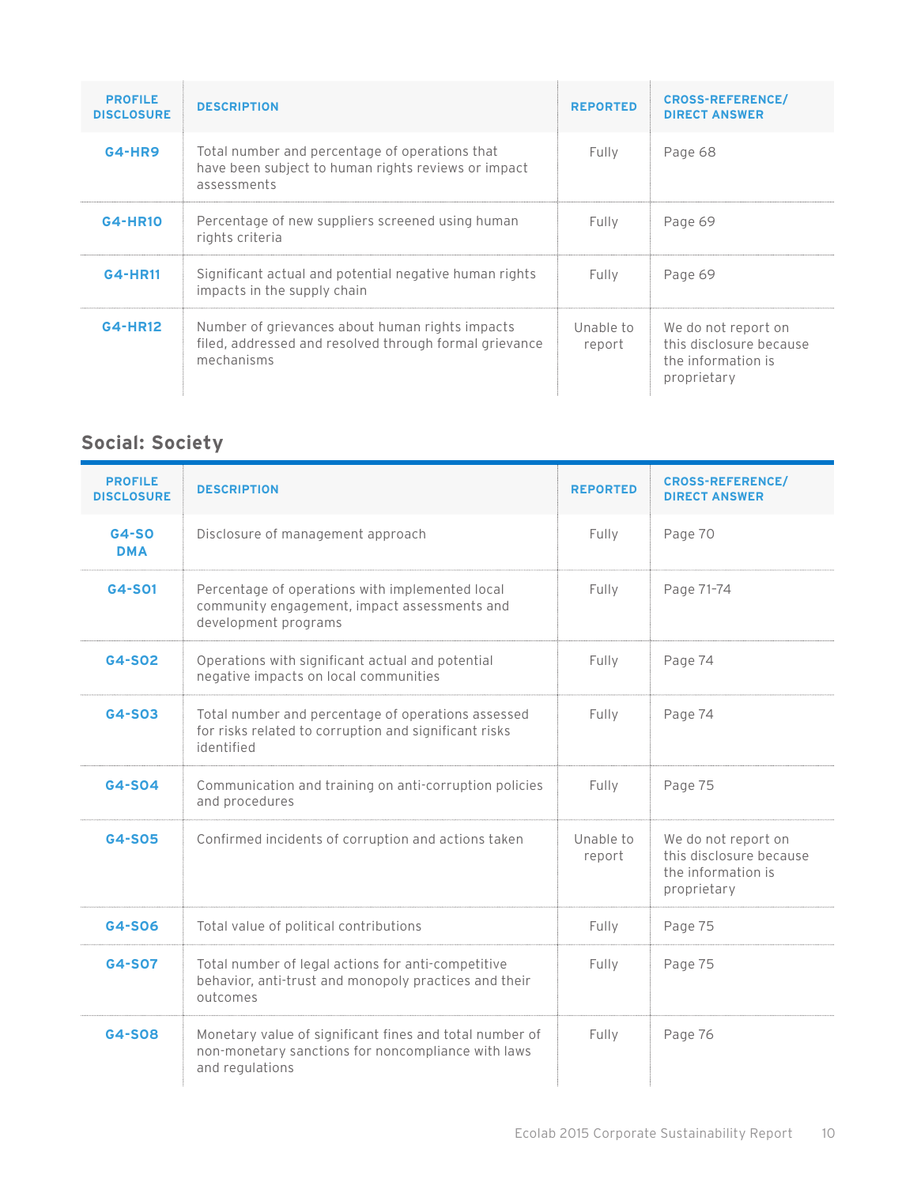| PROFILE DISCLOSURE | DESCRIPTION | REPORTED | CROSS-REFERENCE/ DIRECT ANSWER |
|---|---|---|---|
| G4-HR9 | Total number and percentage of operations that have been subject to human rights reviews or impact assessments | Fully | Page 68 |
| G4-HR10 | Percentage of new suppliers screened using human rights criteria | Fully | Page 69 |
| G4-HR11 | Significant actual and potential negative human rights impacts in the supply chain | Fully | Page 69 |
| G4-HR12 | Number of grievances about human rights impacts filed, addressed and resolved through formal grievance mechanisms | Unable to report | We do not report on this disclosure because the information is proprietary |

## Social: Society

| PROFILE DISCLOSURE | DESCRIPTION | REPORTED | CROSS-REFERENCE/ DIRECT ANSWER |
|---|---|---|---|
| G4-SO DMA | Disclosure of management approach | Fully | Page 70 |
| G4-SO1 | Percentage of operations with implemented local community engagement, impact assessments and development programs | Fully | Page 71-74 |
| G4-SO2 | Operations with significant actual and potential negative impacts on local communities | Fully | Page 74 |
| G4-SO3 | Total number and percentage of operations assessed for risks related to corruption and significant risks identified | Fully | Page 74 |
| G4-SO4 | Communication and training on anti-corruption policies and procedures | Fully | Page 75 |
| G4-SO5 | Confirmed incidents of corruption and actions taken | Unable to report | We do not report on this disclosure because the information is proprietary |
| G4-SO6 | Total value of political contributions | Fully | Page 75 |
| G4-SO7 | Total number of legal actions for anti-competitive behavior, anti-trust and monopoly practices and their outcomes | Fully | Page 75 |
| G4-SO8 | Monetary value of significant fines and total number of non-monetary sanctions for noncompliance with laws and regulations | Fully | Page 76 |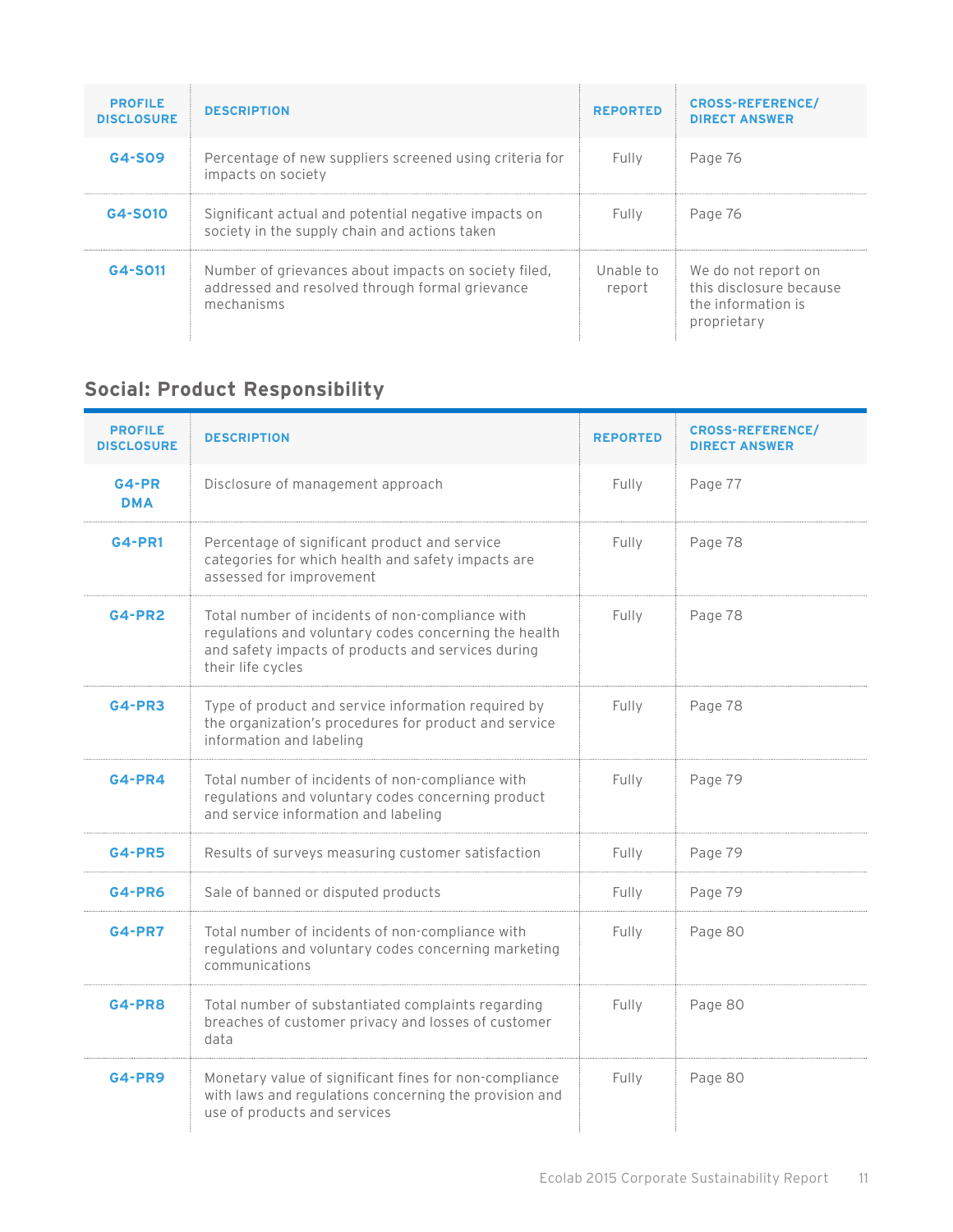| PROFILE DISCLOSURE | DESCRIPTION | REPORTED | CROSS-REFERENCE/ DIRECT ANSWER |
|---|---|---|---|
| G4-SO9 | Percentage of new suppliers screened using criteria for impacts on society | Fully | Page 76 |
| G4-SO10 | Significant actual and potential negative impacts on society in the supply chain and actions taken | Fully | Page 76 |
| G4-SO11 | Number of grievances about impacts on society filed, addressed and resolved through formal grievance mechanisms | Unable to report | We do not report on this disclosure because the information is proprietary |

## Social: Product Responsibility

| PROFILE DISCLOSURE | DESCRIPTION | REPORTED | CROSS-REFERENCE/ DIRECT ANSWER |
|---|---|---|---|
| G4-PR DMA | Disclosure of management approach | Fully | Page 77 |
| G4-PR1 | Percentage of significant product and service categories for which health and safety impacts are assessed for improvement | Fully | Page 78 |
| G4-PR2 | Total number of incidents of non-compliance with regulations and voluntary codes concerning the health and safety impacts of products and services during their life cycles | Fully | Page 78 |
| G4-PR3 | Type of product and service information required by the organization's procedures for product and service information and labeling | Fully | Page 78 |
| G4-PR4 | Total number of incidents of non-compliance with regulations and voluntary codes concerning product and service information and labeling | Fully | Page 79 |
| G4-PR5 | Results of surveys measuring customer satisfaction | Fully | Page 79 |
| G4-PR6 | Sale of banned or disputed products | Fully | Page 79 |
| G4-PR7 | Total number of incidents of non-compliance with regulations and voluntary codes concerning marketing communications | Fully | Page 80 |
| G4-PR8 | Total number of substantiated complaints regarding breaches of customer privacy and losses of customer data | Fully | Page 80 |
| G4-PR9 | Monetary value of significant fines for non-compliance with laws and regulations concerning the provision and use of products and services | Fully | Page 80 |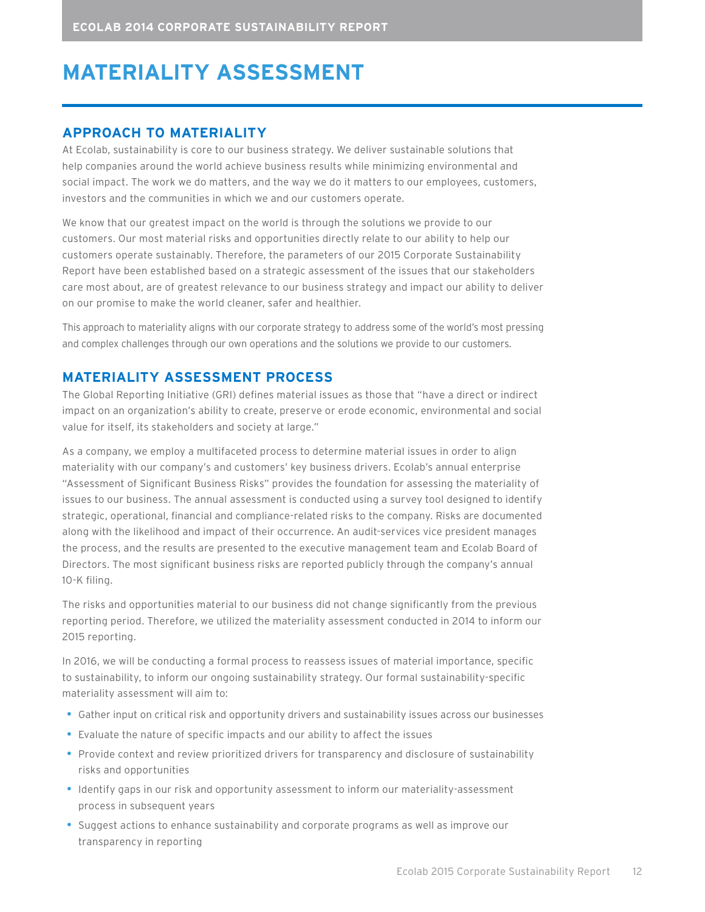# MATERIALITY ASSESSMENT

## APPROACH TO MATERIALITY

At Ecolab, sustainability is core to our business strategy. We deliver sustainable solutions that help companies around the world achieve business results while minimizing environmental and social impact. The work we do matters, and the way we do it matters to our employees, customers, investors and the communities in which we and our customers operate.

We know that our greatest impact on the world is through the solutions we provide to our customers. Our most material risks and opportunities directly relate to our ability to help our customers operate sustainably. Therefore, the parameters of our 2015 Corporate Sustainability Report have been established based on a strategic assessment of the issues that our stakeholders care most about, are of greatest relevance to our business strategy and impact our ability to deliver on our promise to make the world cleaner, safer and healthier.

This approach to materiality aligns with our corporate strategy to address some of the world's most pressing and complex challenges through our own operations and the solutions we provide to our customers.

## MATERIALITY ASSESSMENT PROCESS

The Global Reporting Initiative (GRI) defines material issues as those that "have a direct or indirect impact on an organization's ability to create, preserve or erode economic, environmental and social value for itself, its stakeholders and society at large."

As a company, we employ a multifaceted process to determine material issues in order to align materiality with our company's and customers' key business drivers. Ecolab's annual enterprise "Assessment of Significant Business Risks" provides the foundation for assessing the materiality of issues to our business. The annual assessment is conducted using a survey tool designed to identify strategic, operational, financial and compliance-related risks to the company. Risks are documented along with the likelihood and impact of their occurrence. An audit-services vice president manages the process, and the results are presented to the executive management team and Ecolab Board of Directors. The most significant business risks are reported publicly through the company's annual 10-K filing.

The risks and opportunities material to our business did not change significantly from the previous reporting period. Therefore, we utilized the materiality assessment conducted in 2014 to inform our 2015 reporting.

In 2016, we will be conducting a formal process to reassess issues of material importance, specific to sustainability, to inform our ongoing sustainability strategy. Our formal sustainability-specific materiality assessment will aim to:

- Gather input on critical risk and opportunity drivers and sustainability issues across our businesses
- Evaluate the nature of specific impacts and our ability to affect the issues
- Provide context and review prioritized drivers for transparency and disclosure of sustainability risks and opportunities
- Identify gaps in our risk and opportunity assessment to inform our materiality-assessment process in subsequent years
- Suggest actions to enhance sustainability and corporate programs as well as improve our transparency in reporting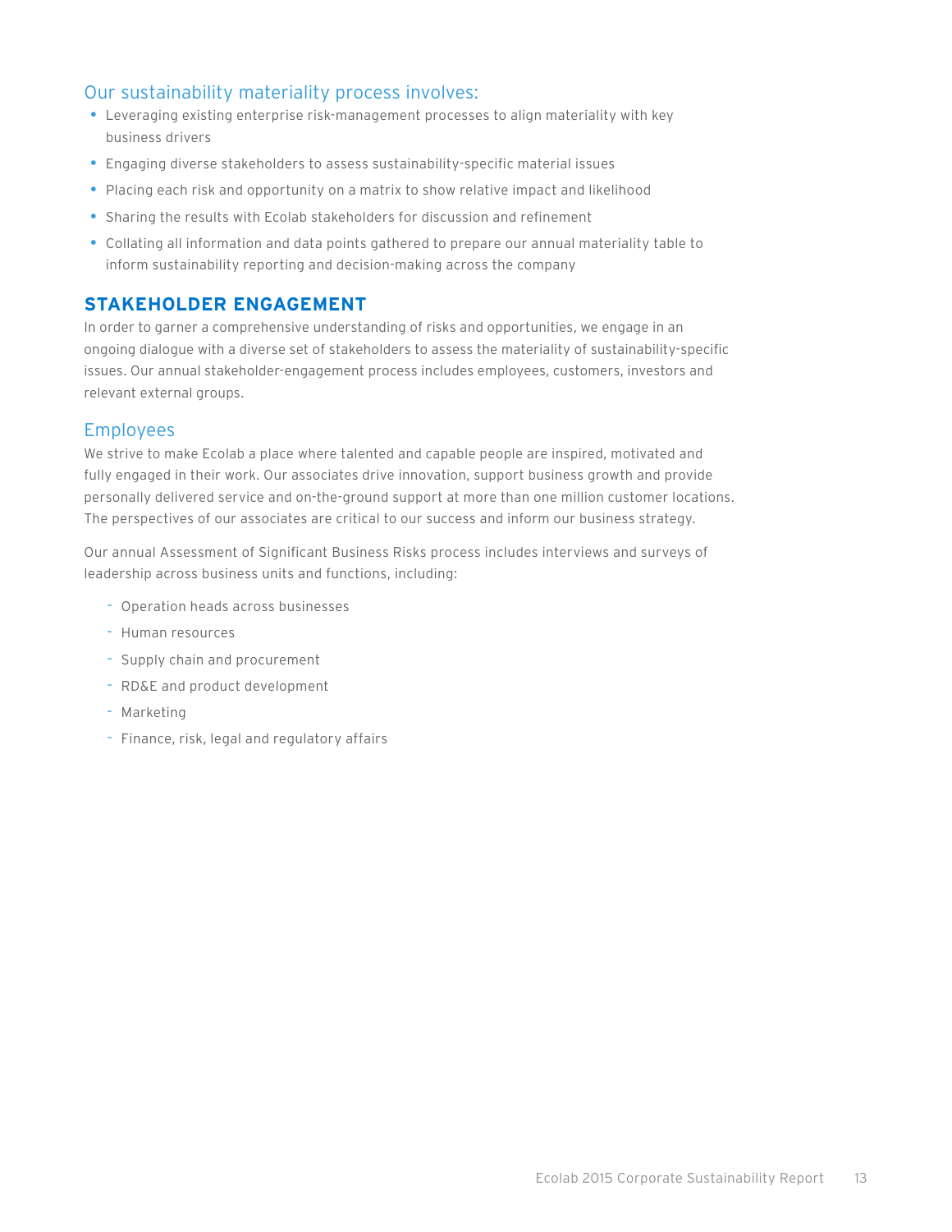### Our sustainability materiality process involves:

- Leveraging existing enterprise risk-management processes to align materiality with key business drivers
- Engaging diverse stakeholders to assess sustainability-specific material issues
- Placing each risk and opportunity on a matrix to show relative impact and likelihood
- Sharing the results with Ecolab stakeholders for discussion and refinement
- Collating all information and data points gathered to prepare our annual materiality table to inform sustainability reporting and decision-making across the company

## STAKEHOLDER ENGAGEMENT

In order to garner a comprehensive understanding of risks and opportunities, we engage in an ongoing dialogue with a diverse set of stakeholders to assess the materiality of sustainability-specific issues. Our annual stakeholder-engagement process includes employees, customers, investors and relevant external groups.

### Employees

We strive to make Ecolab a place where talented and capable people are inspired, motivated and fully engaged in their work. Our associates drive innovation, support business growth and provide personally delivered service and on-the-ground support at more than one million customer locations. The perspectives of our associates are critical to our success and inform our business strategy.

Our annual Assessment of Significant Business Risks process includes interviews and surveys of leadership across business units and functions, including:

- Operation heads across businesses
- Human resources
- Supply chain and procurement
- RD&E and product development
- Marketing
- Finance, risk, legal and regulatory affairs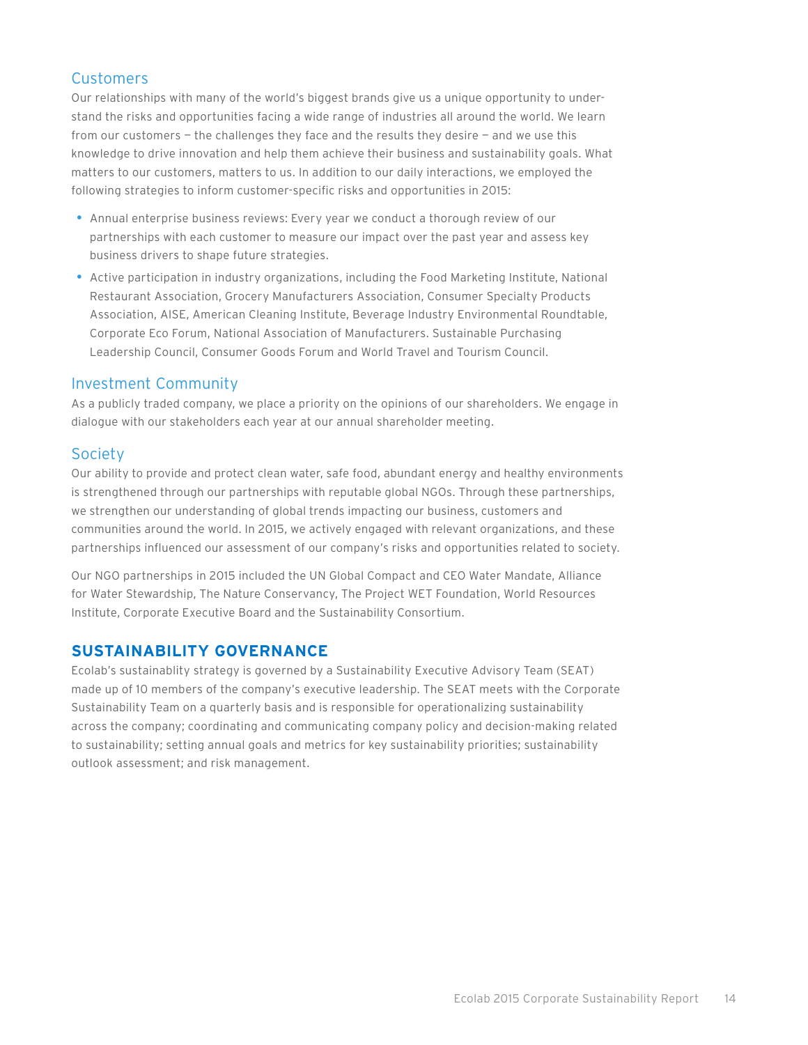### Customers

Our relationships with many of the world's biggest brands give us a unique opportunity to understand the risks and opportunities facing a wide range of industries all around the world. We learn from our customers — the challenges they face and the results they desire — and we use this knowledge to drive innovation and help them achieve their business and sustainability goals. What matters to our customers, matters to us. In addition to our daily interactions, we employed the following strategies to inform customer-specific risks and opportunities in 2015:

- Annual enterprise business reviews: Every year we conduct a thorough review of our partnerships with each customer to measure our impact over the past year and assess key business drivers to shape future strategies.
- Active participation in industry organizations, including the Food Marketing Institute, National Restaurant Association, Grocery Manufacturers Association, Consumer Specialty Products Association, AISE, American Cleaning Institute, Beverage Industry Environmental Roundtable, Corporate Eco Forum, National Association of Manufacturers. Sustainable Purchasing Leadership Council, Consumer Goods Forum and World Travel and Tourism Council.

### Investment Community

As a publicly traded company, we place a priority on the opinions of our shareholders. We engage in dialogue with our stakeholders each year at our annual shareholder meeting.

### Society

Our ability to provide and protect clean water, safe food, abundant energy and healthy environments is strengthened through our partnerships with reputable global NGOs. Through these partnerships, we strengthen our understanding of global trends impacting our business, customers and communities around the world. In 2015, we actively engaged with relevant organizations, and these partnerships influenced our assessment of our company's risks and opportunities related to society.

Our NGO partnerships in 2015 included the UN Global Compact and CEO Water Mandate, Alliance for Water Stewardship, The Nature Conservancy, The Project WET Foundation, World Resources Institute, Corporate Executive Board and the Sustainability Consortium.

## SUSTAINABILITY GOVERNANCE

Ecolab's sustainablity strategy is governed by a Sustainability Executive Advisory Team (SEAT) made up of 10 members of the company's executive leadership. The SEAT meets with the Corporate Sustainability Team on a quarterly basis and is responsible for operationalizing sustainability across the company; coordinating and communicating company policy and decision-making related to sustainability; setting annual goals and metrics for key sustainability priorities; sustainability outlook assessment; and risk management.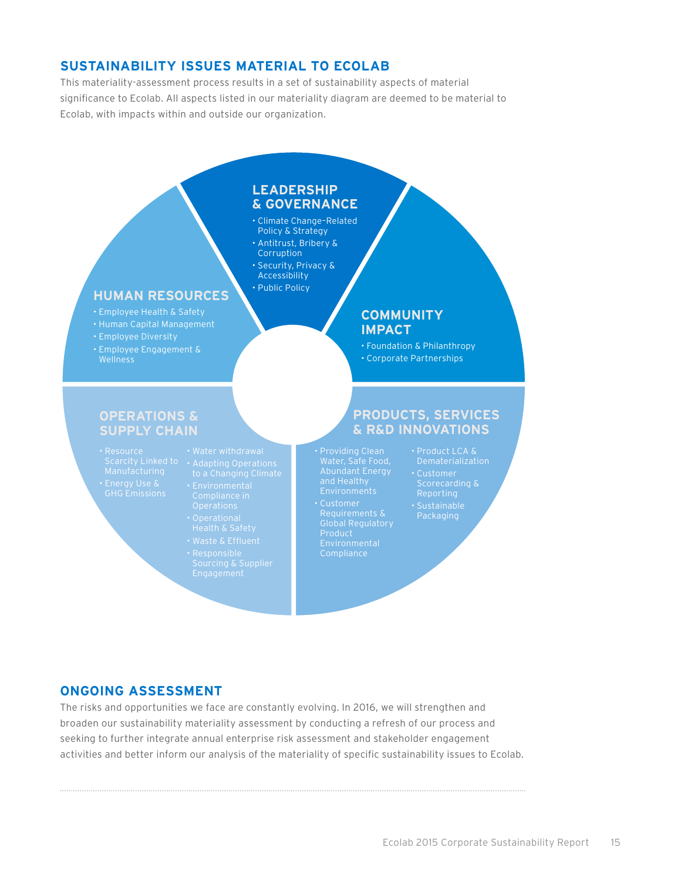## SUSTAINABILITY ISSUES MATERIAL TO ECOLAB

This materiality-assessment process results in a set of sustainability aspects of material significance to Ecolab. All aspects listed in our materiality diagram are deemed to be material to Ecolab, with impacts within and outside our organization.

### LEADERSHIP & GOVERNANCE

- Climate Change–Related Policy & Strategy
- Antitrust, Bribery & Corruption
- Security, Privacy & Accessibility
- Public Policy

### HUMAN RESOURCES

- Employee Health & Safety
- Human Capital Management
- Employee Diversity
- Employee Engagement & Wellness

### COMMUNITY IMPACT

- Foundation & Philanthropy
- Corporate Partnerships

### OPERATIONS & SUPPLY CHAIN

- Resource Scarcity Linked to Manufacturing
- Energy Use & GHG Emissions
- Water withdrawal
- Adapting Operations to a Changing Climate
- Environmental Compliance in Operations
- Operational Health & Safety
- Waste & Effluent
- Responsible Sourcing & Supplier Engagement

### PRODUCTS, SERVICES & R&D INNOVATIONS

- Providing Clean Water, Safe Food, Abundant Energy and Healthy Environments
- Customer Requirements & Global Regulatory Product Environmental Compliance
- Product LCA & Dematerialization
- Customer Scorecarding & Reporting
- Sustainable Packaging

## ONGOING ASSESSMENT

The risks and opportunities we face are constantly evolving. In 2016, we will strengthen and broaden our sustainability materiality assessment by conducting a refresh of our process and seeking to further integrate annual enterprise risk assessment and stakeholder engagement activities and better inform our analysis of the materiality of specific sustainability issues to Ecolab.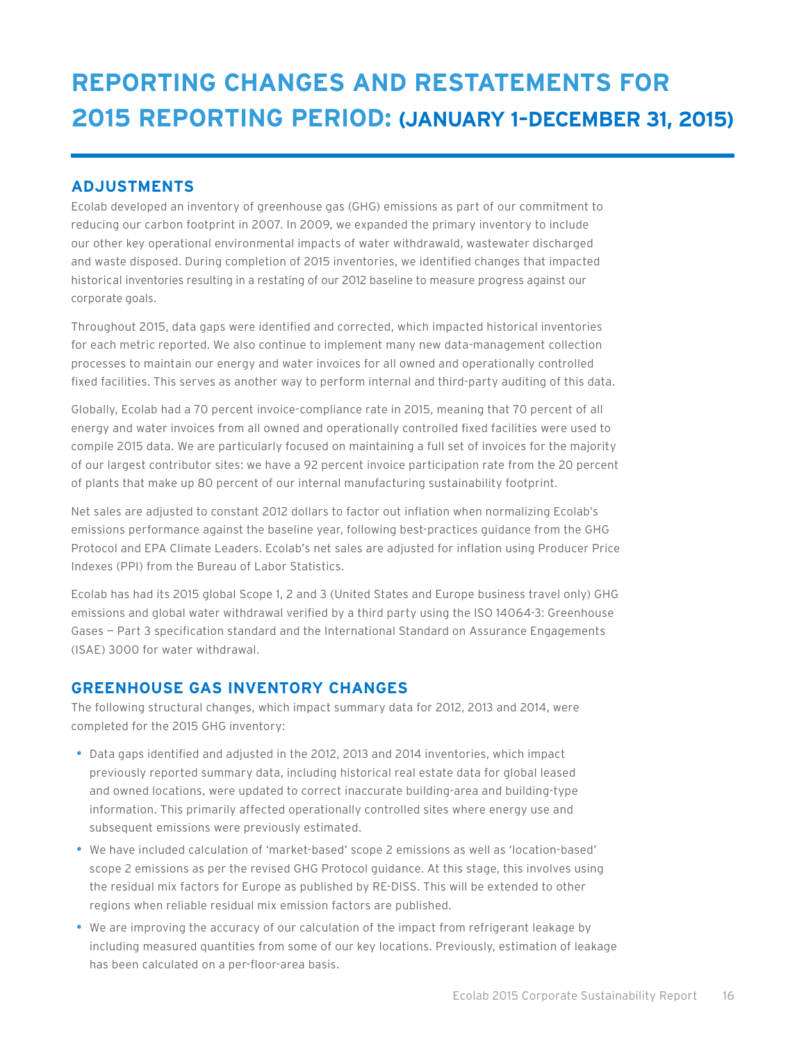# REPORTING CHANGES AND RESTATEMENTS FOR 2015 REPORTING PERIOD: (JANUARY 1–DECEMBER 31, 2015)

## ADJUSTMENTS

Ecolab developed an inventory of greenhouse gas (GHG) emissions as part of our commitment to reducing our carbon footprint in 2007. In 2009, we expanded the primary inventory to include our other key operational environmental impacts of water withdrawald, wastewater discharged and waste disposed. During completion of 2015 inventories, we identified changes that impacted historical inventories resulting in a restating of our 2012 baseline to measure progress against our corporate goals.

Throughout 2015, data gaps were identified and corrected, which impacted historical inventories for each metric reported. We also continue to implement many new data-management collection processes to maintain our energy and water invoices for all owned and operationally controlled fixed facilities. This serves as another way to perform internal and third-party auditing of this data.

Globally, Ecolab had a 70 percent invoice-compliance rate in 2015, meaning that 70 percent of all energy and water invoices from all owned and operationally controlled fixed facilities were used to compile 2015 data. We are particularly focused on maintaining a full set of invoices for the majority of our largest contributor sites: we have a 92 percent invoice participation rate from the 20 percent of plants that make up 80 percent of our internal manufacturing sustainability footprint.

Net sales are adjusted to constant 2012 dollars to factor out inflation when normalizing Ecolab's emissions performance against the baseline year, following best-practices guidance from the GHG Protocol and EPA Climate Leaders. Ecolab's net sales are adjusted for inflation using Producer Price Indexes (PPI) from the Bureau of Labor Statistics.

Ecolab has had its 2015 global Scope 1, 2 and 3 (United States and Europe business travel only) GHG emissions and global water withdrawal verified by a third party using the ISO 14064-3: Greenhouse Gases — Part 3 specification standard and the International Standard on Assurance Engagements (ISAE) 3000 for water withdrawal.

## GREENHOUSE GAS INVENTORY CHANGES

The following structural changes, which impact summary data for 2012, 2013 and 2014, were completed for the 2015 GHG inventory:

- Data gaps identified and adjusted in the 2012, 2013 and 2014 inventories, which impact previously reported summary data, including historical real estate data for global leased and owned locations, were updated to correct inaccurate building-area and building-type information. This primarily affected operationally controlled sites where energy use and subsequent emissions were previously estimated.
- We have included calculation of 'market-based' scope 2 emissions as well as 'location-based' scope 2 emissions as per the revised GHG Protocol guidance. At this stage, this involves using the residual mix factors for Europe as published by RE-DISS. This will be extended to other regions when reliable residual mix emission factors are published.
- We are improving the accuracy of our calculation of the impact from refrigerant leakage by including measured quantities from some of our key locations. Previously, estimation of leakage has been calculated on a per-floor-area basis.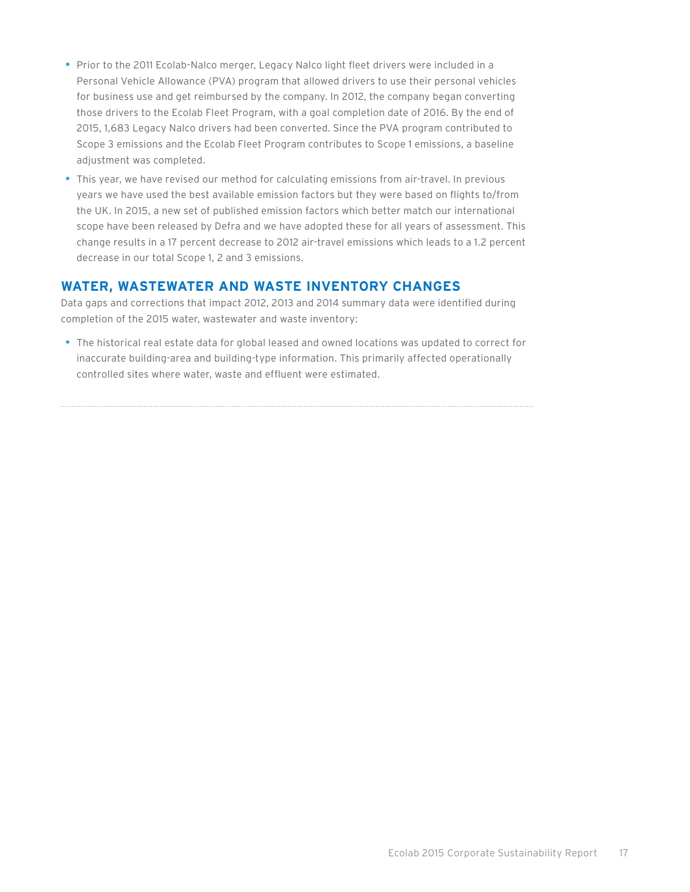- Prior to the 2011 Ecolab-Nalco merger, Legacy Nalco light fleet drivers were included in a Personal Vehicle Allowance (PVA) program that allowed drivers to use their personal vehicles for business use and get reimbursed by the company. In 2012, the company began converting those drivers to the Ecolab Fleet Program, with a goal completion date of 2016. By the end of 2015, 1,683 Legacy Nalco drivers had been converted. Since the PVA program contributed to Scope 3 emissions and the Ecolab Fleet Program contributes to Scope 1 emissions, a baseline adjustment was completed.
- This year, we have revised our method for calculating emissions from air-travel. In previous years we have used the best available emission factors but they were based on flights to/from the UK. In 2015, a new set of published emission factors which better match our international scope have been released by Defra and we have adopted these for all years of assessment. This change results in a 17 percent decrease to 2012 air-travel emissions which leads to a 1.2 percent decrease in our total Scope 1, 2 and 3 emissions.

## WATER, WASTEWATER AND WASTE INVENTORY CHANGES

Data gaps and corrections that impact 2012, 2013 and 2014 summary data were identified during completion of the 2015 water, wastewater and waste inventory:

- The historical real estate data for global leased and owned locations was updated to correct for inaccurate building-area and building-type information. This primarily affected operationally controlled sites where water, waste and effluent were estimated.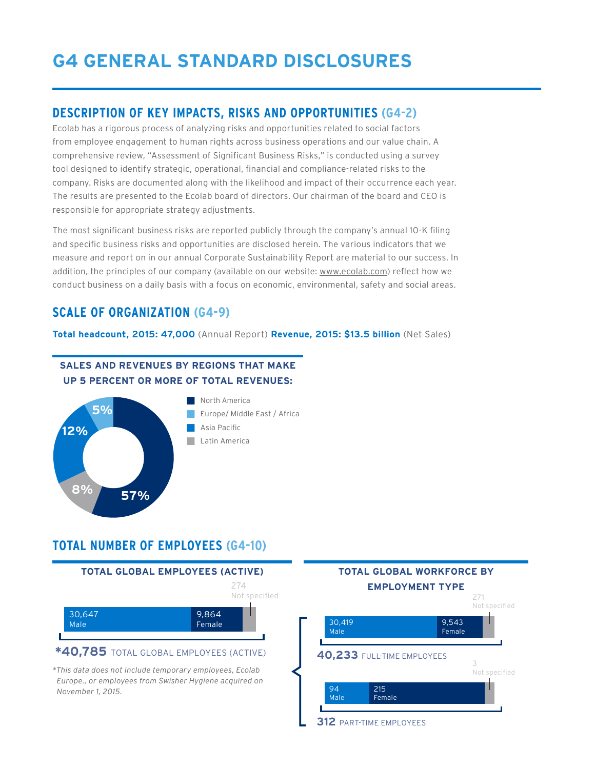# G4 GENERAL STANDARD DISCLOSURES

## DESCRIPTION OF KEY IMPACTS, RISKS AND OPPORTUNITIES (G4-2)

Ecolab has a rigorous process of analyzing risks and opportunities related to social factors from employee engagement to human rights across business operations and our value chain. A comprehensive review, "Assessment of Significant Business Risks," is conducted using a survey tool designed to identify strategic, operational, financial and compliance-related risks to the company. Risks are documented along with the likelihood and impact of their occurrence each year. The results are presented to the Ecolab board of directors. Our chairman of the board and CEO is responsible for appropriate strategy adjustments.

The most significant business risks are reported publicly through the company's annual 10-K filing and specific business risks and opportunities are disclosed herein. The various indicators that we measure and report on in our annual Corporate Sustainability Report are material to our success. In addition, the principles of our company (available on our website: www.ecolab.com) reflect how we conduct business on a daily basis with a focus on economic, environmental, safety and social areas.

## SCALE OF ORGANIZATION (G4-9)

**Total headcount, 2015: 47,000** (Annual Report) **Revenue, 2015: $13.5 billion** (Net Sales)

### SALES AND REVENUES BY REGIONS THAT MAKE UP 5 PERCENT OR MORE OF TOTAL REVENUES:

| Region | Share |
|---|---|
| North America | 57% |
| Europe/ Middle East / Africa | 5% |
| Asia Pacific | 12% |
| Latin America | 8% |

## TOTAL NUMBER OF EMPLOYEES (G4-10)

### TOTAL GLOBAL EMPLOYEES (ACTIVE)

| Male | Female | Not specified |
|---|---|---|
| 30,647 | 9,864 | 274 |

***40,785** TOTAL GLOBAL EMPLOYEES (ACTIVE)

*This data does not include temporary employees, Ecolab Europe., or employees from Swisher Hygiene acquired on November 1, 2015.*

### TOTAL GLOBAL WORKFORCE BY EMPLOYMENT TYPE

| Employment type | Male | Female | Not specified | Total |
|---|---|---|---|---|
| Full-time employees | 30,419 | 9,543 | 271 | 40,233 |
| Part-time employees | 94 | 215 | 3 | 312 |

**40,233** FULL-TIME EMPLOYEES

**312** PART-TIME EMPLOYEES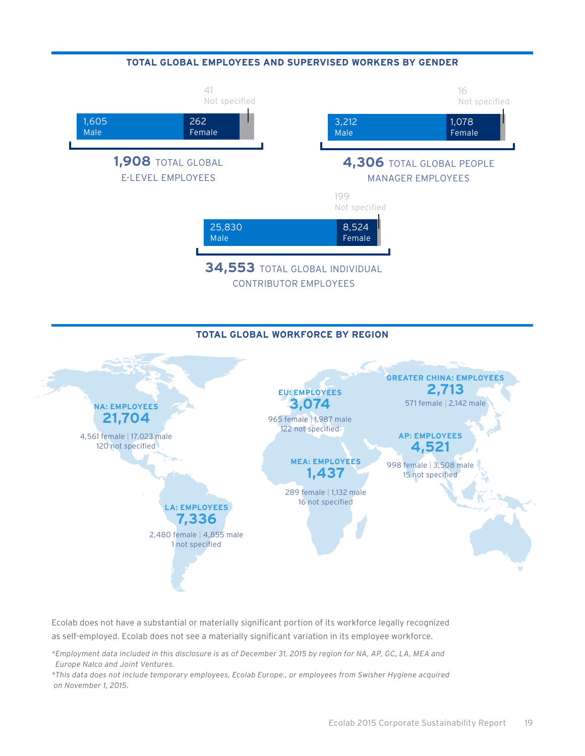## TOTAL GLOBAL EMPLOYEES AND SUPERVISED WORKERS BY GENDER

41 Not specified

1,605 Male | 262 Female

**1,908** TOTAL GLOBAL E-LEVEL EMPLOYEES

16 Not specified

3,212 Male | 1,078 Female

**4,306** TOTAL GLOBAL PEOPLE MANAGER EMPLOYEES

199 Not specified

25,830 Male | 8,524 Female

**34,553** TOTAL GLOBAL INDIVIDUAL CONTRIBUTOR EMPLOYEES

## TOTAL GLOBAL WORKFORCE BY REGION

**NA: EMPLOYEES**
**21,704**
4,561 female | 17,023 male
120 not specified

**EU: EMPLOYEES**
**3,074**
965 female | 1,987 male
122 not specified

**GREATER CHINA: EMPLOYEES**
**2,713**
571 female | 2,142 male

**AP: EMPLOYEES**
**4,521**
998 female | 3,508 male
15 not specified

**MEA: EMPLOYEES**
**1,437**
289 female | 1,132 male
16 not specified

**LA: EMPLOYEES**
**7,336**
2,480 female | 4,855 male
1 not specified

Ecolab does not have a substantial or materially significant portion of its workforce legally recognized as self-employed. Ecolab does not see a materially significant variation in its employee workforce.

*\*Employment data included in this disclosure is as of December 31, 2015 by region for NA, AP, GC, LA, MEA and Europe Nalco and Joint Ventures.*

*\*This data does not include temporary employees, Ecolab Europe., or employees from Swisher Hygiene acquired on November 1, 2015.*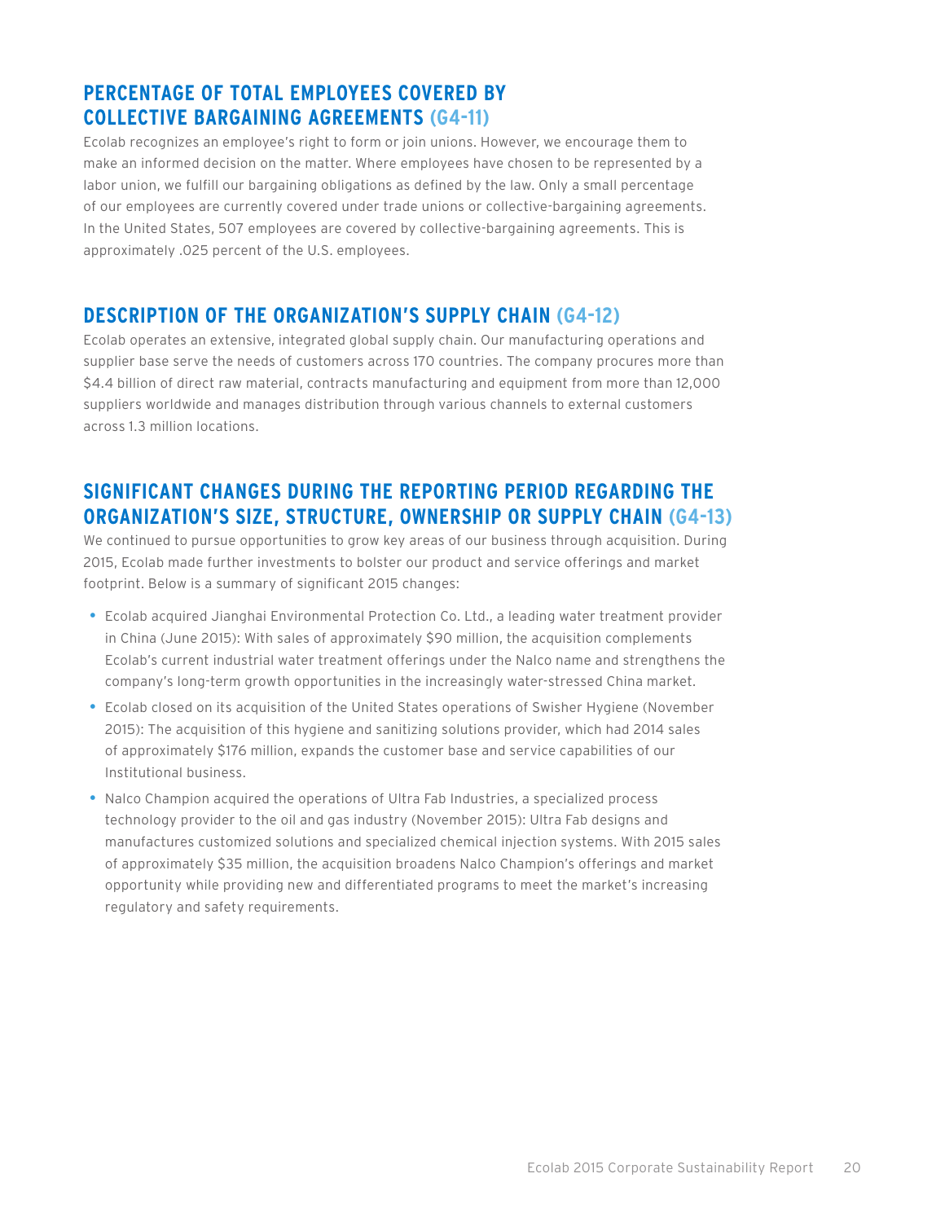## PERCENTAGE OF TOTAL EMPLOYEES COVERED BY COLLECTIVE BARGAINING AGREEMENTS (G4-11)

Ecolab recognizes an employee's right to form or join unions. However, we encourage them to make an informed decision on the matter. Where employees have chosen to be represented by a labor union, we fulfill our bargaining obligations as defined by the law. Only a small percentage of our employees are currently covered under trade unions or collective-bargaining agreements. In the United States, 507 employees are covered by collective-bargaining agreements. This is approximately .025 percent of the U.S. employees.

## DESCRIPTION OF THE ORGANIZATION'S SUPPLY CHAIN (G4-12)

Ecolab operates an extensive, integrated global supply chain. Our manufacturing operations and supplier base serve the needs of customers across 170 countries. The company procures more than $4.4 billion of direct raw material, contracts manufacturing and equipment from more than 12,000 suppliers worldwide and manages distribution through various channels to external customers across 1.3 million locations.

## SIGNIFICANT CHANGES DURING THE REPORTING PERIOD REGARDING THE ORGANIZATION'S SIZE, STRUCTURE, OWNERSHIP OR SUPPLY CHAIN (G4-13)

We continued to pursue opportunities to grow key areas of our business through acquisition. During 2015, Ecolab made further investments to bolster our product and service offerings and market footprint. Below is a summary of significant 2015 changes:

- Ecolab acquired Jianghai Environmental Protection Co. Ltd., a leading water treatment provider in China (June 2015): With sales of approximately $90 million, the acquisition complements Ecolab's current industrial water treatment offerings under the Nalco name and strengthens the company's long-term growth opportunities in the increasingly water-stressed China market.
- Ecolab closed on its acquisition of the United States operations of Swisher Hygiene (November 2015): The acquisition of this hygiene and sanitizing solutions provider, which had 2014 sales of approximately $176 million, expands the customer base and service capabilities of our Institutional business.
- Nalco Champion acquired the operations of Ultra Fab Industries, a specialized process technology provider to the oil and gas industry (November 2015): Ultra Fab designs and manufactures customized solutions and specialized chemical injection systems. With 2015 sales of approximately $35 million, the acquisition broadens Nalco Champion's offerings and market opportunity while providing new and differentiated programs to meet the market's increasing regulatory and safety requirements.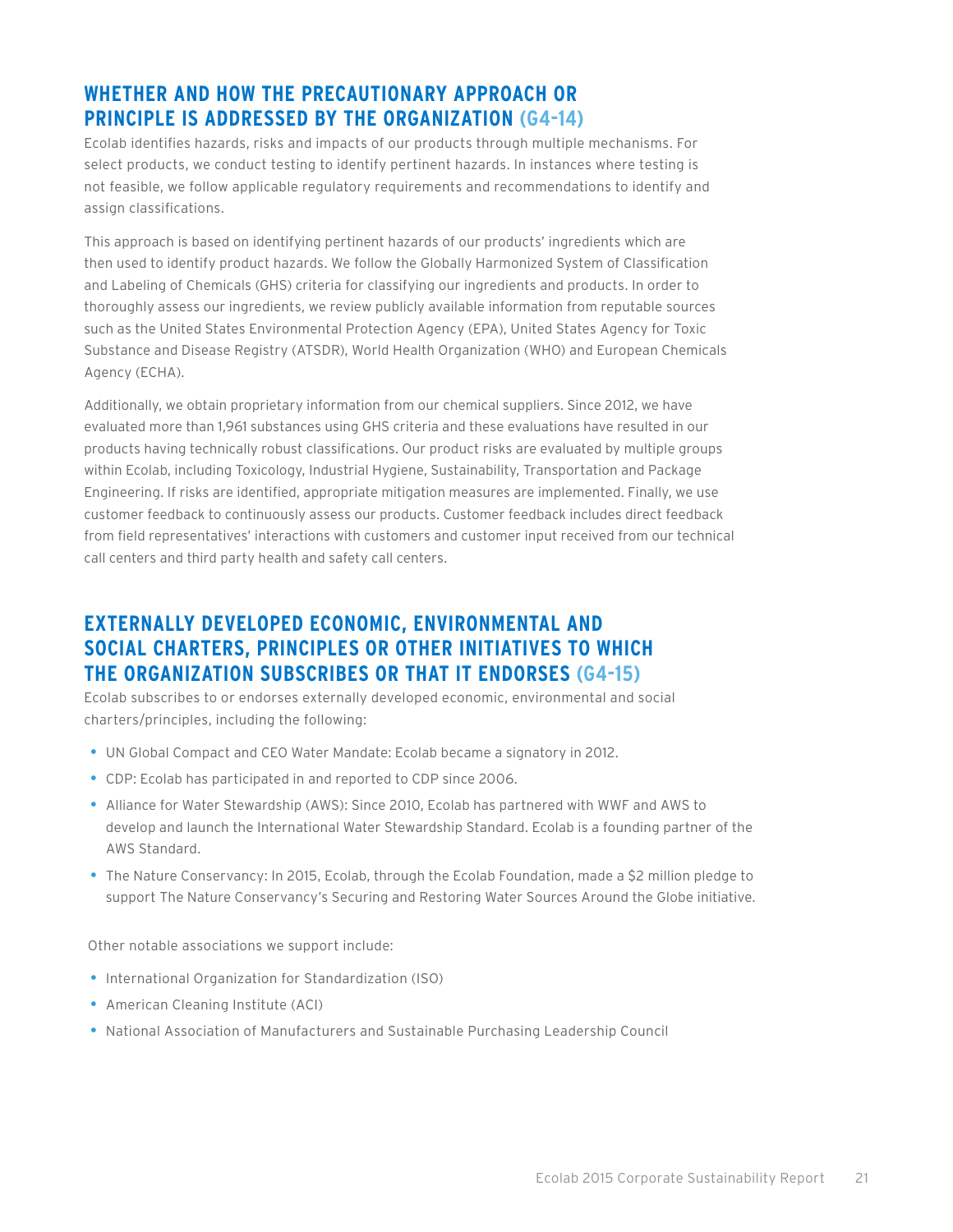## WHETHER AND HOW THE PRECAUTIONARY APPROACH OR PRINCIPLE IS ADDRESSED BY THE ORGANIZATION (G4-14)

Ecolab identifies hazards, risks and impacts of our products through multiple mechanisms. For select products, we conduct testing to identify pertinent hazards. In instances where testing is not feasible, we follow applicable regulatory requirements and recommendations to identify and assign classifications.

This approach is based on identifying pertinent hazards of our products' ingredients which are then used to identify product hazards. We follow the Globally Harmonized System of Classification and Labeling of Chemicals (GHS) criteria for classifying our ingredients and products. In order to thoroughly assess our ingredients, we review publicly available information from reputable sources such as the United States Environmental Protection Agency (EPA), United States Agency for Toxic Substance and Disease Registry (ATSDR), World Health Organization (WHO) and European Chemicals Agency (ECHA).

Additionally, we obtain proprietary information from our chemical suppliers. Since 2012, we have evaluated more than 1,961 substances using GHS criteria and these evaluations have resulted in our products having technically robust classifications. Our product risks are evaluated by multiple groups within Ecolab, including Toxicology, Industrial Hygiene, Sustainability, Transportation and Package Engineering. If risks are identified, appropriate mitigation measures are implemented. Finally, we use customer feedback to continuously assess our products. Customer feedback includes direct feedback from field representatives' interactions with customers and customer input received from our technical call centers and third party health and safety call centers.

## EXTERNALLY DEVELOPED ECONOMIC, ENVIRONMENTAL AND SOCIAL CHARTERS, PRINCIPLES OR OTHER INITIATIVES TO WHICH THE ORGANIZATION SUBSCRIBES OR THAT IT ENDORSES (G4-15)

Ecolab subscribes to or endorses externally developed economic, environmental and social charters/principles, including the following:

- UN Global Compact and CEO Water Mandate: Ecolab became a signatory in 2012.
- CDP: Ecolab has participated in and reported to CDP since 2006.
- Alliance for Water Stewardship (AWS): Since 2010, Ecolab has partnered with WWF and AWS to develop and launch the International Water Stewardship Standard. Ecolab is a founding partner of the AWS Standard.
- The Nature Conservancy: In 2015, Ecolab, through the Ecolab Foundation, made a $2 million pledge to support The Nature Conservancy's Securing and Restoring Water Sources Around the Globe initiative.

Other notable associations we support include:

- International Organization for Standardization (ISO)
- American Cleaning Institute (ACI)
- National Association of Manufacturers and Sustainable Purchasing Leadership Council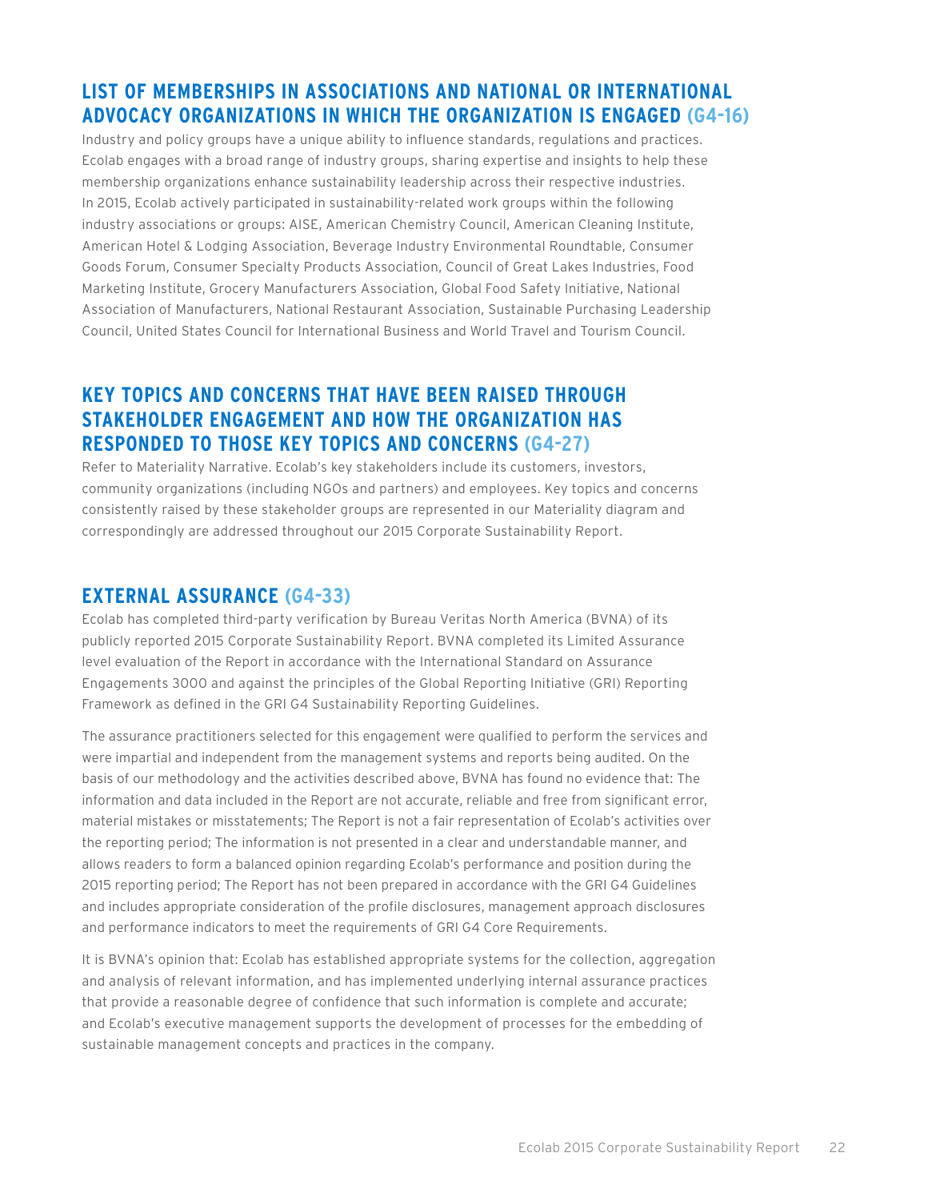## LIST OF MEMBERSHIPS IN ASSOCIATIONS AND NATIONAL OR INTERNATIONAL ADVOCACY ORGANIZATIONS IN WHICH THE ORGANIZATION IS ENGAGED (G4-16)

Industry and policy groups have a unique ability to influence standards, regulations and practices. Ecolab engages with a broad range of industry groups, sharing expertise and insights to help these membership organizations enhance sustainability leadership across their respective industries. In 2015, Ecolab actively participated in sustainability-related work groups within the following industry associations or groups: AISE, American Chemistry Council, American Cleaning Institute, American Hotel & Lodging Association, Beverage Industry Environmental Roundtable, Consumer Goods Forum, Consumer Specialty Products Association, Council of Great Lakes Industries, Food Marketing Institute, Grocery Manufacturers Association, Global Food Safety Initiative, National Association of Manufacturers, National Restaurant Association, Sustainable Purchasing Leadership Council, United States Council for International Business and World Travel and Tourism Council.

## KEY TOPICS AND CONCERNS THAT HAVE BEEN RAISED THROUGH STAKEHOLDER ENGAGEMENT AND HOW THE ORGANIZATION HAS RESPONDED TO THOSE KEY TOPICS AND CONCERNS (G4-27)

Refer to Materiality Narrative. Ecolab's key stakeholders include its customers, investors, community organizations (including NGOs and partners) and employees. Key topics and concerns consistently raised by these stakeholder groups are represented in our Materiality diagram and correspondingly are addressed throughout our 2015 Corporate Sustainability Report.

## EXTERNAL ASSURANCE (G4-33)

Ecolab has completed third-party verification by Bureau Veritas North America (BVNA) of its publicly reported 2015 Corporate Sustainability Report. BVNA completed its Limited Assurance level evaluation of the Report in accordance with the International Standard on Assurance Engagements 3000 and against the principles of the Global Reporting Initiative (GRI) Reporting Framework as defined in the GRI G4 Sustainability Reporting Guidelines.

The assurance practitioners selected for this engagement were qualified to perform the services and were impartial and independent from the management systems and reports being audited. On the basis of our methodology and the activities described above, BVNA has found no evidence that: The information and data included in the Report are not accurate, reliable and free from significant error, material mistakes or misstatements; The Report is not a fair representation of Ecolab's activities over the reporting period; The information is not presented in a clear and understandable manner, and allows readers to form a balanced opinion regarding Ecolab's performance and position during the 2015 reporting period; The Report has not been prepared in accordance with the GRI G4 Guidelines and includes appropriate consideration of the profile disclosures, management approach disclosures and performance indicators to meet the requirements of GRI G4 Core Requirements.

It is BVNA's opinion that: Ecolab has established appropriate systems for the collection, aggregation and analysis of relevant information, and has implemented underlying internal assurance practices that provide a reasonable degree of confidence that such information is complete and accurate; and Ecolab's executive management supports the development of processes for the embedding of sustainable management concepts and practices in the company.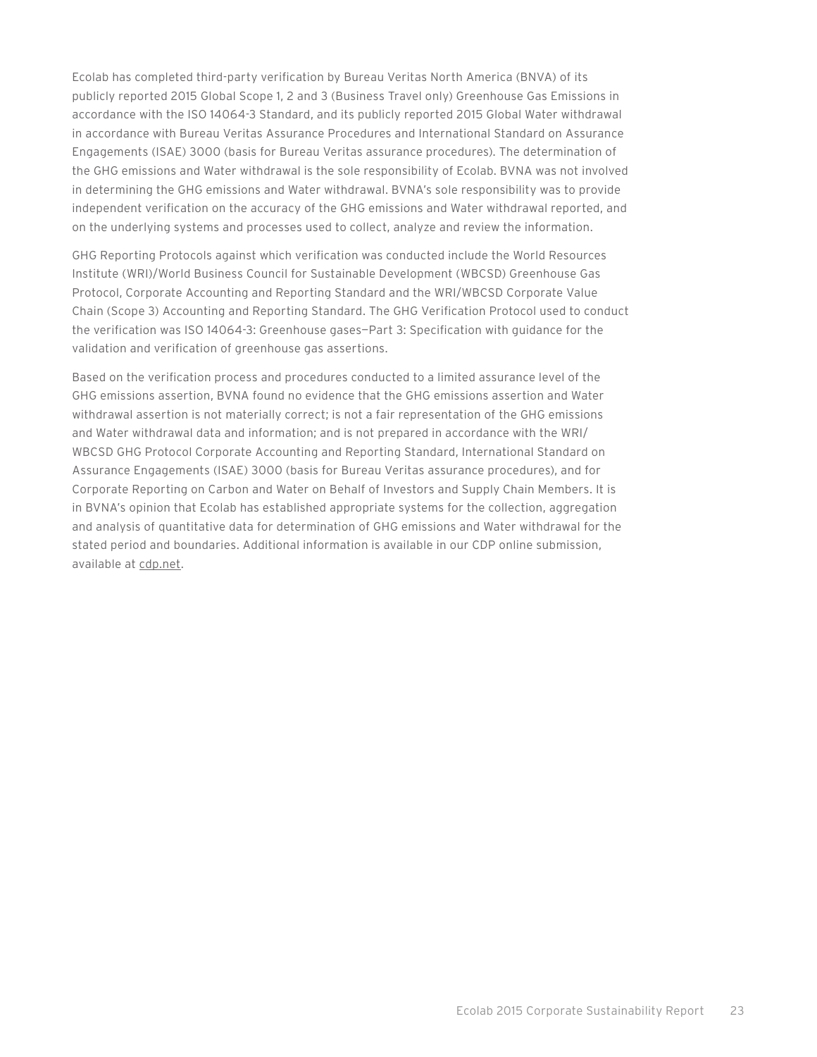Ecolab has completed third-party verification by Bureau Veritas North America (BNVA) of its publicly reported 2015 Global Scope 1, 2 and 3 (Business Travel only) Greenhouse Gas Emissions in accordance with the ISO 14064-3 Standard, and its publicly reported 2015 Global Water withdrawal in accordance with Bureau Veritas Assurance Procedures and International Standard on Assurance Engagements (ISAE) 3000 (basis for Bureau Veritas assurance procedures). The determination of the GHG emissions and Water withdrawal is the sole responsibility of Ecolab. BVNA was not involved in determining the GHG emissions and Water withdrawal. BVNA's sole responsibility was to provide independent verification on the accuracy of the GHG emissions and Water withdrawal reported, and on the underlying systems and processes used to collect, analyze and review the information.

GHG Reporting Protocols against which verification was conducted include the World Resources Institute (WRI)/World Business Council for Sustainable Development (WBCSD) Greenhouse Gas Protocol, Corporate Accounting and Reporting Standard and the WRI/WBCSD Corporate Value Chain (Scope 3) Accounting and Reporting Standard. The GHG Verification Protocol used to conduct the verification was ISO 14064-3: Greenhouse gases—Part 3: Specification with guidance for the validation and verification of greenhouse gas assertions.

Based on the verification process and procedures conducted to a limited assurance level of the GHG emissions assertion, BVNA found no evidence that the GHG emissions assertion and Water withdrawal assertion is not materially correct; is not a fair representation of the GHG emissions and Water withdrawal data and information; and is not prepared in accordance with the WRI/WBCSD GHG Protocol Corporate Accounting and Reporting Standard, International Standard on Assurance Engagements (ISAE) 3000 (basis for Bureau Veritas assurance procedures), and for Corporate Reporting on Carbon and Water on Behalf of Investors and Supply Chain Members. It is in BVNA's opinion that Ecolab has established appropriate systems for the collection, aggregation and analysis of quantitative data for determination of GHG emissions and Water withdrawal for the stated period and boundaries. Additional information is available in our CDP online submission, available at cdp.net.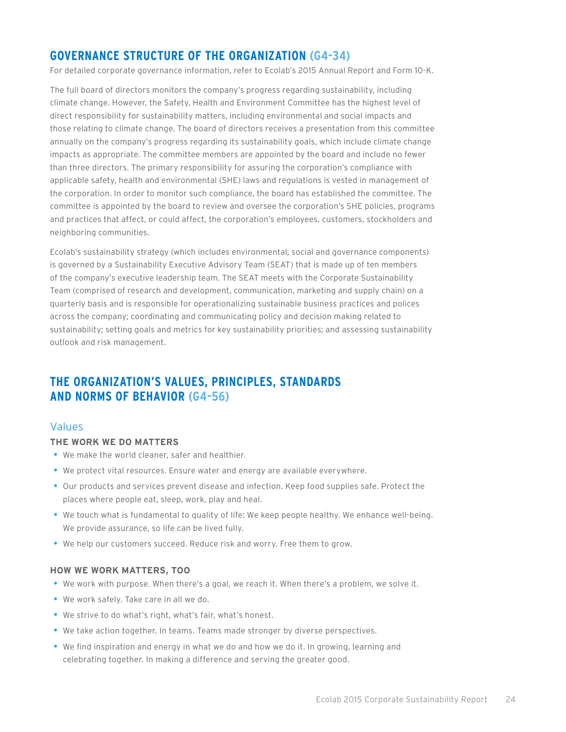## GOVERNANCE STRUCTURE OF THE ORGANIZATION (G4-34)

For detailed corporate governance information, refer to Ecolab's 2015 Annual Report and Form 10-K.

The full board of directors monitors the company's progress regarding sustainability, including climate change. However, the Safety, Health and Environment Committee has the highest level of direct responsibility for sustainability matters, including environmental and social impacts and those relating to climate change. The board of directors receives a presentation from this committee annually on the company's progress regarding its sustainability goals, which include climate change impacts as appropriate. The committee members are appointed by the board and include no fewer than three directors. The primary responsibility for assuring the corporation's compliance with applicable safety, health and environmental (SHE) laws and regulations is vested in management of the corporation. In order to monitor such compliance, the board has established the committee. The committee is appointed by the board to review and oversee the corporation's SHE policies, programs and practices that affect, or could affect, the corporation's employees, customers, stockholders and neighboring communities.

Ecolab's sustainability strategy (which includes environmental, social and governance components) is governed by a Sustainability Executive Advisory Team (SEAT) that is made up of ten members of the company's executive leadership team. The SEAT meets with the Corporate Sustainability Team (comprised of research and development, communication, marketing and supply chain) on a quarterly basis and is responsible for operationalizing sustainable business practices and polices across the company; coordinating and communicating policy and decision making related to sustainability; setting goals and metrics for key sustainability priorities; and assessing sustainability outlook and risk management.

## THE ORGANIZATION'S VALUES, PRINCIPLES, STANDARDS AND NORMS OF BEHAVIOR (G4-56)

### Values

**THE WORK WE DO MATTERS**

- We make the world cleaner, safer and healthier.
- We protect vital resources. Ensure water and energy are available everywhere.
- Our products and services prevent disease and infection. Keep food supplies safe. Protect the places where people eat, sleep, work, play and heal.
- We touch what is fundamental to quality of life: We keep people healthy. We enhance well-being. We provide assurance, so life can be lived fully.
- We help our customers succeed. Reduce risk and worry. Free them to grow.

**HOW WE WORK MATTERS, TOO**

- We work with purpose. When there's a goal, we reach it. When there's a problem, we solve it.
- We work safely. Take care in all we do.
- We strive to do what's right, what's fair, what's honest.
- We take action together. In teams. Teams made stronger by diverse perspectives.
- We find inspiration and energy in what we do and how we do it. In growing, learning and celebrating together. In making a difference and serving the greater good.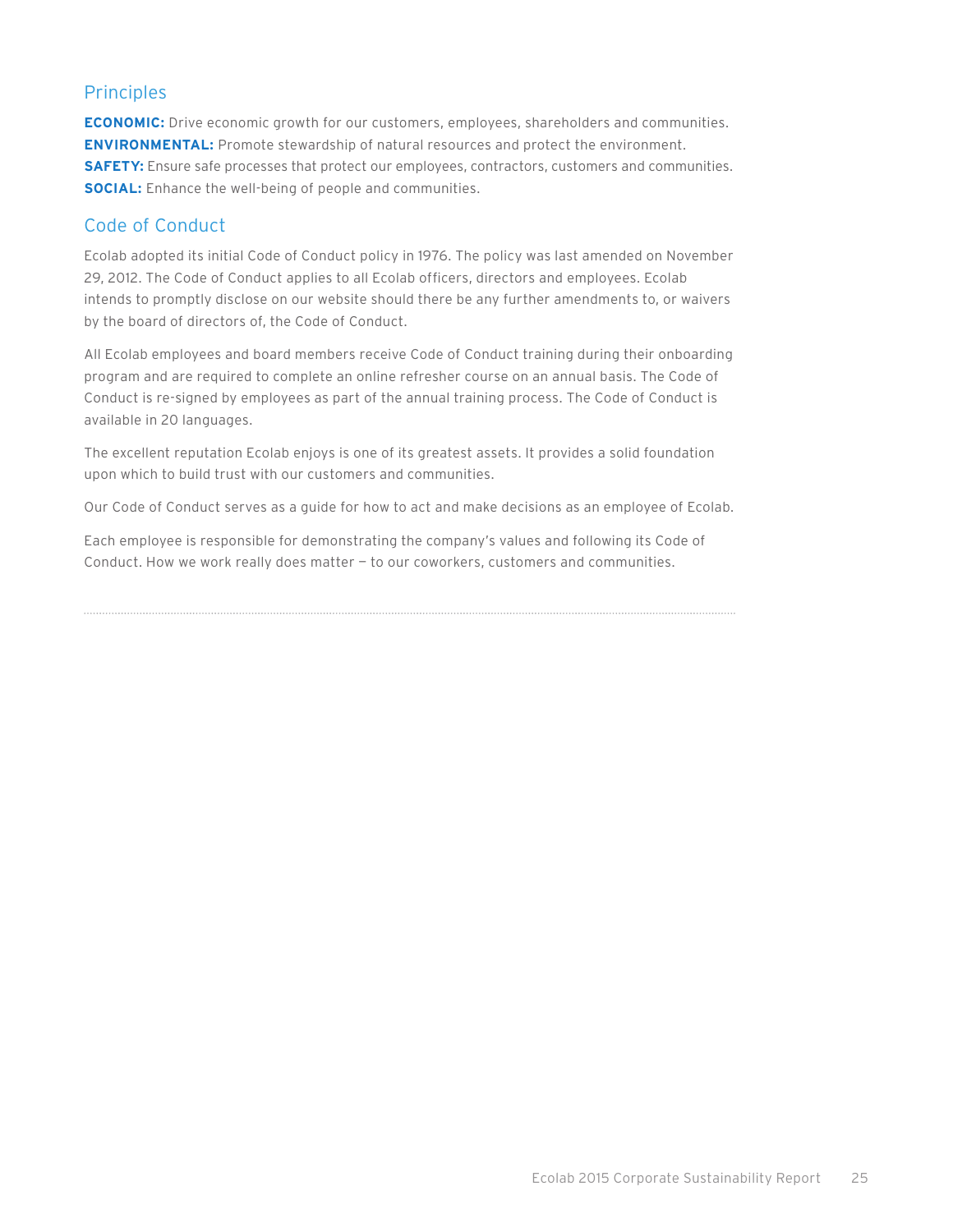## Principles

**ECONOMIC:** Drive economic growth for our customers, employees, shareholders and communities.
**ENVIRONMENTAL:** Promote stewardship of natural resources and protect the environment.
**SAFETY:** Ensure safe processes that protect our employees, contractors, customers and communities.
**SOCIAL:** Enhance the well-being of people and communities.

## Code of Conduct

Ecolab adopted its initial Code of Conduct policy in 1976. The policy was last amended on November 29, 2012. The Code of Conduct applies to all Ecolab officers, directors and employees. Ecolab intends to promptly disclose on our website should there be any further amendments to, or waivers by the board of directors of, the Code of Conduct.

All Ecolab employees and board members receive Code of Conduct training during their onboarding program and are required to complete an online refresher course on an annual basis. The Code of Conduct is re-signed by employees as part of the annual training process. The Code of Conduct is available in 20 languages.

The excellent reputation Ecolab enjoys is one of its greatest assets. It provides a solid foundation upon which to build trust with our customers and communities.

Our Code of Conduct serves as a guide for how to act and make decisions as an employee of Ecolab.

Each employee is responsible for demonstrating the company's values and following its Code of Conduct. How we work really does matter — to our coworkers, customers and communities.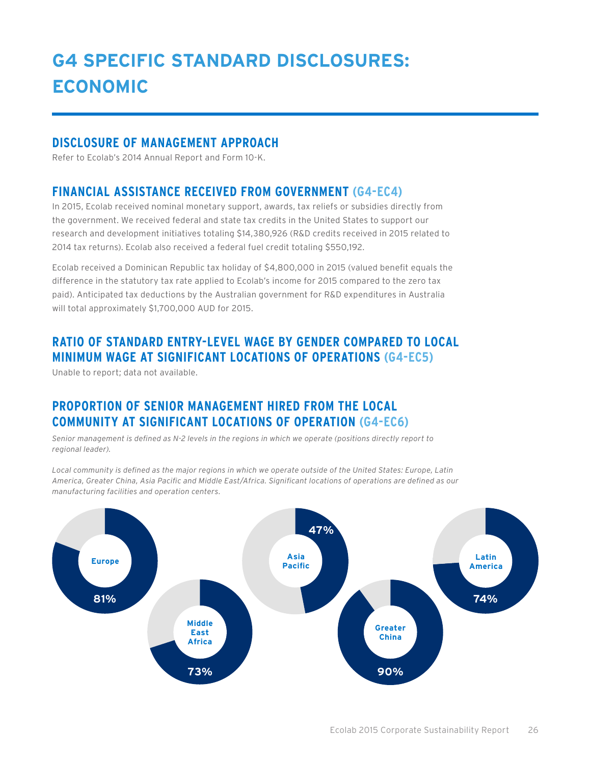# G4 SPECIFIC STANDARD DISCLOSURES: ECONOMIC

## DISCLOSURE OF MANAGEMENT APPROACH

Refer to Ecolab's 2014 Annual Report and Form 10-K.

## FINANCIAL ASSISTANCE RECEIVED FROM GOVERNMENT (G4-EC4)

In 2015, Ecolab received nominal monetary support, awards, tax reliefs or subsidies directly from the government. We received federal and state tax credits in the United States to support our research and development initiatives totaling $14,380,926 (R&D credits received in 2015 related to 2014 tax returns). Ecolab also received a federal fuel credit totaling $550,192.

Ecolab received a Dominican Republic tax holiday of $4,800,000 in 2015 (valued benefit equals the difference in the statutory tax rate applied to Ecolab's income for 2015 compared to the zero tax paid). Anticipated tax deductions by the Australian government for R&D expenditures in Australia will total approximately $1,700,000 AUD for 2015.

## RATIO OF STANDARD ENTRY-LEVEL WAGE BY GENDER COMPARED TO LOCAL MINIMUM WAGE AT SIGNIFICANT LOCATIONS OF OPERATIONS (G4-EC5)

Unable to report; data not available.

## PROPORTION OF SENIOR MANAGEMENT HIRED FROM THE LOCAL COMMUNITY AT SIGNIFICANT LOCATIONS OF OPERATION (G4-EC6)

*Senior management is defined as N-2 levels in the regions in which we operate (positions directly report to regional leader).*

*Local community is defined as the major regions in which we operate outside of the United States: Europe, Latin America, Greater China, Asia Pacific and Middle East/Africa. Significant locations of operations are defined as our manufacturing facilities and operation centers.*

| Region | Proportion |
|---|---|
| Europe | 81% |
| Middle East Africa | 73% |
| Asia Pacific | 47% |
| Greater China | 90% |
| Latin America | 74% |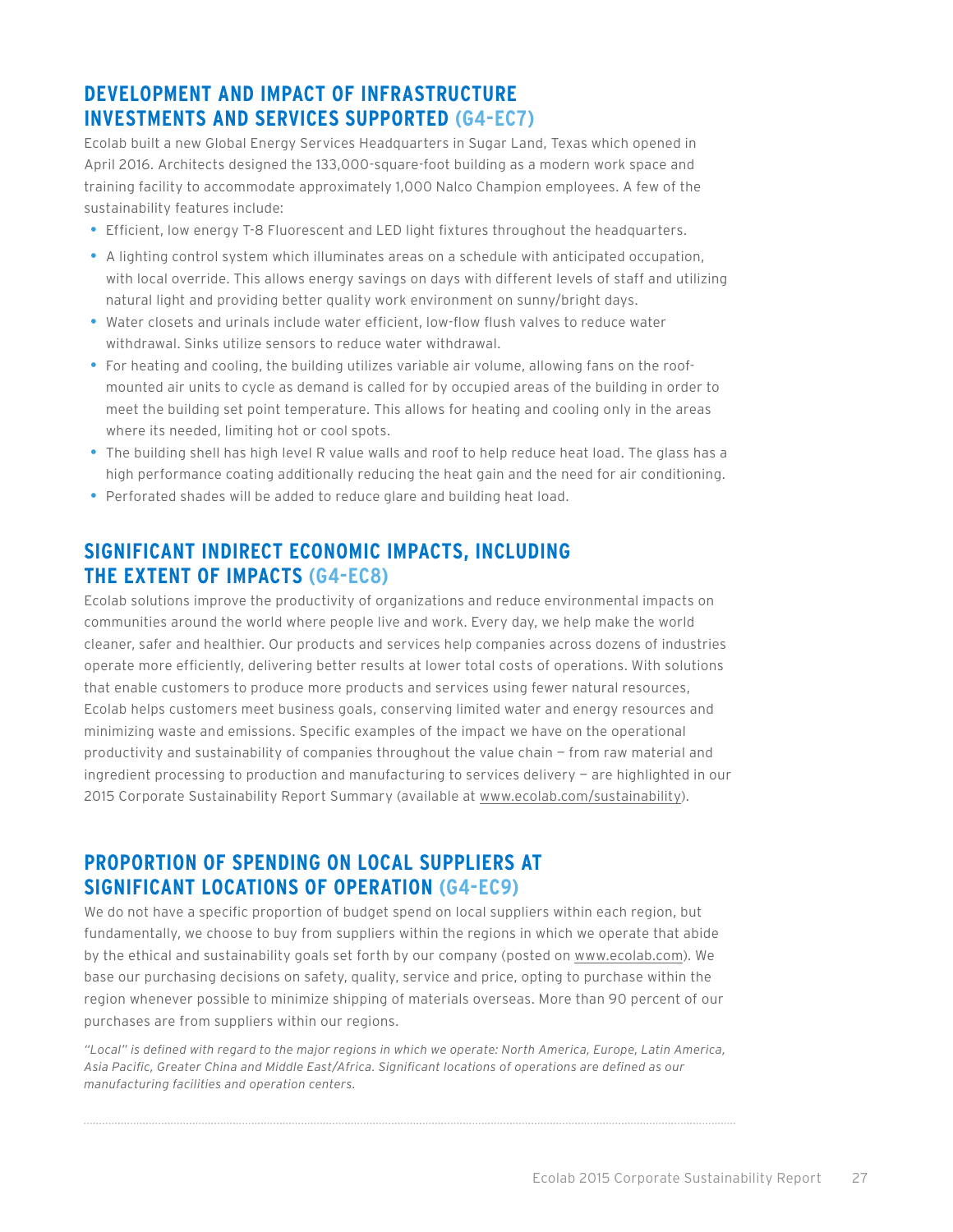## DEVELOPMENT AND IMPACT OF INFRASTRUCTURE INVESTMENTS AND SERVICES SUPPORTED (G4-EC7)

Ecolab built a new Global Energy Services Headquarters in Sugar Land, Texas which opened in April 2016. Architects designed the 133,000-square-foot building as a modern work space and training facility to accommodate approximately 1,000 Nalco Champion employees. A few of the sustainability features include:

- Efficient, low energy T-8 Fluorescent and LED light fixtures throughout the headquarters.
- A lighting control system which illuminates areas on a schedule with anticipated occupation, with local override. This allows energy savings on days with different levels of staff and utilizing natural light and providing better quality work environment on sunny/bright days.
- Water closets and urinals include water efficient, low-flow flush valves to reduce water withdrawal. Sinks utilize sensors to reduce water withdrawal.
- For heating and cooling, the building utilizes variable air volume, allowing fans on the roof-mounted air units to cycle as demand is called for by occupied areas of the building in order to meet the building set point temperature. This allows for heating and cooling only in the areas where its needed, limiting hot or cool spots.
- The building shell has high level R value walls and roof to help reduce heat load. The glass has a high performance coating additionally reducing the heat gain and the need for air conditioning.
- Perforated shades will be added to reduce glare and building heat load.

## SIGNIFICANT INDIRECT ECONOMIC IMPACTS, INCLUDING THE EXTENT OF IMPACTS (G4-EC8)

Ecolab solutions improve the productivity of organizations and reduce environmental impacts on communities around the world where people live and work. Every day, we help make the world cleaner, safer and healthier. Our products and services help companies across dozens of industries operate more efficiently, delivering better results at lower total costs of operations. With solutions that enable customers to produce more products and services using fewer natural resources, Ecolab helps customers meet business goals, conserving limited water and energy resources and minimizing waste and emissions. Specific examples of the impact we have on the operational productivity and sustainability of companies throughout the value chain — from raw material and ingredient processing to production and manufacturing to services delivery — are highlighted in our 2015 Corporate Sustainability Report Summary (available at www.ecolab.com/sustainability).

## PROPORTION OF SPENDING ON LOCAL SUPPLIERS AT SIGNIFICANT LOCATIONS OF OPERATION (G4-EC9)

We do not have a specific proportion of budget spend on local suppliers within each region, but fundamentally, we choose to buy from suppliers within the regions in which we operate that abide by the ethical and sustainability goals set forth by our company (posted on www.ecolab.com). We base our purchasing decisions on safety, quality, service and price, opting to purchase within the region whenever possible to minimize shipping of materials overseas. More than 90 percent of our purchases are from suppliers within our regions.

*"Local" is defined with regard to the major regions in which we operate: North America, Europe, Latin America, Asia Pacific, Greater China and Middle East/Africa. Significant locations of operations are defined as our manufacturing facilities and operation centers.*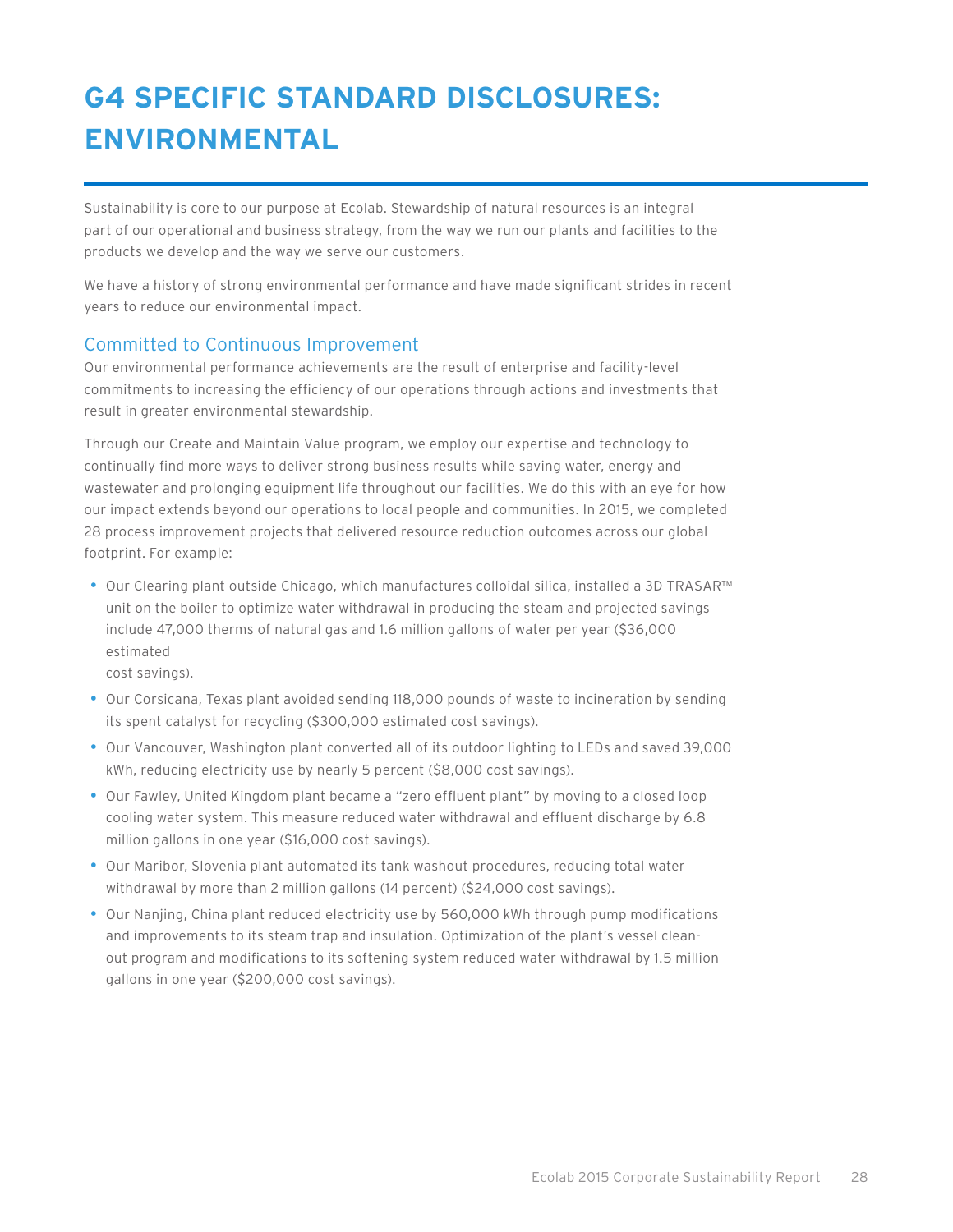# G4 SPECIFIC STANDARD DISCLOSURES: ENVIRONMENTAL

Sustainability is core to our purpose at Ecolab. Stewardship of natural resources is an integral part of our operational and business strategy, from the way we run our plants and facilities to the products we develop and the way we serve our customers.

We have a history of strong environmental performance and have made significant strides in recent years to reduce our environmental impact.

## Committed to Continuous Improvement

Our environmental performance achievements are the result of enterprise and facility-level commitments to increasing the efficiency of our operations through actions and investments that result in greater environmental stewardship.

Through our Create and Maintain Value program, we employ our expertise and technology to continually find more ways to deliver strong business results while saving water, energy and wastewater and prolonging equipment life throughout our facilities. We do this with an eye for how our impact extends beyond our operations to local people and communities. In 2015, we completed 28 process improvement projects that delivered resource reduction outcomes across our global footprint. For example:

- Our Clearing plant outside Chicago, which manufactures colloidal silica, installed a 3D TRASAR™ unit on the boiler to optimize water withdrawal in producing the steam and projected savings include 47,000 therms of natural gas and 1.6 million gallons of water per year ($36,000 estimated cost savings).
- Our Corsicana, Texas plant avoided sending 118,000 pounds of waste to incineration by sending its spent catalyst for recycling ($300,000 estimated cost savings).
- Our Vancouver, Washington plant converted all of its outdoor lighting to LEDs and saved 39,000 kWh, reducing electricity use by nearly 5 percent ($8,000 cost savings).
- Our Fawley, United Kingdom plant became a "zero effluent plant" by moving to a closed loop cooling water system. This measure reduced water withdrawal and effluent discharge by 6.8 million gallons in one year ($16,000 cost savings).
- Our Maribor, Slovenia plant automated its tank washout procedures, reducing total water withdrawal by more than 2 million gallons (14 percent) ($24,000 cost savings).
- Our Nanjing, China plant reduced electricity use by 560,000 kWh through pump modifications and improvements to its steam trap and insulation. Optimization of the plant's vessel clean-out program and modifications to its softening system reduced water withdrawal by 1.5 million gallons in one year ($200,000 cost savings).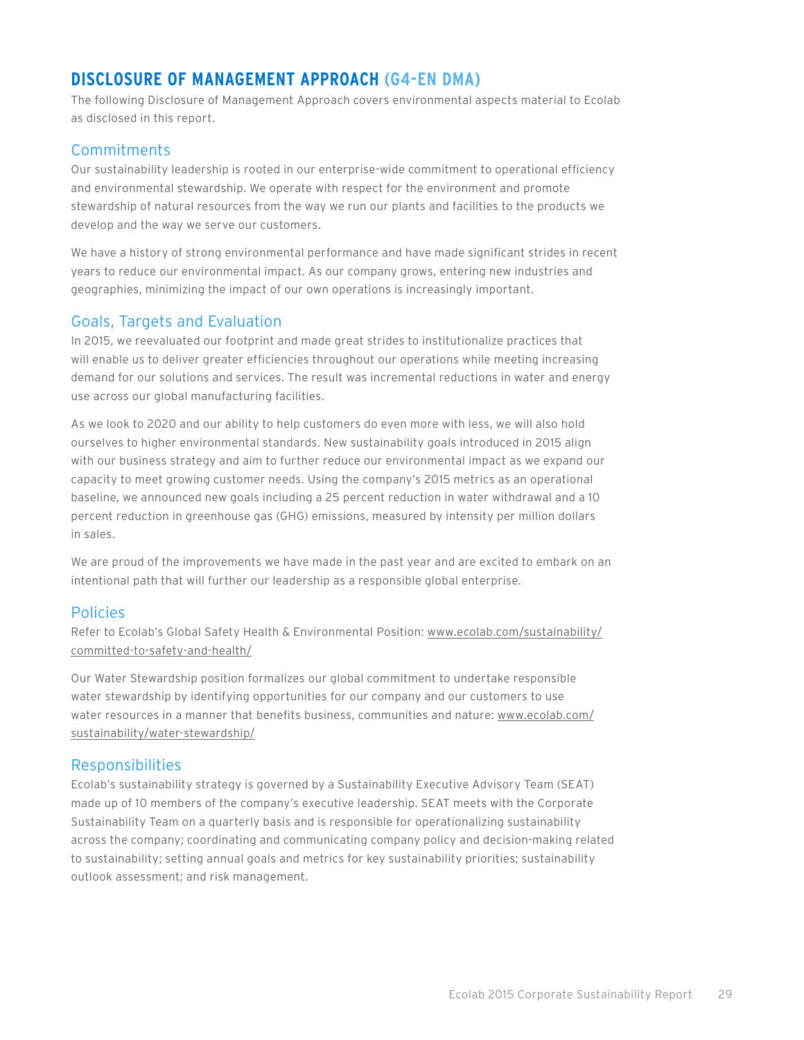## DISCLOSURE OF MANAGEMENT APPROACH (G4-EN DMA)

The following Disclosure of Management Approach covers environmental aspects material to Ecolab as disclosed in this report.

### Commitments

Our sustainability leadership is rooted in our enterprise-wide commitment to operational efficiency and environmental stewardship. We operate with respect for the environment and promote stewardship of natural resources from the way we run our plants and facilities to the products we develop and the way we serve our customers.

We have a history of strong environmental performance and have made significant strides in recent years to reduce our environmental impact. As our company grows, entering new industries and geographies, minimizing the impact of our own operations is increasingly important.

### Goals, Targets and Evaluation

In 2015, we reevaluated our footprint and made great strides to institutionalize practices that will enable us to deliver greater efficiencies throughout our operations while meeting increasing demand for our solutions and services. The result was incremental reductions in water and energy use across our global manufacturing facilities.

As we look to 2020 and our ability to help customers do even more with less, we will also hold ourselves to higher environmental standards. New sustainability goals introduced in 2015 align with our business strategy and aim to further reduce our environmental impact as we expand our capacity to meet growing customer needs. Using the company's 2015 metrics as an operational baseline, we announced new goals including a 25 percent reduction in water withdrawal and a 10 percent reduction in greenhouse gas (GHG) emissions, measured by intensity per million dollars in sales.

We are proud of the improvements we have made in the past year and are excited to embark on an intentional path that will further our leadership as a responsible global enterprise.

### Policies

Refer to Ecolab's Global Safety Health & Environmental Position: www.ecolab.com/sustainability/committed-to-safety-and-health/

Our Water Stewardship position formalizes our global commitment to undertake responsible water stewardship by identifying opportunities for our company and our customers to use water resources in a manner that benefits business, communities and nature: www.ecolab.com/sustainability/water-stewardship/

### Responsibilities

Ecolab's sustainability strategy is governed by a Sustainability Executive Advisory Team (SEAT) made up of 10 members of the company's executive leadership. SEAT meets with the Corporate Sustainability Team on a quarterly basis and is responsible for operationalizing sustainability across the company; coordinating and communicating company policy and decision-making related to sustainability; setting annual goals and metrics for key sustainability priorities; sustainability outlook assessment; and risk management.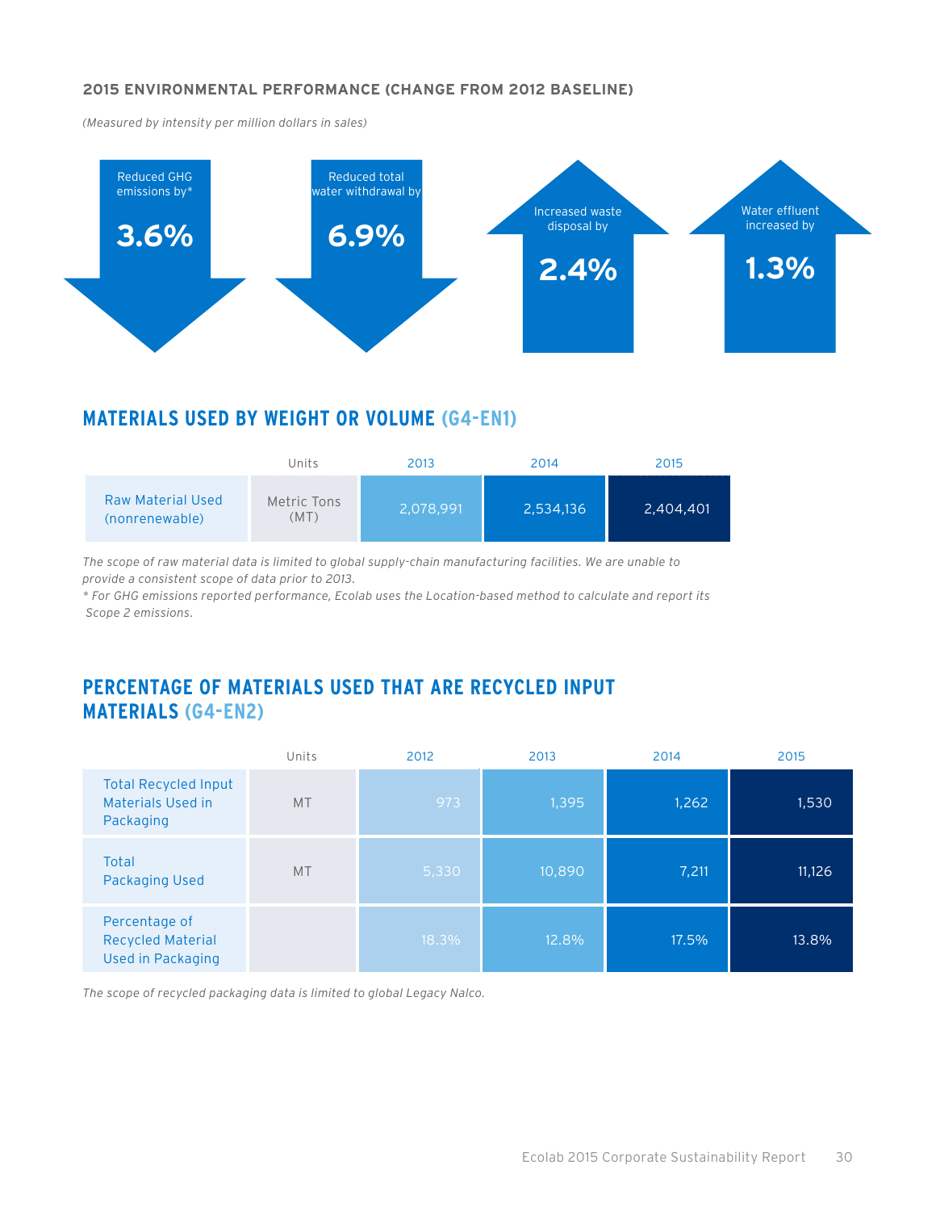**2015 ENVIRONMENTAL PERFORMANCE (CHANGE FROM 2012 BASELINE)**

*(Measured by intensity per million dollars in sales)*

Reduced GHG emissions by* **3.6%**

Reduced total water withdrawal by **6.9%**

Increased waste disposal by **2.4%**

Water effluent increased by **1.3%**

## MATERIALS USED BY WEIGHT OR VOLUME (G4-EN1)

| | Units | 2013 | 2014 | 2015 |
|---|---|---|---|---|
| Raw Material Used (nonrenewable) | Metric Tons (MT) | 2,078,991 | 2,534,136 | 2,404,401 |

*The scope of raw material data is limited to global supply-chain manufacturing facilities. We are unable to provide a consistent scope of data prior to 2013.*

** For GHG emissions reported performance, Ecolab uses the Location-based method to calculate and report its Scope 2 emissions.*

## PERCENTAGE OF MATERIALS USED THAT ARE RECYCLED INPUT MATERIALS (G4-EN2)

| | Units | 2012 | 2013 | 2014 | 2015 |
|---|---|---|---|---|---|
| Total Recycled Input Materials Used in Packaging | MT | 973 | 1,395 | 1,262 | 1,530 |
| Total Packaging Used | MT | 5,330 | 10,890 | 7,211 | 11,126 |
| Percentage of Recycled Material Used in Packaging | | 18.3% | 12.8% | 17.5% | 13.8% |

*The scope of recycled packaging data is limited to global Legacy Nalco.*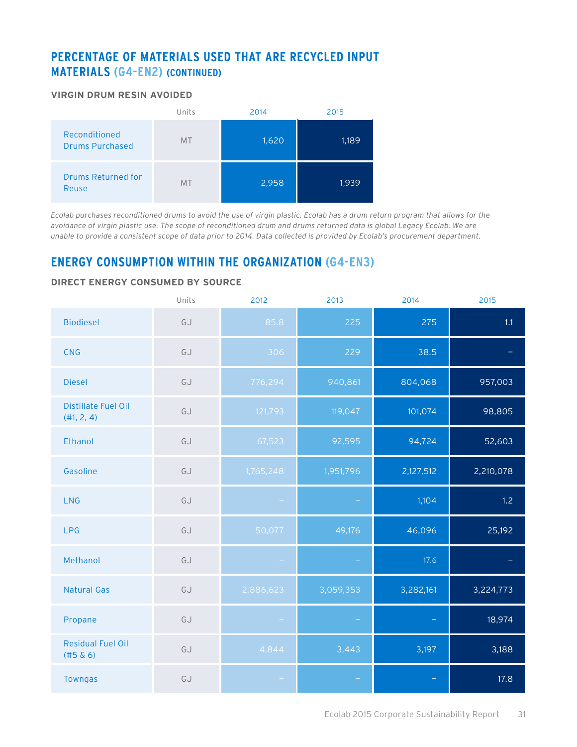## PERCENTAGE OF MATERIALS USED THAT ARE RECYCLED INPUT MATERIALS (G4-EN2) (CONTINUED)

### VIRGIN DRUM RESIN AVOIDED

| | Units | 2014 | 2015 |
|---|---|---|---|
| Reconditioned Drums Purchased | MT | 1,620 | 1,189 |
| Drums Returned for Reuse | MT | 2,958 | 1,939 |

*Ecolab purchases reconditioned drums to avoid the use of virgin plastic. Ecolab has a drum return program that allows for the avoidance of virgin plastic use. The scope of reconditioned drum and drums returned data is global Legacy Ecolab. We are unable to provide a consistent scope of data prior to 2014. Data collected is provided by Ecolab's procurement department.*

## ENERGY CONSUMPTION WITHIN THE ORGANIZATION (G4-EN3)

### DIRECT ENERGY CONSUMED BY SOURCE

| | Units | 2012 | 2013 | 2014 | 2015 |
|---|---|---|---|---|---|
| Biodiesel | GJ | 85.8 | 225 | 275 | 1.1 |
| CNG | GJ | 306 | 229 | 38.5 | – |
| Diesel | GJ | 776,294 | 940,861 | 804,068 | 957,003 |
| Distillate Fuel Oil (#1, 2, 4) | GJ | 121,793 | 119,047 | 101,074 | 98,805 |
| Ethanol | GJ | 67,523 | 92,595 | 94,724 | 52,603 |
| Gasoline | GJ | 1,765,248 | 1,951,796 | 2,127,512 | 2,210,078 |
| LNG | GJ | – | – | 1,104 | 1.2 |
| LPG | GJ | 50,077 | 49,176 | 46,096 | 25,192 |
| Methanol | GJ | – | – | 17.6 | – |
| Natural Gas | GJ | 2,886,623 | 3,059,353 | 3,282,161 | 3,224,773 |
| Propane | GJ | – | – | – | 18,974 |
| Residual Fuel Oil (#5 & 6) | GJ | 4,844 | 3,443 | 3,197 | 3,188 |
| Towngas | GJ | – | – | – | 17.8 |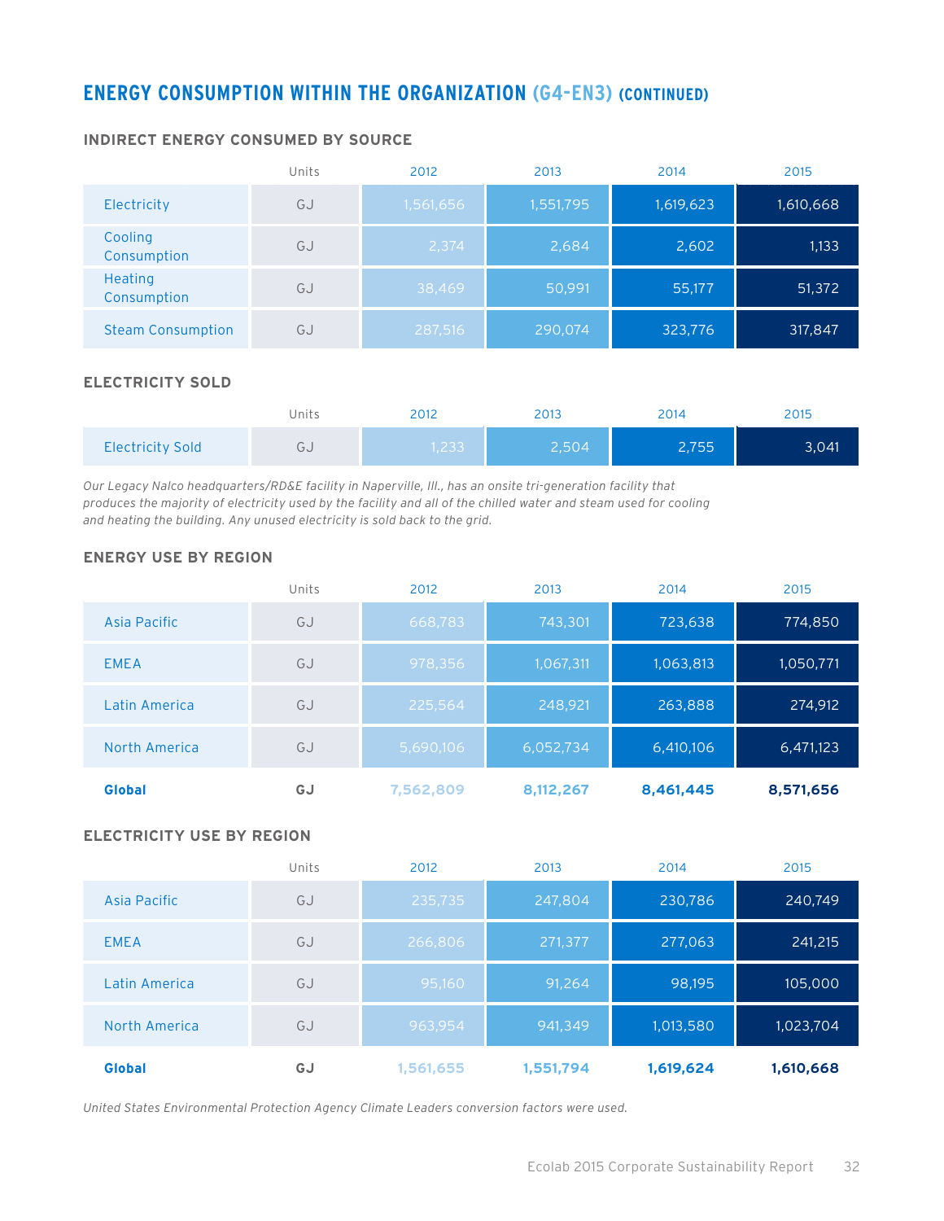## ENERGY CONSUMPTION WITHIN THE ORGANIZATION (G4-EN3) (CONTINUED)

### INDIRECT ENERGY CONSUMED BY SOURCE

| | Units | 2012 | 2013 | 2014 | 2015 |
|---|---|---|---|---|---|
| Electricity | GJ | 1,561,656 | 1,551,795 | 1,619,623 | 1,610,668 |
| Cooling Consumption | GJ | 2,374 | 2,684 | 2,602 | 1,133 |
| Heating Consumption | GJ | 38,469 | 50,991 | 55,177 | 51,372 |
| Steam Consumption | GJ | 287,516 | 290,074 | 323,776 | 317,847 |

### ELECTRICITY SOLD

| | Units | 2012 | 2013 | 2014 | 2015 |
|---|---|---|---|---|---|
| Electricity Sold | GJ | 1,233 | 2,504 | 2,755 | 3,041 |

*Our Legacy Nalco headquarters/RD&E facility in Naperville, Ill., has an onsite tri-generation facility that produces the majority of electricity used by the facility and all of the chilled water and steam used for cooling and heating the building. Any unused electricity is sold back to the grid.*

### ENERGY USE BY REGION

| | Units | 2012 | 2013 | 2014 | 2015 |
|---|---|---|---|---|---|
| Asia Pacific | GJ | 668,783 | 743,301 | 723,638 | 774,850 |
| EMEA | GJ | 978,356 | 1,067,311 | 1,063,813 | 1,050,771 |
| Latin America | GJ | 225,564 | 248,921 | 263,888 | 274,912 |
| North America | GJ | 5,690,106 | 6,052,734 | 6,410,106 | 6,471,123 |
| **Global** | **GJ** | **7,562,809** | **8,112,267** | **8,461,445** | **8,571,656** |

### ELECTRICITY USE BY REGION

| | Units | 2012 | 2013 | 2014 | 2015 |
|---|---|---|---|---|---|
| Asia Pacific | GJ | 235,735 | 247,804 | 230,786 | 240,749 |
| EMEA | GJ | 266,806 | 271,377 | 277,063 | 241,215 |
| Latin America | GJ | 95,160 | 91,264 | 98,195 | 105,000 |
| North America | GJ | 963,954 | 941,349 | 1,013,580 | 1,023,704 |
| **Global** | **GJ** | **1,561,655** | **1,551,794** | **1,619,624** | **1,610,668** |

*United States Environmental Protection Agency Climate Leaders conversion factors were used.*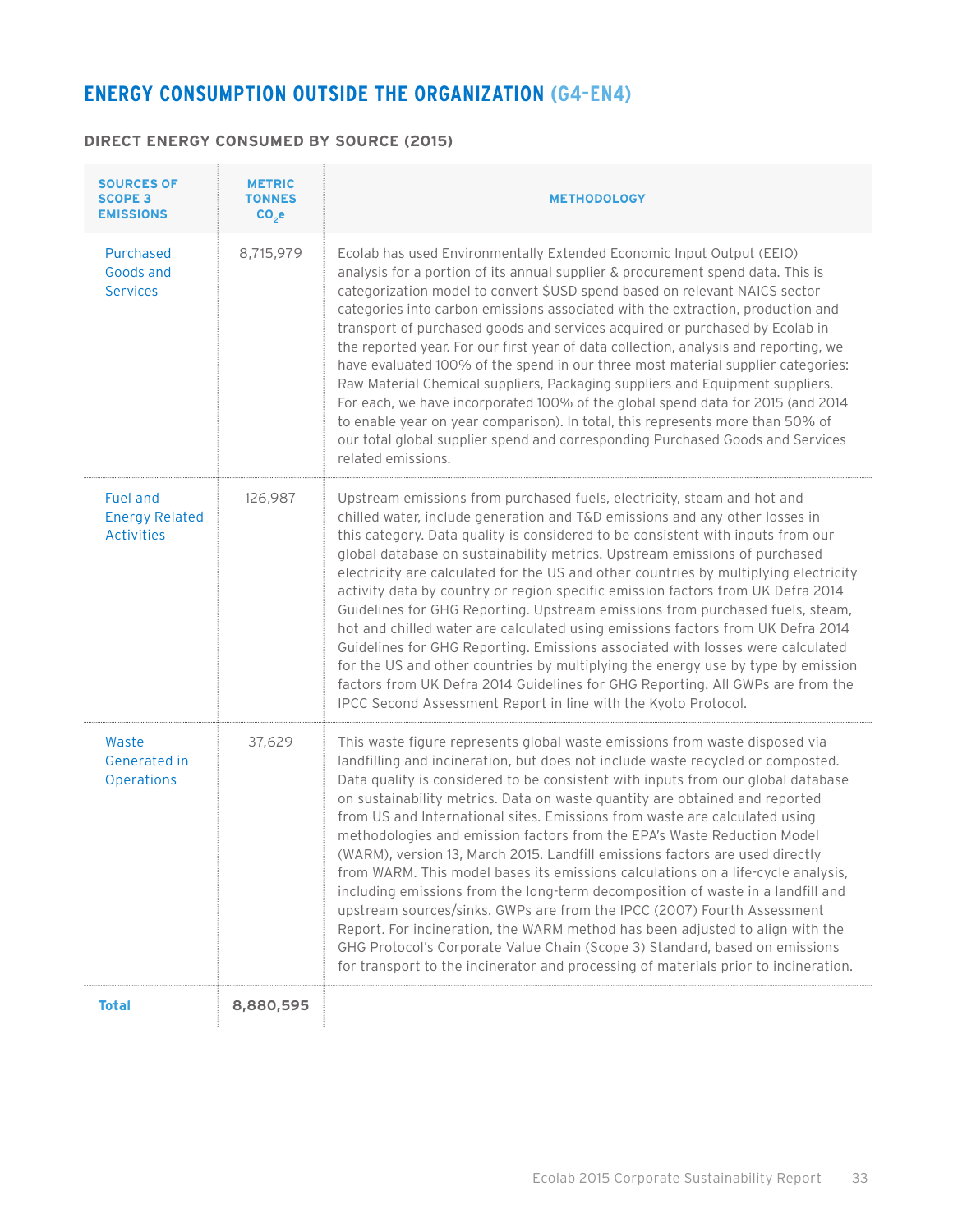## ENERGY CONSUMPTION OUTSIDE THE ORGANIZATION (G4-EN4)

### DIRECT ENERGY CONSUMED BY SOURCE (2015)

| SOURCES OF SCOPE 3 EMISSIONS | METRIC TONNES $CO_2e$ | METHODOLOGY |
|---|---|---|
| Purchased Goods and Services | 8,715,979 | Ecolab has used Environmentally Extended Economic Input Output (EEIO) analysis for a portion of its annual supplier & procurement spend data. This is categorization model to convert $USD spend based on relevant NAICS sector categories into carbon emissions associated with the extraction, production and transport of purchased goods and services acquired or purchased by Ecolab in the reported year. For our first year of data collection, analysis and reporting, we have evaluated 100% of the spend in our three most material supplier categories: Raw Material Chemical suppliers, Packaging suppliers and Equipment suppliers. For each, we have incorporated 100% of the global spend data for 2015 (and 2014 to enable year on year comparison). In total, this represents more than 50% of our total global supplier spend and corresponding Purchased Goods and Services related emissions. |
| Fuel and Energy Related Activities | 126,987 | Upstream emissions from purchased fuels, electricity, steam and hot and chilled water, include generation and T&D emissions and any other losses in this category. Data quality is considered to be consistent with inputs from our global database on sustainability metrics. Upstream emissions of purchased electricity are calculated for the US and other countries by multiplying electricity activity data by country or region specific emission factors from UK Defra 2014 Guidelines for GHG Reporting. Upstream emissions from purchased fuels, steam, hot and chilled water are calculated using emissions factors from UK Defra 2014 Guidelines for GHG Reporting. Emissions associated with losses were calculated for the US and other countries by multiplying the energy use by type by emission factors from UK Defra 2014 Guidelines for GHG Reporting. All GWPs are from the IPCC Second Assessment Report in line with the Kyoto Protocol. |
| Waste Generated in Operations | 37,629 | This waste figure represents global waste emissions from waste disposed via landfilling and incineration, but does not include waste recycled or composted. Data quality is considered to be consistent with inputs from our global database on sustainability metrics. Data on waste quantity are obtained and reported from US and International sites. Emissions from waste are calculated using methodologies and emission factors from the EPA's Waste Reduction Model (WARM), version 13, March 2015. Landfill emissions factors are used directly from WARM. This model bases its emissions calculations on a life-cycle analysis, including emissions from the long-term decomposition of waste in a landfill and upstream sources/sinks. GWPs are from the IPCC (2007) Fourth Assessment Report. For incineration, the WARM method has been adjusted to align with the GHG Protocol's Corporate Value Chain (Scope 3) Standard, based on emissions for transport to the incinerator and processing of materials prior to incineration. |
| **Total** | **8,880,595** | |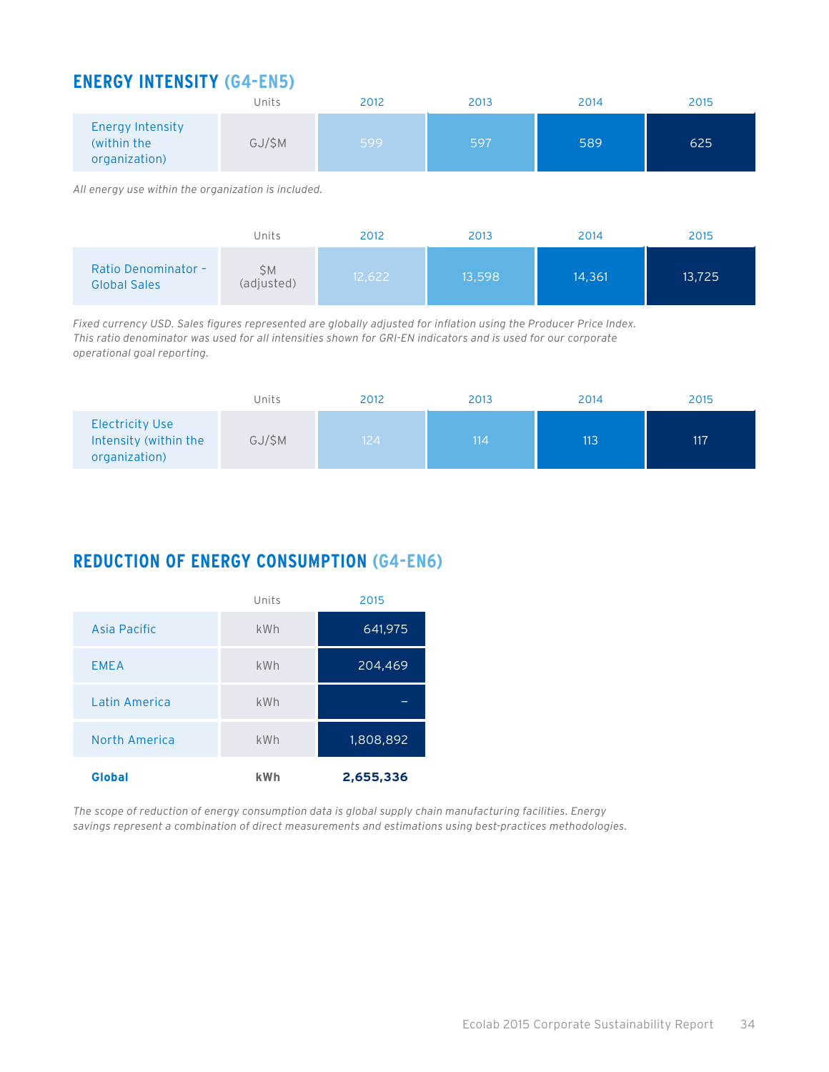## ENERGY INTENSITY (G4-EN5)

| | Units | 2012 | 2013 | 2014 | 2015 |
|---|---|---|---|---|---|
| Energy Intensity (within the organization) | GJ/$M | 599 | 597 | 589 | 625 |

*All energy use within the organization is included.*

| | Units | 2012 | 2013 | 2014 | 2015 |
|---|---|---|---|---|---|
| Ratio Denominator – Global Sales | $M (adjusted) | 12,622 | 13,598 | 14,361 | 13,725 |

*Fixed currency USD. Sales figures represented are globally adjusted for inflation using the Producer Price Index. This ratio denominator was used for all intensities shown for GRI-EN indicators and is used for our corporate operational goal reporting.*

| | Units | 2012 | 2013 | 2014 | 2015 |
|---|---|---|---|---|---|
| Electricity Use Intensity (within the organization) | GJ/$M | 124 | 114 | 113 | 117 |

## REDUCTION OF ENERGY CONSUMPTION (G4-EN6)

| | Units | 2015 |
|---|---|---|
| Asia Pacific | kWh | 641,975 |
| EMEA | kWh | 204,469 |
| Latin America | kWh | – |
| North America | kWh | 1,808,892 |
| **Global** | **kWh** | **2,655,336** |

*The scope of reduction of energy consumption data is global supply chain manufacturing facilities. Energy savings represent a combination of direct measurements and estimations using best-practices methodologies.*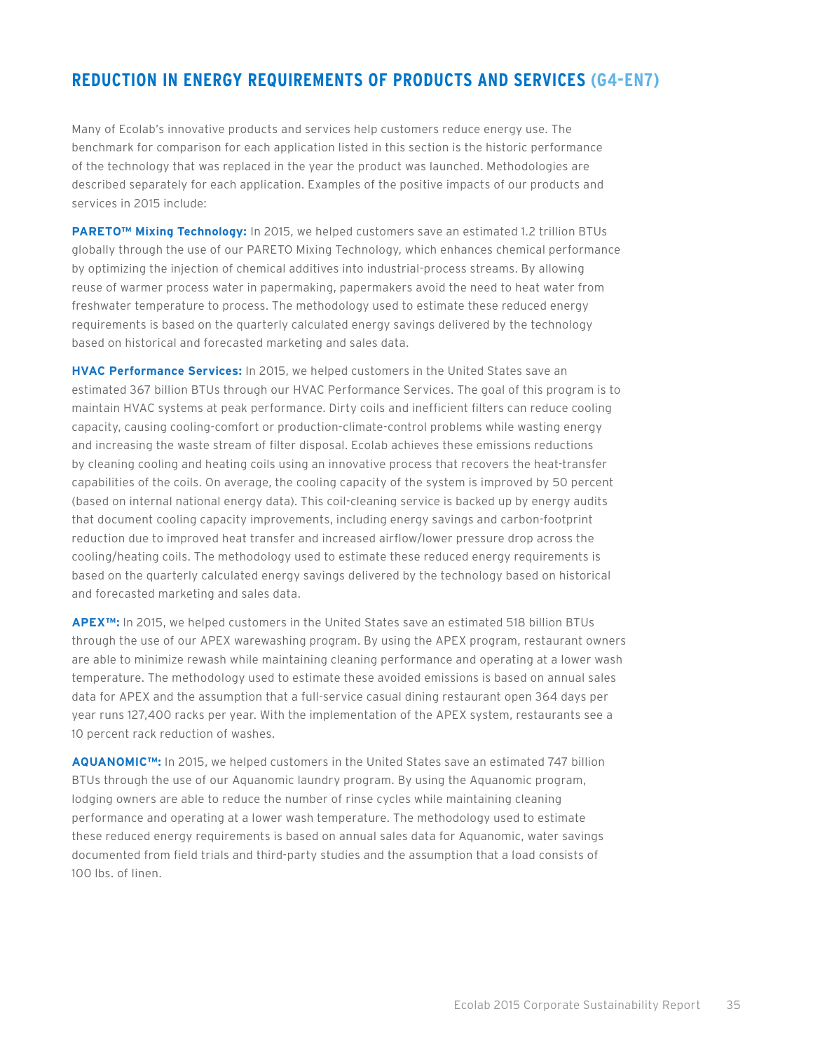## REDUCTION IN ENERGY REQUIREMENTS OF PRODUCTS AND SERVICES (G4-EN7)

Many of Ecolab's innovative products and services help customers reduce energy use. The benchmark for comparison for each application listed in this section is the historic performance of the technology that was replaced in the year the product was launched. Methodologies are described separately for each application. Examples of the positive impacts of our products and services in 2015 include:

**PARETO™ Mixing Technology:** In 2015, we helped customers save an estimated 1.2 trillion BTUs globally through the use of our PARETO Mixing Technology, which enhances chemical performance by optimizing the injection of chemical additives into industrial-process streams. By allowing reuse of warmer process water in papermaking, papermakers avoid the need to heat water from freshwater temperature to process. The methodology used to estimate these reduced energy requirements is based on the quarterly calculated energy savings delivered by the technology based on historical and forecasted marketing and sales data.

**HVAC Performance Services:** In 2015, we helped customers in the United States save an estimated 367 billion BTUs through our HVAC Performance Services. The goal of this program is to maintain HVAC systems at peak performance. Dirty coils and inefficient filters can reduce cooling capacity, causing cooling-comfort or production-climate-control problems while wasting energy and increasing the waste stream of filter disposal. Ecolab achieves these emissions reductions by cleaning cooling and heating coils using an innovative process that recovers the heat-transfer capabilities of the coils. On average, the cooling capacity of the system is improved by 50 percent (based on internal national energy data). This coil-cleaning service is backed up by energy audits that document cooling capacity improvements, including energy savings and carbon-footprint reduction due to improved heat transfer and increased airflow/lower pressure drop across the cooling/heating coils. The methodology used to estimate these reduced energy requirements is based on the quarterly calculated energy savings delivered by the technology based on historical and forecasted marketing and sales data.

**APEX™:** In 2015, we helped customers in the United States save an estimated 518 billion BTUs through the use of our APEX warewashing program. By using the APEX program, restaurant owners are able to minimize rewash while maintaining cleaning performance and operating at a lower wash temperature. The methodology used to estimate these avoided emissions is based on annual sales data for APEX and the assumption that a full-service casual dining restaurant open 364 days per year runs 127,400 racks per year. With the implementation of the APEX system, restaurants see a 10 percent rack reduction of washes.

**AQUANOMIC™:** In 2015, we helped customers in the United States save an estimated 747 billion BTUs through the use of our Aquanomic laundry program. By using the Aquanomic program, lodging owners are able to reduce the number of rinse cycles while maintaining cleaning performance and operating at a lower wash temperature. The methodology used to estimate these reduced energy requirements is based on annual sales data for Aquanomic, water savings documented from field trials and third-party studies and the assumption that a load consists of 100 lbs. of linen.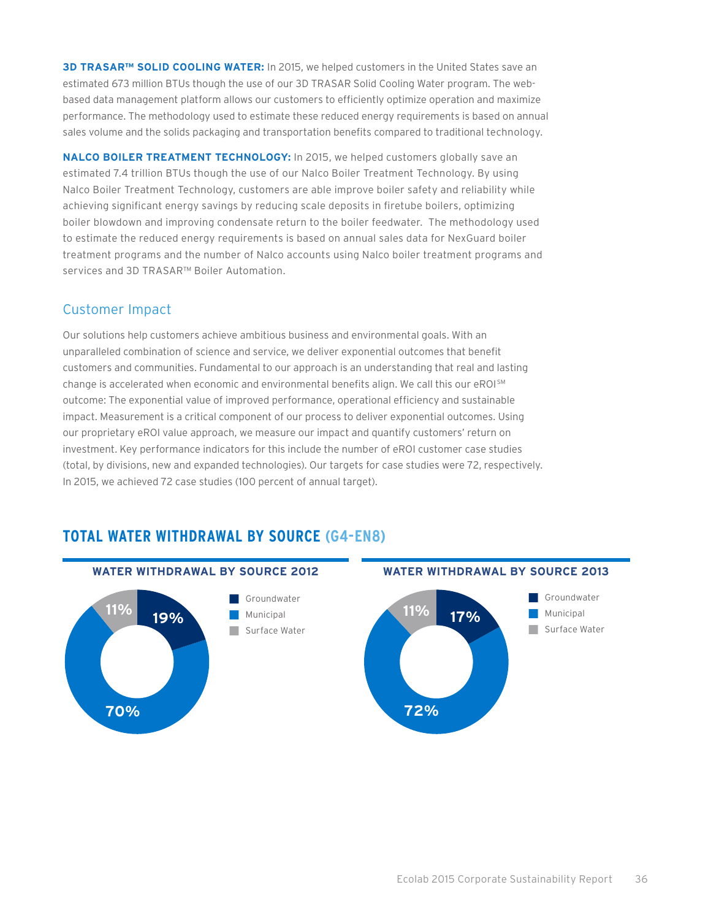**3D TRASAR™ SOLID COOLING WATER:** In 2015, we helped customers in the United States save an estimated 673 million BTUs though the use of our 3D TRASAR Solid Cooling Water program. The web-based data management platform allows our customers to efficiently optimize operation and maximize performance. The methodology used to estimate these reduced energy requirements is based on annual sales volume and the solids packaging and transportation benefits compared to traditional technology.

**NALCO BOILER TREATMENT TECHNOLOGY:** In 2015, we helped customers globally save an estimated 7.4 trillion BTUs though the use of our Nalco Boiler Treatment Technology. By using Nalco Boiler Treatment Technology, customers are able improve boiler safety and reliability while achieving significant energy savings by reducing scale deposits in firetube boilers, optimizing boiler blowdown and improving condensate return to the boiler feedwater. The methodology used to estimate the reduced energy requirements is based on annual sales data for NexGuard boiler treatment programs and the number of Nalco accounts using Nalco boiler treatment programs and services and 3D TRASAR™ Boiler Automation.

## Customer Impact

Our solutions help customers achieve ambitious business and environmental goals. With an unparalleled combination of science and service, we deliver exponential outcomes that benefit customers and communities. Fundamental to our approach is an understanding that real and lasting change is accelerated when economic and environmental benefits align. We call this our eROI℠ outcome: The exponential value of improved performance, operational efficiency and sustainable impact. Measurement is a critical component of our process to deliver exponential outcomes. Using our proprietary eROI value approach, we measure our impact and quantify customers' return on investment. Key performance indicators for this include the number of eROI customer case studies (total, by divisions, new and expanded technologies). Our targets for case studies were 72, respectively. In 2015, we achieved 72 case studies (100 percent of annual target).

## TOTAL WATER WITHDRAWAL BY SOURCE (G4-EN8)

### WATER WITHDRAWAL BY SOURCE 2012

| Source | Percentage |
|---|---|
| Groundwater | 19% |
| Municipal | 70% |
| Surface Water | 11% |

### WATER WITHDRAWAL BY SOURCE 2013

| Source | Percentage |
|---|---|
| Groundwater | 17% |
| Municipal | 72% |
| Surface Water | 11% |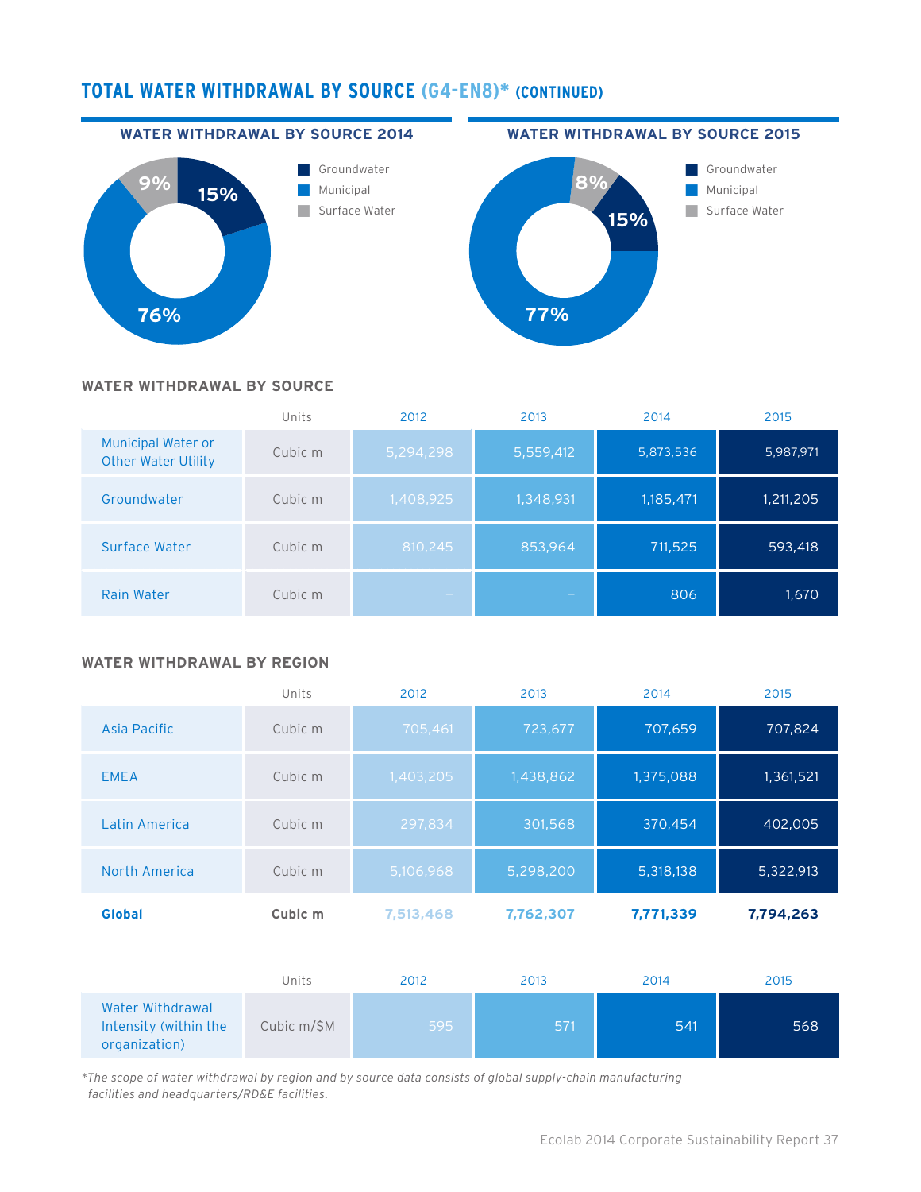## TOTAL WATER WITHDRAWAL BY SOURCE (G4-EN8)* (CONTINUED)

### WATER WITHDRAWAL BY SOURCE 2014

- Groundwater: 15%
- Municipal: 76%
- Surface Water: 9%

### WATER WITHDRAWAL BY SOURCE 2015

- Groundwater: 15%
- Municipal: 77%
- Surface Water: 8%

### WATER WITHDRAWAL BY SOURCE

| | Units | 2012 | 2013 | 2014 | 2015 |
|---|---|---|---|---|---|
| Municipal Water or Other Water Utility | Cubic m | 5,294,298 | 5,559,412 | 5,873,536 | 5,987,971 |
| Groundwater | Cubic m | 1,408,925 | 1,348,931 | 1,185,471 | 1,211,205 |
| Surface Water | Cubic m | 810,245 | 853,964 | 711,525 | 593,418 |
| Rain Water | Cubic m | – | – | 806 | 1,670 |

### WATER WITHDRAWAL BY REGION

| | Units | 2012 | 2013 | 2014 | 2015 |
|---|---|---|---|---|---|
| Asia Pacific | Cubic m | 705,461 | 723,677 | 707,659 | 707,824 |
| EMEA | Cubic m | 1,403,205 | 1,438,862 | 1,375,088 | 1,361,521 |
| Latin America | Cubic m | 297,834 | 301,568 | 370,454 | 402,005 |
| North America | Cubic m | 5,106,968 | 5,298,200 | 5,318,138 | 5,322,913 |
| **Global** | **Cubic m** | **7,513,468** | **7,762,307** | **7,771,339** | **7,794,263** |

| | Units | 2012 | 2013 | 2014 | 2015 |
|---|---|---|---|---|---|
| Water Withdrawal Intensity (within the organization) | Cubic m/$M | 595 | 571 | 541 | 568 |

*\*The scope of water withdrawal by region and by source data consists of global supply-chain manufacturing facilities and headquarters/RD&E facilities.*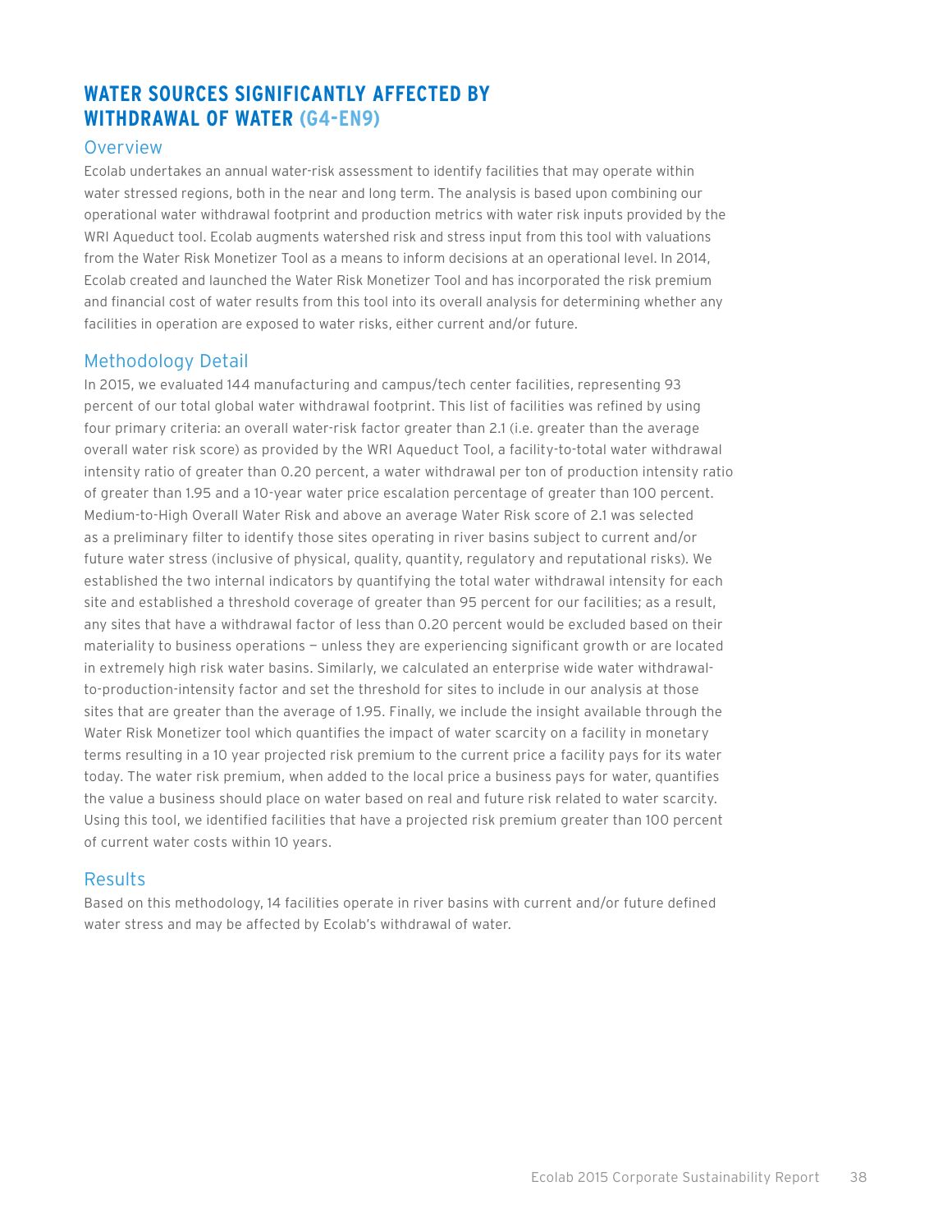## WATER SOURCES SIGNIFICANTLY AFFECTED BY WITHDRAWAL OF WATER (G4-EN9)

### Overview

Ecolab undertakes an annual water-risk assessment to identify facilities that may operate within water stressed regions, both in the near and long term. The analysis is based upon combining our operational water withdrawal footprint and production metrics with water risk inputs provided by the WRI Aqueduct tool. Ecolab augments watershed risk and stress input from this tool with valuations from the Water Risk Monetizer Tool as a means to inform decisions at an operational level. In 2014, Ecolab created and launched the Water Risk Monetizer Tool and has incorporated the risk premium and financial cost of water results from this tool into its overall analysis for determining whether any facilities in operation are exposed to water risks, either current and/or future.

### Methodology Detail

In 2015, we evaluated 144 manufacturing and campus/tech center facilities, representing 93 percent of our total global water withdrawal footprint. This list of facilities was refined by using four primary criteria: an overall water-risk factor greater than 2.1 (i.e. greater than the average overall water risk score) as provided by the WRI Aqueduct Tool, a facility-to-total water withdrawal intensity ratio of greater than 0.20 percent, a water withdrawal per ton of production intensity ratio of greater than 1.95 and a 10-year water price escalation percentage of greater than 100 percent. Medium-to-High Overall Water Risk and above an average Water Risk score of 2.1 was selected as a preliminary filter to identify those sites operating in river basins subject to current and/or future water stress (inclusive of physical, quality, quantity, regulatory and reputational risks). We established the two internal indicators by quantifying the total water withdrawal intensity for each site and established a threshold coverage of greater than 95 percent for our facilities; as a result, any sites that have a withdrawal factor of less than 0.20 percent would be excluded based on their materiality to business operations — unless they are experiencing significant growth or are located in extremely high risk water basins. Similarly, we calculated an enterprise wide water withdrawal-to-production-intensity factor and set the threshold for sites to include in our analysis at those sites that are greater than the average of 1.95. Finally, we include the insight available through the Water Risk Monetizer tool which quantifies the impact of water scarcity on a facility in monetary terms resulting in a 10 year projected risk premium to the current price a facility pays for its water today. The water risk premium, when added to the local price a business pays for water, quantifies the value a business should place on water based on real and future risk related to water scarcity. Using this tool, we identified facilities that have a projected risk premium greater than 100 percent of current water costs within 10 years.

### Results

Based on this methodology, 14 facilities operate in river basins with current and/or future defined water stress and may be affected by Ecolab's withdrawal of water.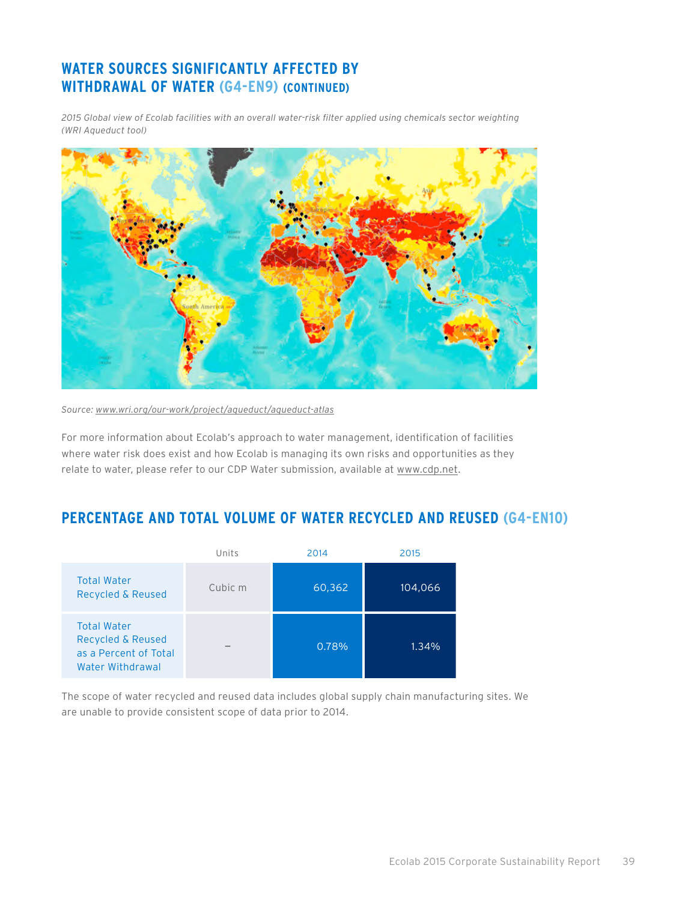## WATER SOURCES SIGNIFICANTLY AFFECTED BY WITHDRAWAL OF WATER (G4-EN9) (CONTINUED)

*2015 Global view of Ecolab facilities with an overall water-risk filter applied using chemicals sector weighting (WRI Aqueduct tool)*

*Source: www.wri.org/our-work/project/aqueduct/aqueduct-atlas*

For more information about Ecolab's approach to water management, identification of facilities where water risk does exist and how Ecolab is managing its own risks and opportunities as they relate to water, please refer to our CDP Water submission, available at www.cdp.net.

## PERCENTAGE AND TOTAL VOLUME OF WATER RECYCLED AND REUSED (G4-EN10)

| | Units | 2014 | 2015 |
|---|---|---|---|
| Total Water Recycled & Reused | Cubic m | 60,362 | 104,066 |
| Total Water Recycled & Reused as a Percent of Total Water Withdrawal | – | 0.78% | 1.34% |

The scope of water recycled and reused data includes global supply chain manufacturing sites. We are unable to provide consistent scope of data prior to 2014.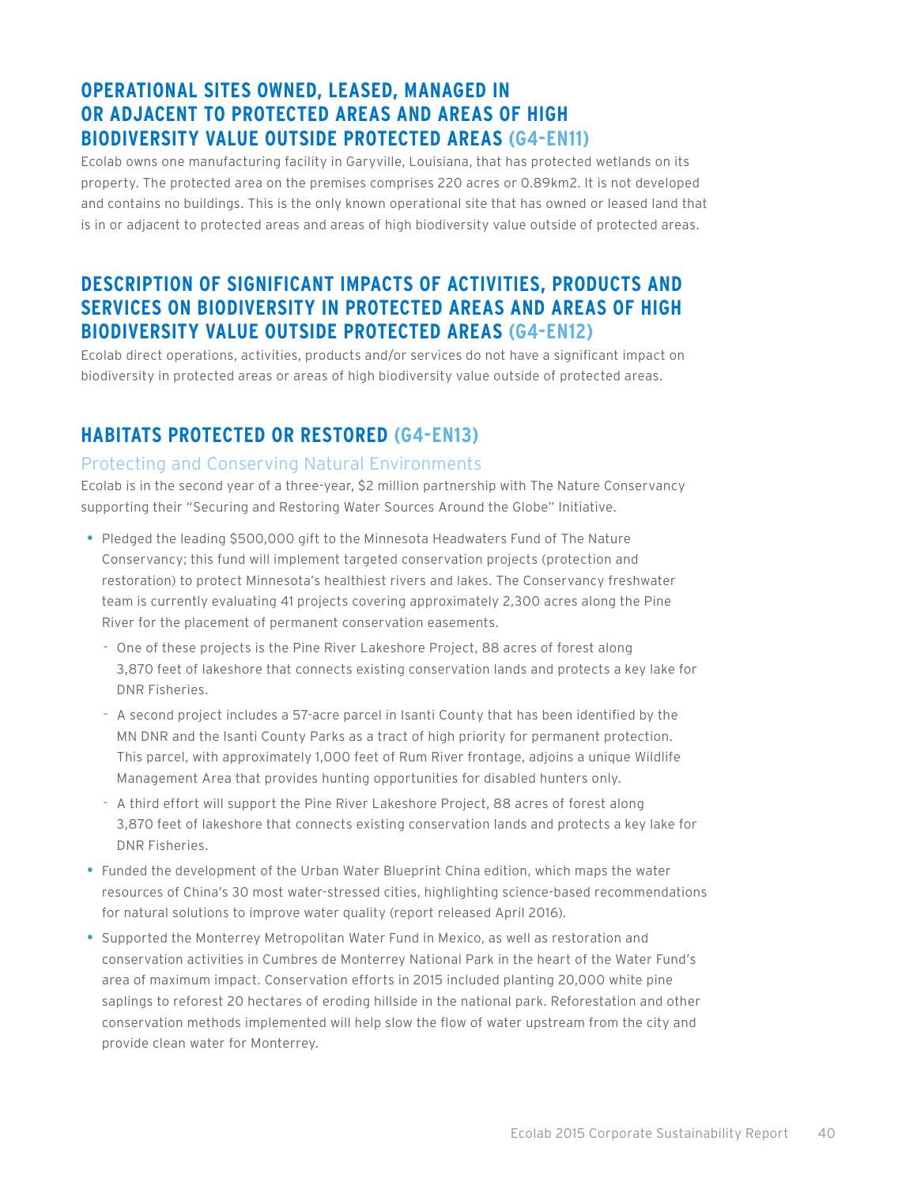## OPERATIONAL SITES OWNED, LEASED, MANAGED IN OR ADJACENT TO PROTECTED AREAS AND AREAS OF HIGH BIODIVERSITY VALUE OUTSIDE PROTECTED AREAS (G4-EN11)

Ecolab owns one manufacturing facility in Garyville, Louisiana, that has protected wetlands on its property. The protected area on the premises comprises 220 acres or 0.89km2. It is not developed and contains no buildings. This is the only known operational site that has owned or leased land that is in or adjacent to protected areas and areas of high biodiversity value outside of protected areas.

## DESCRIPTION OF SIGNIFICANT IMPACTS OF ACTIVITIES, PRODUCTS AND SERVICES ON BIODIVERSITY IN PROTECTED AREAS AND AREAS OF HIGH BIODIVERSITY VALUE OUTSIDE PROTECTED AREAS (G4-EN12)

Ecolab direct operations, activities, products and/or services do not have a significant impact on biodiversity in protected areas or areas of high biodiversity value outside of protected areas.

## HABITATS PROTECTED OR RESTORED (G4-EN13)

### Protecting and Conserving Natural Environments

Ecolab is in the second year of a three-year, $2 million partnership with The Nature Conservancy supporting their "Securing and Restoring Water Sources Around the Globe" Initiative.

- Pledged the leading $500,000 gift to the Minnesota Headwaters Fund of The Nature Conservancy; this fund will implement targeted conservation projects (protection and restoration) to protect Minnesota's healthiest rivers and lakes. The Conservancy freshwater team is currently evaluating 41 projects covering approximately 2,300 acres along the Pine River for the placement of permanent conservation easements.
  - One of these projects is the Pine River Lakeshore Project, 88 acres of forest along 3,870 feet of lakeshore that connects existing conservation lands and protects a key lake for DNR Fisheries.
  - A second project includes a 57-acre parcel in Isanti County that has been identified by the MN DNR and the Isanti County Parks as a tract of high priority for permanent protection. This parcel, with approximately 1,000 feet of Rum River frontage, adjoins a unique Wildlife Management Area that provides hunting opportunities for disabled hunters only.
  - A third effort will support the Pine River Lakeshore Project, 88 acres of forest along 3,870 feet of lakeshore that connects existing conservation lands and protects a key lake for DNR Fisheries.
- Funded the development of the Urban Water Blueprint China edition, which maps the water resources of China's 30 most water-stressed cities, highlighting science-based recommendations for natural solutions to improve water quality (report released April 2016).
- Supported the Monterrey Metropolitan Water Fund in Mexico, as well as restoration and conservation activities in Cumbres de Monterrey National Park in the heart of the Water Fund's area of maximum impact. Conservation efforts in 2015 included planting 20,000 white pine saplings to reforest 20 hectares of eroding hillside in the national park. Reforestation and other conservation methods implemented will help slow the flow of water upstream from the city and provide clean water for Monterrey.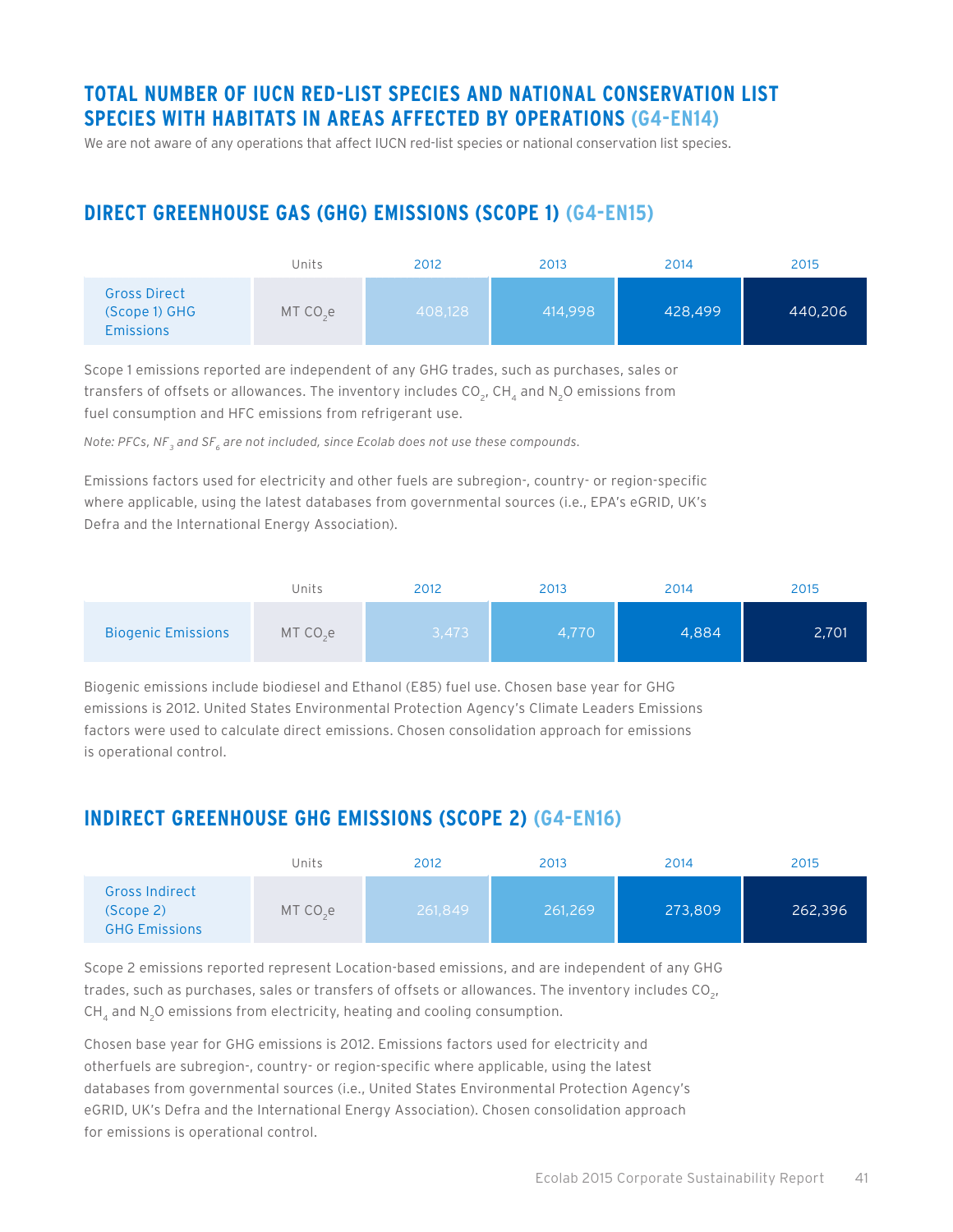## TOTAL NUMBER OF IUCN RED-LIST SPECIES AND NATIONAL CONSERVATION LIST SPECIES WITH HABITATS IN AREAS AFFECTED BY OPERATIONS (G4-EN14)

We are not aware of any operations that affect IUCN red-list species or national conservation list species.

## DIRECT GREENHOUSE GAS (GHG) EMISSIONS (SCOPE 1) (G4-EN15)

| | Units | 2012 | 2013 | 2014 | 2015 |
|---|---|---|---|---|---|
| Gross Direct (Scope 1) GHG Emissions | MT $CO_2e$ | 408,128 | 414,998 | 428,499 | 440,206 |

Scope 1 emissions reported are independent of any GHG trades, such as purchases, sales or transfers of offsets or allowances. The inventory includes $CO_2$, $CH_4$ and $N_2O$ emissions from fuel consumption and HFC emissions from refrigerant use.

*Note: PFCs, $NF_3$ and $SF_6$ are not included, since Ecolab does not use these compounds.*

Emissions factors used for electricity and other fuels are subregion-, country- or region-specific where applicable, using the latest databases from governmental sources (i.e., EPA's eGRID, UK's Defra and the International Energy Association).

| | Units | 2012 | 2013 | 2014 | 2015 |
|---|---|---|---|---|---|
| Biogenic Emissions | MT $CO_2e$ | 3,473 | 4,770 | 4,884 | 2,701 |

Biogenic emissions include biodiesel and Ethanol (E85) fuel use. Chosen base year for GHG emissions is 2012. United States Environmental Protection Agency's Climate Leaders Emissions factors were used to calculate direct emissions. Chosen consolidation approach for emissions is operational control.

## INDIRECT GREENHOUSE GHG EMISSIONS (SCOPE 2) (G4-EN16)

| | Units | 2012 | 2013 | 2014 | 2015 |
|---|---|---|---|---|---|
| Gross Indirect (Scope 2) GHG Emissions | MT $CO_2e$ | 261,849 | 261,269 | 273,809 | 262,396 |

Scope 2 emissions reported represent Location-based emissions, and are independent of any GHG trades, such as purchases, sales or transfers of offsets or allowances. The inventory includes $CO_2$, $CH_4$ and $N_2O$ emissions from electricity, heating and cooling consumption.

Chosen base year for GHG emissions is 2012. Emissions factors used for electricity and otherfuels are subregion-, country- or region-specific where applicable, using the latest databases from governmental sources (i.e., United States Environmental Protection Agency's eGRID, UK's Defra and the International Energy Association). Chosen consolidation approach for emissions is operational control.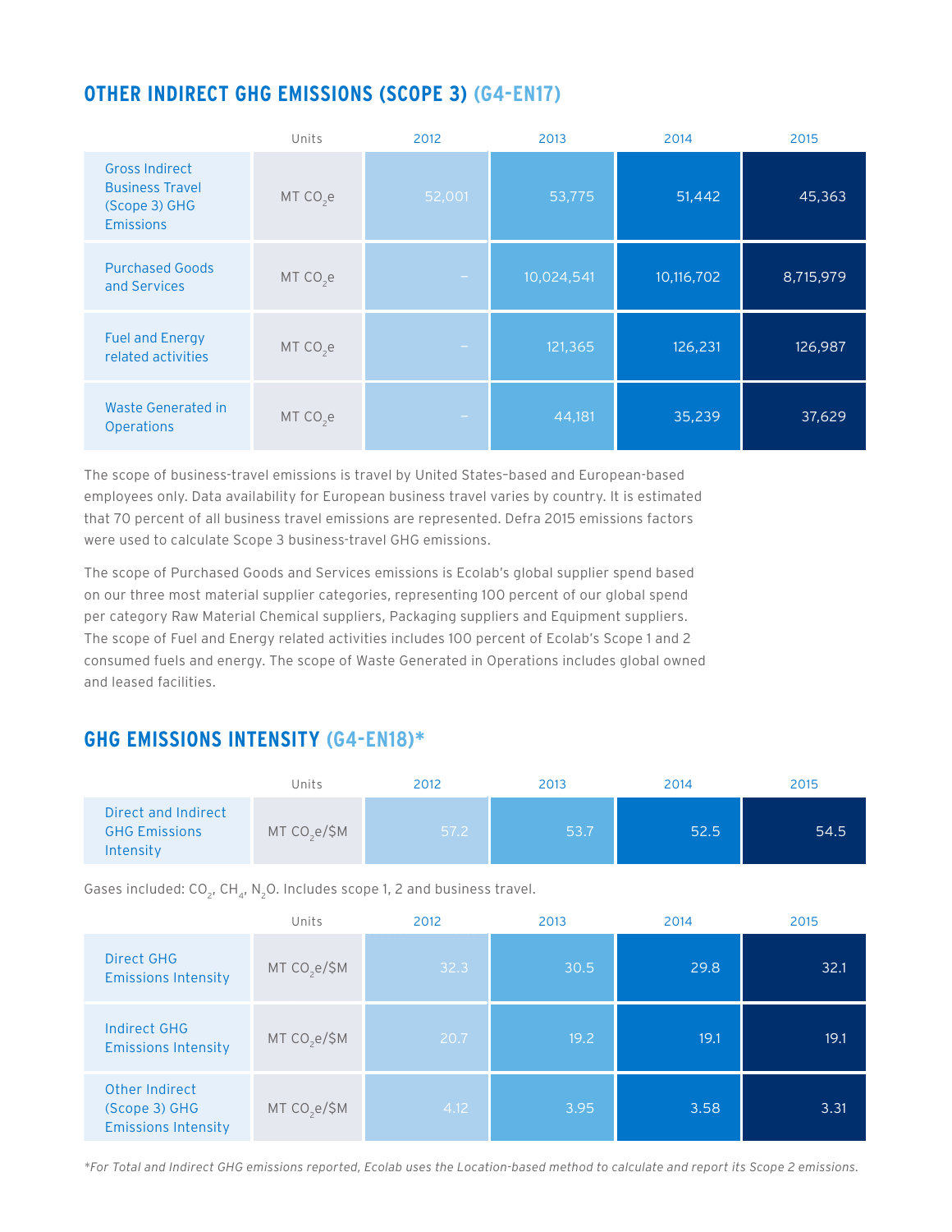## OTHER INDIRECT GHG EMISSIONS (SCOPE 3) (G4-EN17)

| | Units | 2012 | 2013 | 2014 | 2015 |
|---|---|---|---|---|---|
| Gross Indirect Business Travel (Scope 3) GHG Emissions | MT $CO_2e$ | 52,001 | 53,775 | 51,442 | 45,363 |
| Purchased Goods and Services | MT $CO_2e$ | – | 10,024,541 | 10,116,702 | 8,715,979 |
| Fuel and Energy related activities | MT $CO_2e$ | – | 121,365 | 126,231 | 126,987 |
| Waste Generated in Operations | MT $CO_2e$ | – | 44,181 | 35,239 | 37,629 |

The scope of business-travel emissions is travel by United States–based and European-based employees only. Data availability for European business travel varies by country. It is estimated that 70 percent of all business travel emissions are represented. Defra 2015 emissions factors were used to calculate Scope 3 business-travel GHG emissions.

The scope of Purchased Goods and Services emissions is Ecolab's global supplier spend based on our three most material supplier categories, representing 100 percent of our global spend per category Raw Material Chemical suppliers, Packaging suppliers and Equipment suppliers. The scope of Fuel and Energy related activities includes 100 percent of Ecolab's Scope 1 and 2 consumed fuels and energy. The scope of Waste Generated in Operations includes global owned and leased facilities.

## GHG EMISSIONS INTENSITY (G4-EN18)*

| | Units | 2012 | 2013 | 2014 | 2015 |
|---|---|---|---|---|---|
| Direct and Indirect GHG Emissions Intensity | MT $CO_2e$/$M | 57.2 | 53.7 | 52.5 | 54.5 |

Gases included: $CO_2$, $CH_4$, $N_2O$. Includes scope 1, 2 and business travel.

| | Units | 2012 | 2013 | 2014 | 2015 |
|---|---|---|---|---|---|
| Direct GHG Emissions Intensity | MT $CO_2e$/$M | 32.3 | 30.5 | 29.8 | 32.1 |
| Indirect GHG Emissions Intensity | MT $CO_2e$/$M | 20.7 | 19.2 | 19.1 | 19.1 |
| Other Indirect (Scope 3) GHG Emissions Intensity | MT $CO_2e$/$M | 4.12 | 3.95 | 3.58 | 3.31 |

*\*For Total and Indirect GHG emissions reported, Ecolab uses the Location-based method to calculate and report its Scope 2 emissions.*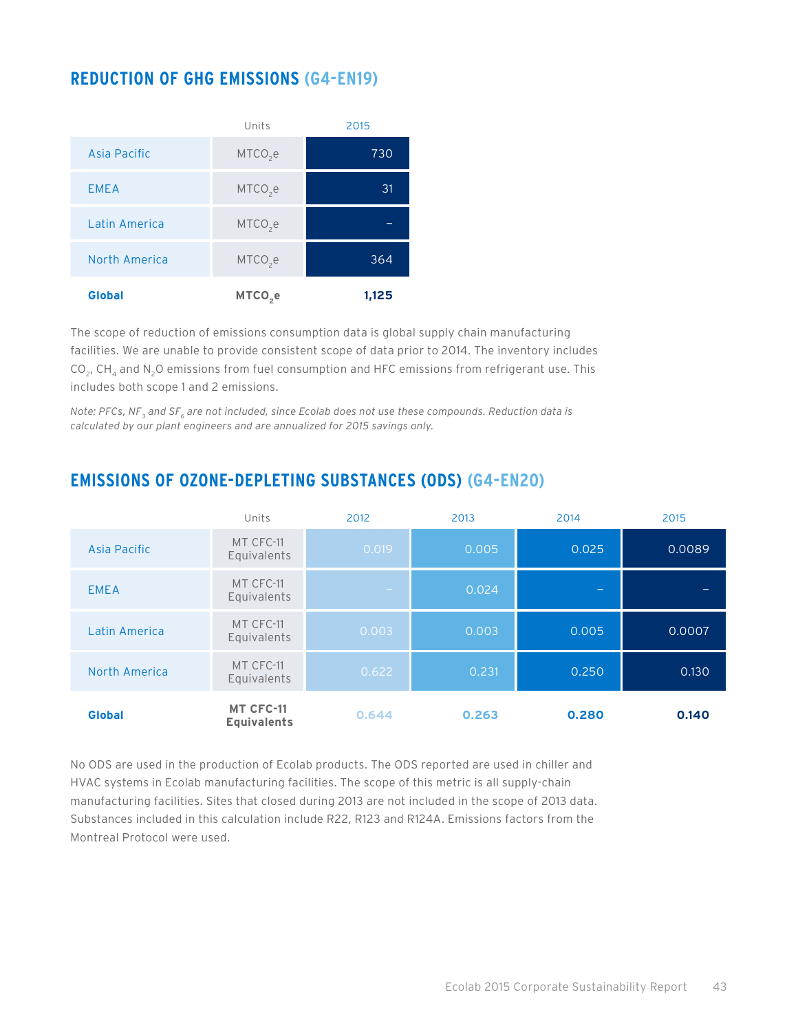## REDUCTION OF GHG EMISSIONS (G4-EN19)

| | Units | 2015 |
|---|---|---|
| Asia Pacific | $MTCO_2e$ | 730 |
| EMEA | $MTCO_2e$ | 31 |
| Latin America | $MTCO_2e$ | – |
| North America | $MTCO_2e$ | 364 |
| **Global** | **$MTCO_2e$** | **1,125** |

The scope of reduction of emissions consumption data is global supply chain manufacturing facilities. We are unable to provide consistent scope of data prior to 2014. The inventory includes $CO_2$, $CH_4$ and $N_2O$ emissions from fuel consumption and HFC emissions from refrigerant use. This includes both scope 1 and 2 emissions.

*Note: PFCs, $NF_3$ and $SF_6$ are not included, since Ecolab does not use these compounds. Reduction data is calculated by our plant engineers and are annualized for 2015 savings only.*

## EMISSIONS OF OZONE-DEPLETING SUBSTANCES (ODS) (G4-EN20)

| | Units | 2012 | 2013 | 2014 | 2015 |
|---|---|---|---|---|---|
| Asia Pacific | MT CFC-11 Equivalents | 0.019 | 0.005 | 0.025 | 0.0089 |
| EMEA | MT CFC-11 Equivalents | – | 0.024 | – | – |
| Latin America | MT CFC-11 Equivalents | 0.003 | 0.003 | 0.005 | 0.0007 |
| North America | MT CFC-11 Equivalents | 0.622 | 0.231 | 0.250 | 0.130 |
| **Global** | **MT CFC-11 Equivalents** | **0.644** | **0.263** | **0.280** | **0.140** |

No ODS are used in the production of Ecolab products. The ODS reported are used in chiller and HVAC systems in Ecolab manufacturing facilities. The scope of this metric is all supply-chain manufacturing facilities. Sites that closed during 2013 are not included in the scope of 2013 data. Substances included in this calculation include R22, R123 and R124A. Emissions factors from the Montreal Protocol were used.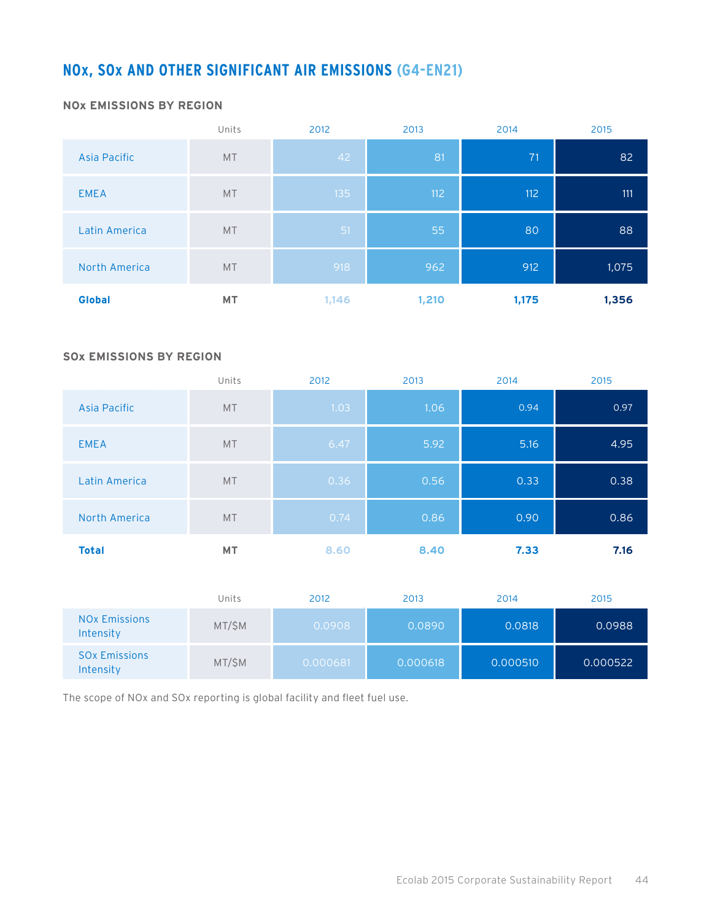## NOx, SOx AND OTHER SIGNIFICANT AIR EMISSIONS (G4-EN21)

### NOx EMISSIONS BY REGION

| | Units | 2012 | 2013 | 2014 | 2015 |
|---|---|---|---|---|---|
| Asia Pacific | MT | 42 | 81 | 71 | 82 |
| EMEA | MT | 135 | 112 | 112 | 111 |
| Latin America | MT | 51 | 55 | 80 | 88 |
| North America | MT | 918 | 962 | 912 | 1,075 |
| **Global** | **MT** | **1,146** | **1,210** | **1,175** | **1,356** |

### SOx EMISSIONS BY REGION

| | Units | 2012 | 2013 | 2014 | 2015 |
|---|---|---|---|---|---|
| Asia Pacific | MT | 1.03 | 1.06 | 0.94 | 0.97 |
| EMEA | MT | 6.47 | 5.92 | 5.16 | 4.95 |
| Latin America | MT | 0.36 | 0.56 | 0.33 | 0.38 |
| North America | MT | 0.74 | 0.86 | 0.90 | 0.86 |
| **Total** | **MT** | **8.60** | **8.40** | **7.33** | **7.16** |

| | Units | 2012 | 2013 | 2014 | 2015 |
|---|---|---|---|---|---|
| NOx Emissions Intensity | MT/$M | 0.0908 | 0.0890 | 0.0818 | 0.0988 |
| SOx Emissions Intensity | MT/$M | 0.000681 | 0.000618 | 0.000510 | 0.000522 |

The scope of NOx and SOx reporting is global facility and fleet fuel use.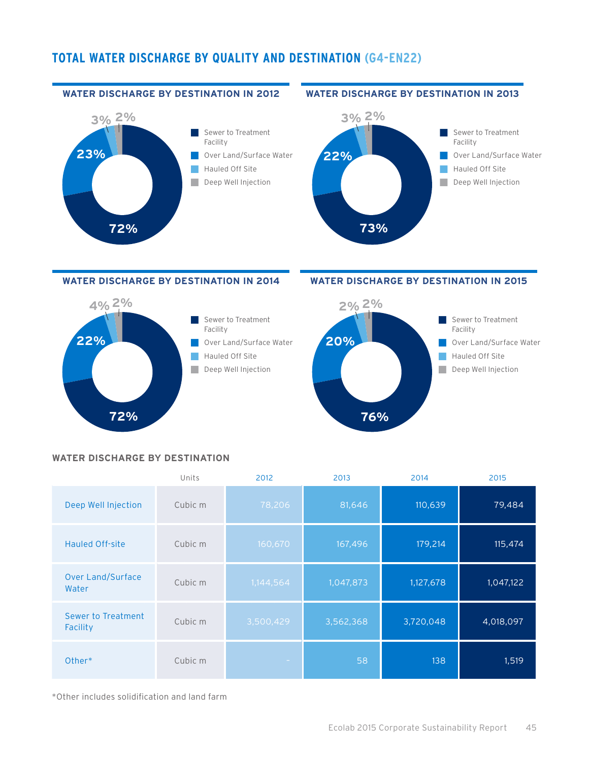# TOTAL WATER DISCHARGE BY QUALITY AND DESTINATION (G4-EN22)

## WATER DISCHARGE BY DESTINATION IN 2012

- Sewer to Treatment Facility: 72%
- Over Land/Surface Water: 23%
- Hauled Off Site: 3%
- Deep Well Injection: 2%

## WATER DISCHARGE BY DESTINATION IN 2013

- Sewer to Treatment Facility: 73%
- Over Land/Surface Water: 22%
- Hauled Off Site: 3%
- Deep Well Injection: 2%

## WATER DISCHARGE BY DESTINATION IN 2014

- Sewer to Treatment Facility: 72%
- Over Land/Surface Water: 22%
- Hauled Off Site: 4%
- Deep Well Injection: 2%

## WATER DISCHARGE BY DESTINATION IN 2015

- Sewer to Treatment Facility: 76%
- Over Land/Surface Water: 20%
- Hauled Off Site: 2%
- Deep Well Injection: 2%

## WATER DISCHARGE BY DESTINATION

| | Units | 2012 | 2013 | 2014 | 2015 |
|---|---|---|---|---|---|
| Deep Well Injection | Cubic m | 78,206 | 81,646 | 110,639 | 79,484 |
| Hauled Off-site | Cubic m | 160,670 | 167,496 | 179,214 | 115,474 |
| Over Land/Surface Water | Cubic m | 1,144,564 | 1,047,873 | 1,127,678 | 1,047,122 |
| Sewer to Treatment Facility | Cubic m | 3,500,429 | 3,562,368 | 3,720,048 | 4,018,097 |
| Other* | Cubic m | - | 58 | 138 | 1,519 |

*Other includes solidification and land farm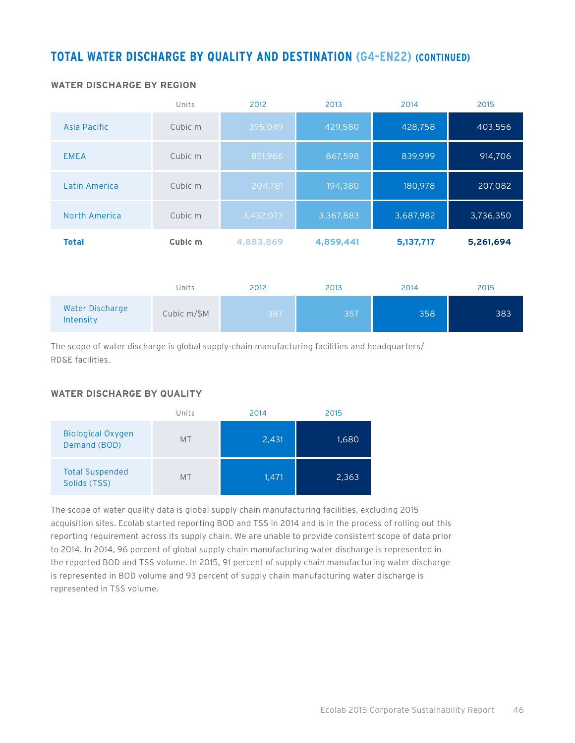## TOTAL WATER DISCHARGE BY QUALITY AND DESTINATION (G4-EN22) (CONTINUED)

### WATER DISCHARGE BY REGION

| | Units | 2012 | 2013 | 2014 | 2015 |
|---|---|---|---|---|---|
| Asia Pacific | Cubic m | 395,049 | 429,580 | 428,758 | 403,556 |
| EMEA | Cubic m | 851,966 | 867,598 | 839,999 | 914,706 |
| Latin America | Cubic m | 204,781 | 194,380 | 180,978 | 207,082 |
| North America | Cubic m | 3,432,073 | 3,367,883 | 3,687,982 | 3,736,350 |
| **Total** | **Cubic m** | **4,883,869** | **4,859,441** | **5,137,717** | **5,261,694** |

| | Units | 2012 | 2013 | 2014 | 2015 |
|---|---|---|---|---|---|
| Water Discharge Intensity | Cubic m/$M | 387 | 357 | 358 | 383 |

The scope of water discharge is global supply-chain manufacturing facilities and headquarters/RD&E facilities.

### WATER DISCHARGE BY QUALITY

| | Units | 2014 | 2015 |
|---|---|---|---|
| Biological Oxygen Demand (BOD) | MT | 2,431 | 1,680 |
| Total Suspended Solids (TSS) | MT | 1,471 | 2,363 |

The scope of water quality data is global supply chain manufacturing facilities, excluding 2015 acquisition sites. Ecolab started reporting BOD and TSS in 2014 and is in the process of rolling out this reporting requirement across its supply chain. We are unable to provide consistent scope of data prior to 2014. In 2014, 96 percent of global supply chain manufacturing water discharge is represented in the reported BOD and TSS volume. In 2015, 91 percent of supply chain manufacturing water discharge is represented in BOD volume and 93 percent of supply chain manufacturing water discharge is represented in TSS volume.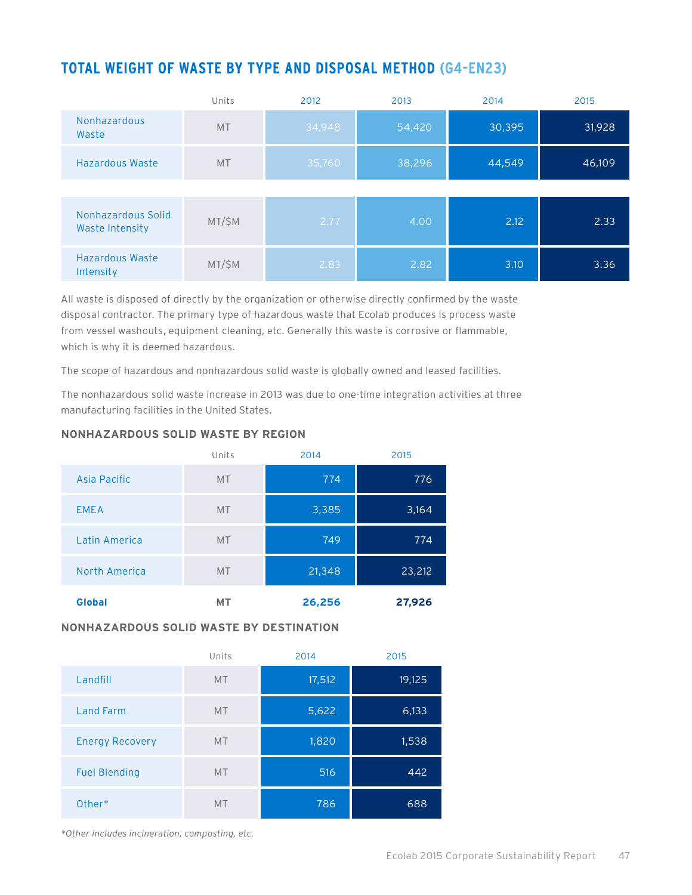## TOTAL WEIGHT OF WASTE BY TYPE AND DISPOSAL METHOD (G4-EN23)

| | Units | 2012 | 2013 | 2014 | 2015 |
|---|---|---|---|---|---|
| Nonhazardous Waste | MT | 34,948 | 54,420 | 30,395 | 31,928 |
| Hazardous Waste | MT | 35,760 | 38,296 | 44,549 | 46,109 |
| Nonhazardous Solid Waste Intensity | MT/$M | 2.77 | 4.00 | 2.12 | 2.33 |
| Hazardous Waste Intensity | MT/$M | 2.83 | 2.82 | 3.10 | 3.36 |

All waste is disposed of directly by the organization or otherwise directly confirmed by the waste disposal contractor. The primary type of hazardous waste that Ecolab produces is process waste from vessel washouts, equipment cleaning, etc. Generally this waste is corrosive or flammable, which is why it is deemed hazardous.

The scope of hazardous and nonhazardous solid waste is globally owned and leased facilities.

The nonhazardous solid waste increase in 2013 was due to one-time integration activities at three manufacturing facilities in the United States.

### NONHAZARDOUS SOLID WASTE BY REGION

| | Units | 2014 | 2015 |
|---|---|---|---|
| Asia Pacific | MT | 774 | 776 |
| EMEA | MT | 3,385 | 3,164 |
| Latin America | MT | 749 | 774 |
| North America | MT | 21,348 | 23,212 |
| **Global** | **MT** | **26,256** | **27,926** |

### NONHAZARDOUS SOLID WASTE BY DESTINATION

| | Units | 2014 | 2015 |
|---|---|---|---|
| Landfill | MT | 17,512 | 19,125 |
| Land Farm | MT | 5,622 | 6,133 |
| Energy Recovery | MT | 1,820 | 1,538 |
| Fuel Blending | MT | 516 | 442 |
| Other* | MT | 786 | 688 |

*Other includes incineration, composting, etc.*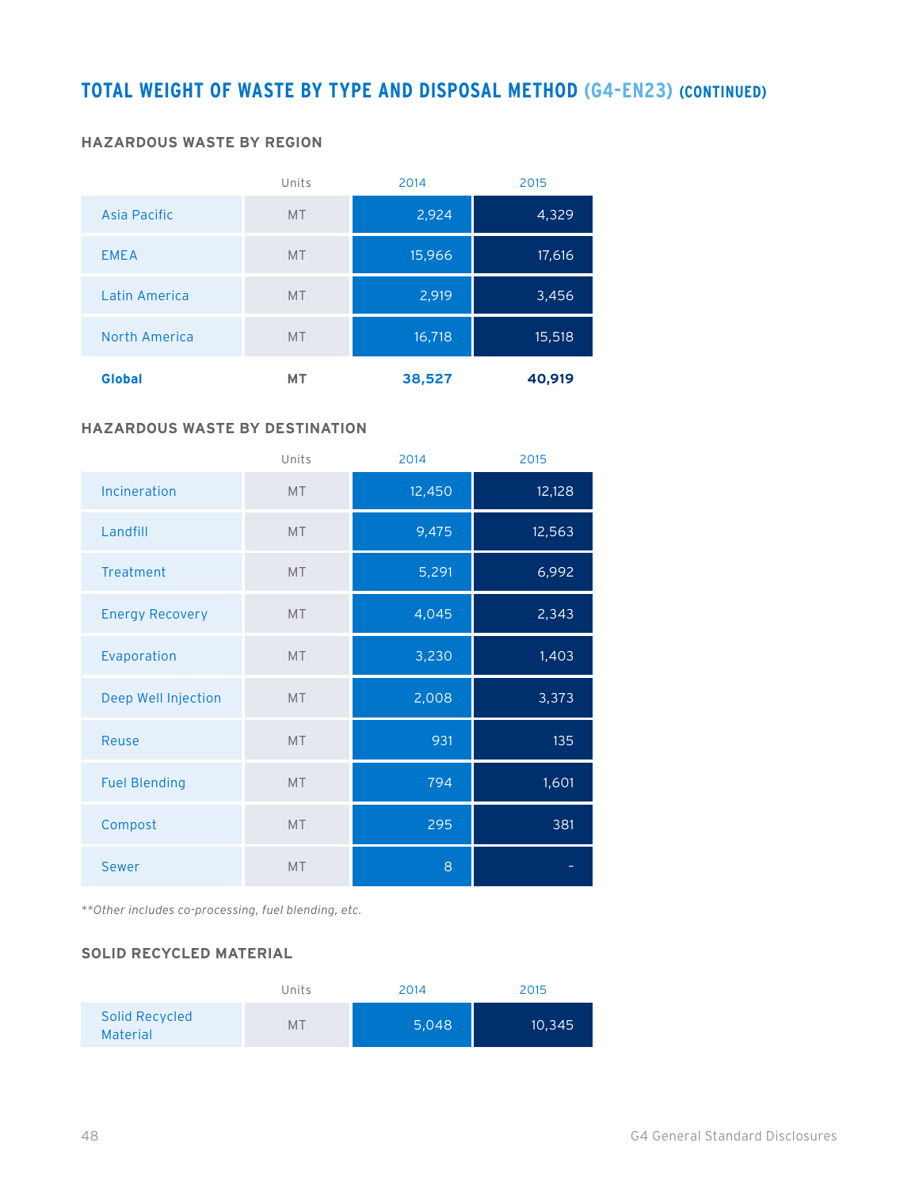## TOTAL WEIGHT OF WASTE BY TYPE AND DISPOSAL METHOD (G4-EN23) (CONTINUED)

### HAZARDOUS WASTE BY REGION

| | Units | 2014 | 2015 |
|---|---|---|---|
| Asia Pacific | MT | 2,924 | 4,329 |
| EMEA | MT | 15,966 | 17,616 |
| Latin America | MT | 2,919 | 3,456 |
| North America | MT | 16,718 | 15,518 |
| **Global** | **MT** | **38,527** | **40,919** |

### HAZARDOUS WASTE BY DESTINATION

| | Units | 2014 | 2015 |
|---|---|---|---|
| Incineration | MT | 12,450 | 12,128 |
| Landfill | MT | 9,475 | 12,563 |
| Treatment | MT | 5,291 | 6,992 |
| Energy Recovery | MT | 4,045 | 2,343 |
| Evaporation | MT | 3,230 | 1,403 |
| Deep Well Injection | MT | 2,008 | 3,373 |
| Reuse | MT | 931 | 135 |
| Fuel Blending | MT | 794 | 1,601 |
| Compost | MT | 295 | 381 |
| Sewer | MT | 8 | - |

*\*\*Other includes co-processing, fuel blending, etc.*

### SOLID RECYCLED MATERIAL

| | Units | 2014 | 2015 |
|---|---|---|---|
| Solid Recycled Material | MT | 5,048 | 10,345 |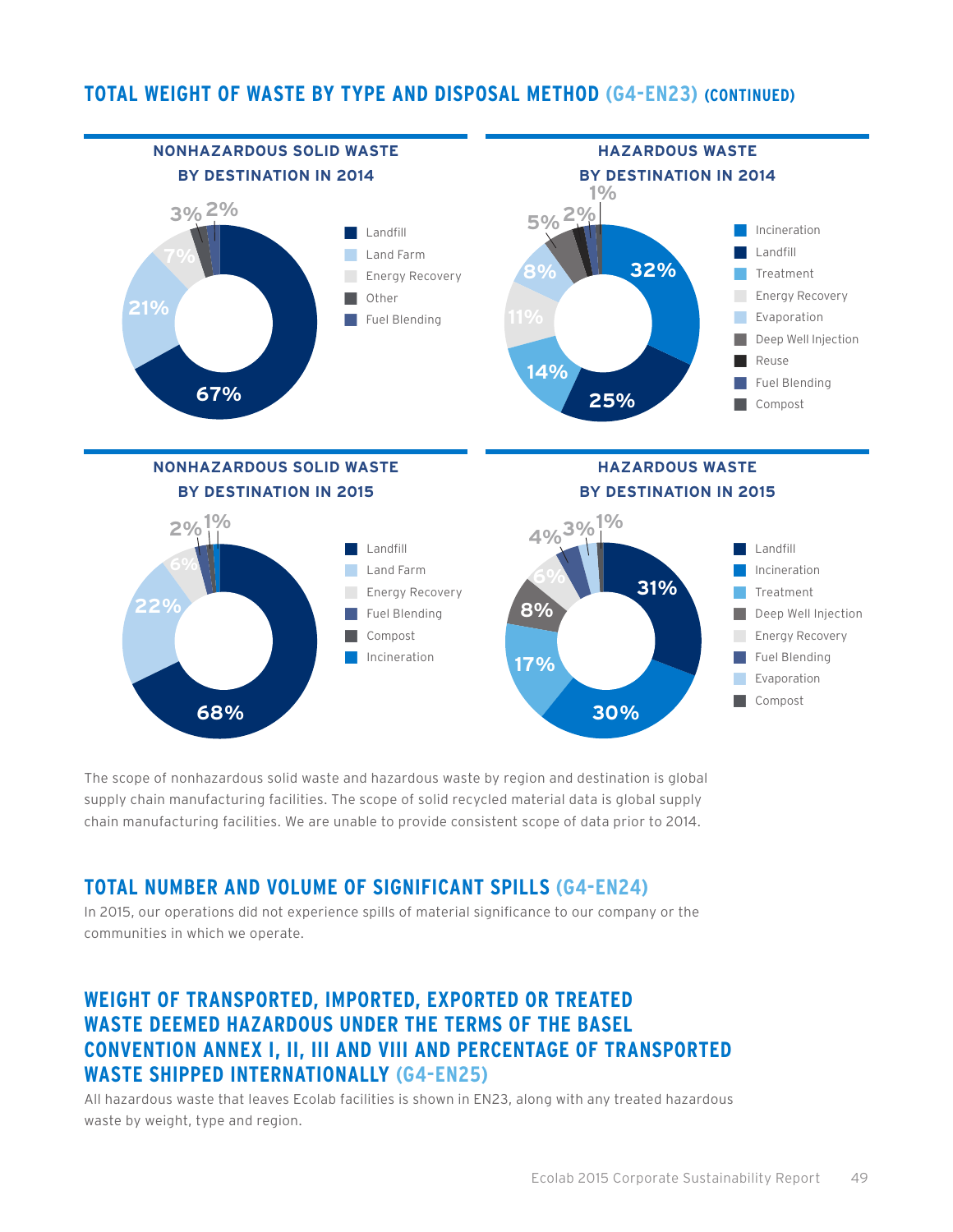## TOTAL WEIGHT OF WASTE BY TYPE AND DISPOSAL METHOD (G4-EN23) (CONTINUED)

### NONHAZARDOUS SOLID WASTE BY DESTINATION IN 2014

| Destination | % |
|---|---|
| Landfill | 67% |
| Land Farm | 21% |
| Energy Recovery | 7% |
| Other | 3% |
| Fuel Blending | 2% |

### HAZARDOUS WASTE BY DESTINATION IN 2014

| Destination | % |
|---|---|
| Incineration | 32% |
| Landfill | 25% |
| Treatment | 14% |
| Energy Recovery | 11% |
| Evaporation | 8% |
| Deep Well Injection | 5% |
| Reuse | 2% |
| Fuel Blending | 1% |
| Compost | |

### NONHAZARDOUS SOLID WASTE BY DESTINATION IN 2015

| Destination | % |
|---|---|
| Landfill | 68% |
| Land Farm | 22% |
| Energy Recovery | 6% |
| Fuel Blending | 2% |
| Compost | 1% |
| Incineration | |

### HAZARDOUS WASTE BY DESTINATION IN 2015

| Destination | % |
|---|---|
| Landfill | 31% |
| Incineration | 30% |
| Treatment | 17% |
| Deep Well Injection | 8% |
| Energy Recovery | 6% |
| Fuel Blending | 4% |
| Evaporation | 3% |
| Compost | 1% |

The scope of nonhazardous solid waste and hazardous waste by region and destination is global supply chain manufacturing facilities. The scope of solid recycled material data is global supply chain manufacturing facilities. We are unable to provide consistent scope of data prior to 2014.

## TOTAL NUMBER AND VOLUME OF SIGNIFICANT SPILLS (G4-EN24)

In 2015, our operations did not experience spills of material significance to our company or the communities in which we operate.

## WEIGHT OF TRANSPORTED, IMPORTED, EXPORTED OR TREATED WASTE DEEMED HAZARDOUS UNDER THE TERMS OF THE BASEL CONVENTION ANNEX I, II, III AND VIII AND PERCENTAGE OF TRANSPORTED WASTE SHIPPED INTERNATIONALLY (G4-EN25)

All hazardous waste that leaves Ecolab facilities is shown in EN23, along with any treated hazardous waste by weight, type and region.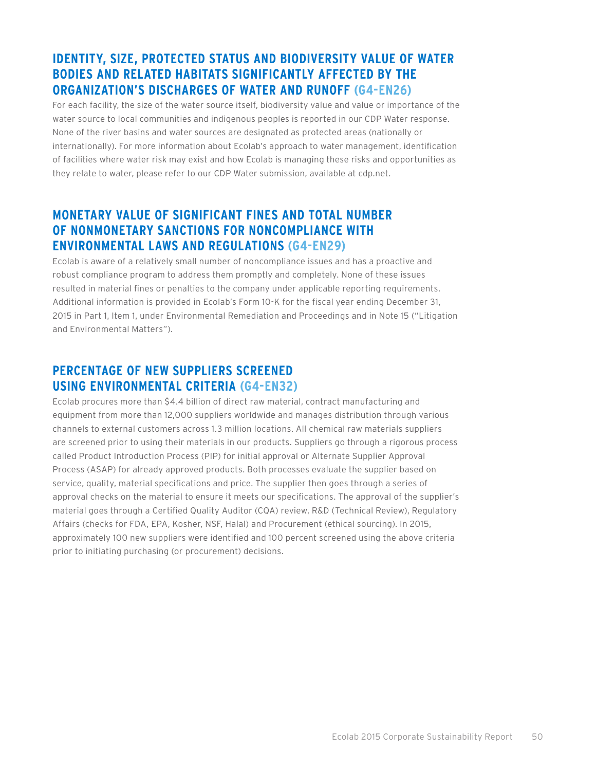## IDENTITY, SIZE, PROTECTED STATUS AND BIODIVERSITY VALUE OF WATER BODIES AND RELATED HABITATS SIGNIFICANTLY AFFECTED BY THE ORGANIZATION'S DISCHARGES OF WATER AND RUNOFF (G4-EN26)

For each facility, the size of the water source itself, biodiversity value and value or importance of the water source to local communities and indigenous peoples is reported in our CDP Water response. None of the river basins and water sources are designated as protected areas (nationally or internationally). For more information about Ecolab's approach to water management, identification of facilities where water risk may exist and how Ecolab is managing these risks and opportunities as they relate to water, please refer to our CDP Water submission, available at cdp.net.

## MONETARY VALUE OF SIGNIFICANT FINES AND TOTAL NUMBER OF NONMONETARY SANCTIONS FOR NONCOMPLIANCE WITH ENVIRONMENTAL LAWS AND REGULATIONS (G4-EN29)

Ecolab is aware of a relatively small number of noncompliance issues and has a proactive and robust compliance program to address them promptly and completely. None of these issues resulted in material fines or penalties to the company under applicable reporting requirements. Additional information is provided in Ecolab's Form 10-K for the fiscal year ending December 31, 2015 in Part 1, Item 1, under Environmental Remediation and Proceedings and in Note 15 ("Litigation and Environmental Matters").

## PERCENTAGE OF NEW SUPPLIERS SCREENED USING ENVIRONMENTAL CRITERIA (G4-EN32)

Ecolab procures more than $4.4 billion of direct raw material, contract manufacturing and equipment from more than 12,000 suppliers worldwide and manages distribution through various channels to external customers across 1.3 million locations. All chemical raw materials suppliers are screened prior to using their materials in our products. Suppliers go through a rigorous process called Product Introduction Process (PIP) for initial approval or Alternate Supplier Approval Process (ASAP) for already approved products. Both processes evaluate the supplier based on service, quality, material specifications and price. The supplier then goes through a series of approval checks on the material to ensure it meets our specifications. The approval of the supplier's material goes through a Certified Quality Auditor (CQA) review, R&D (Technical Review), Regulatory Affairs (checks for FDA, EPA, Kosher, NSF, Halal) and Procurement (ethical sourcing). In 2015, approximately 100 new suppliers were identified and 100 percent screened using the above criteria prior to initiating purchasing (or procurement) decisions.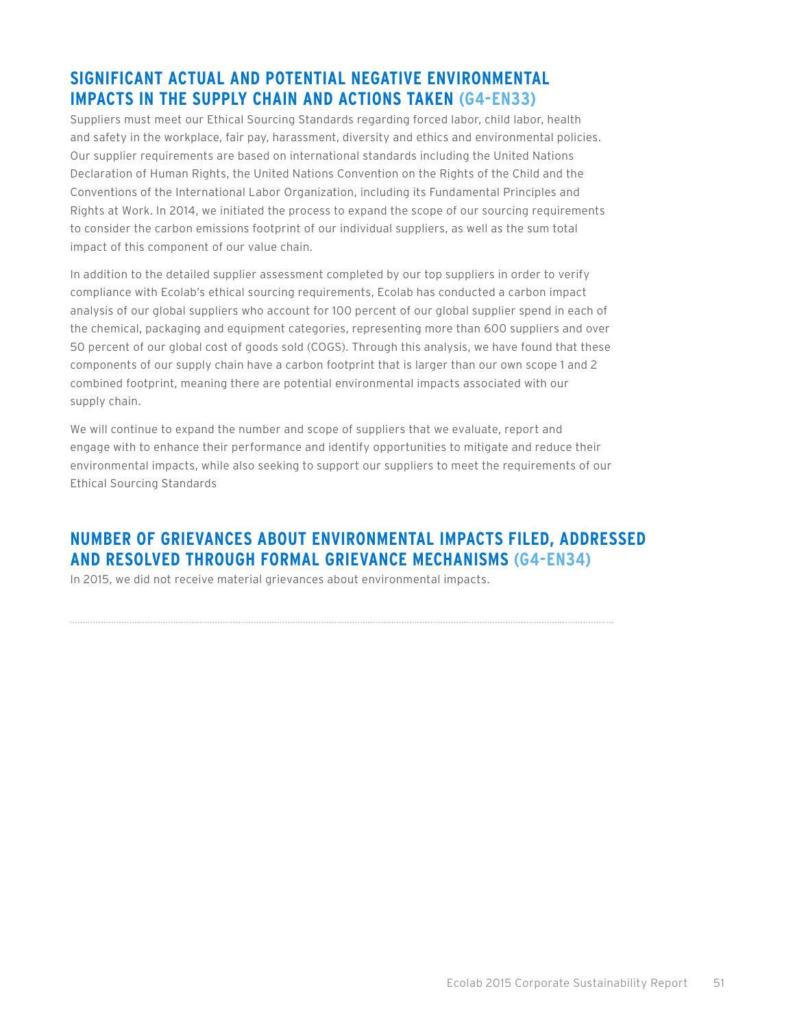## SIGNIFICANT ACTUAL AND POTENTIAL NEGATIVE ENVIRONMENTAL IMPACTS IN THE SUPPLY CHAIN AND ACTIONS TAKEN (G4-EN33)

Suppliers must meet our Ethical Sourcing Standards regarding forced labor, child labor, health and safety in the workplace, fair pay, harassment, diversity and ethics and environmental policies. Our supplier requirements are based on international standards including the United Nations Declaration of Human Rights, the United Nations Convention on the Rights of the Child and the Conventions of the International Labor Organization, including its Fundamental Principles and Rights at Work. In 2014, we initiated the process to expand the scope of our sourcing requirements to consider the carbon emissions footprint of our individual suppliers, as well as the sum total impact of this component of our value chain.

In addition to the detailed supplier assessment completed by our top suppliers in order to verify compliance with Ecolab's ethical sourcing requirements, Ecolab has conducted a carbon impact analysis of our global suppliers who account for 100 percent of our global supplier spend in each of the chemical, packaging and equipment categories, representing more than 600 suppliers and over 50 percent of our global cost of goods sold (COGS). Through this analysis, we have found that these components of our supply chain have a carbon footprint that is larger than our own scope 1 and 2 combined footprint, meaning there are potential environmental impacts associated with our supply chain.

We will continue to expand the number and scope of suppliers that we evaluate, report and engage with to enhance their performance and identify opportunities to mitigate and reduce their environmental impacts, while also seeking to support our suppliers to meet the requirements of our Ethical Sourcing Standards

## NUMBER OF GRIEVANCES ABOUT ENVIRONMENTAL IMPACTS FILED, ADDRESSED AND RESOLVED THROUGH FORMAL GRIEVANCE MECHANISMS (G4-EN34)

In 2015, we did not receive material grievances about environmental impacts.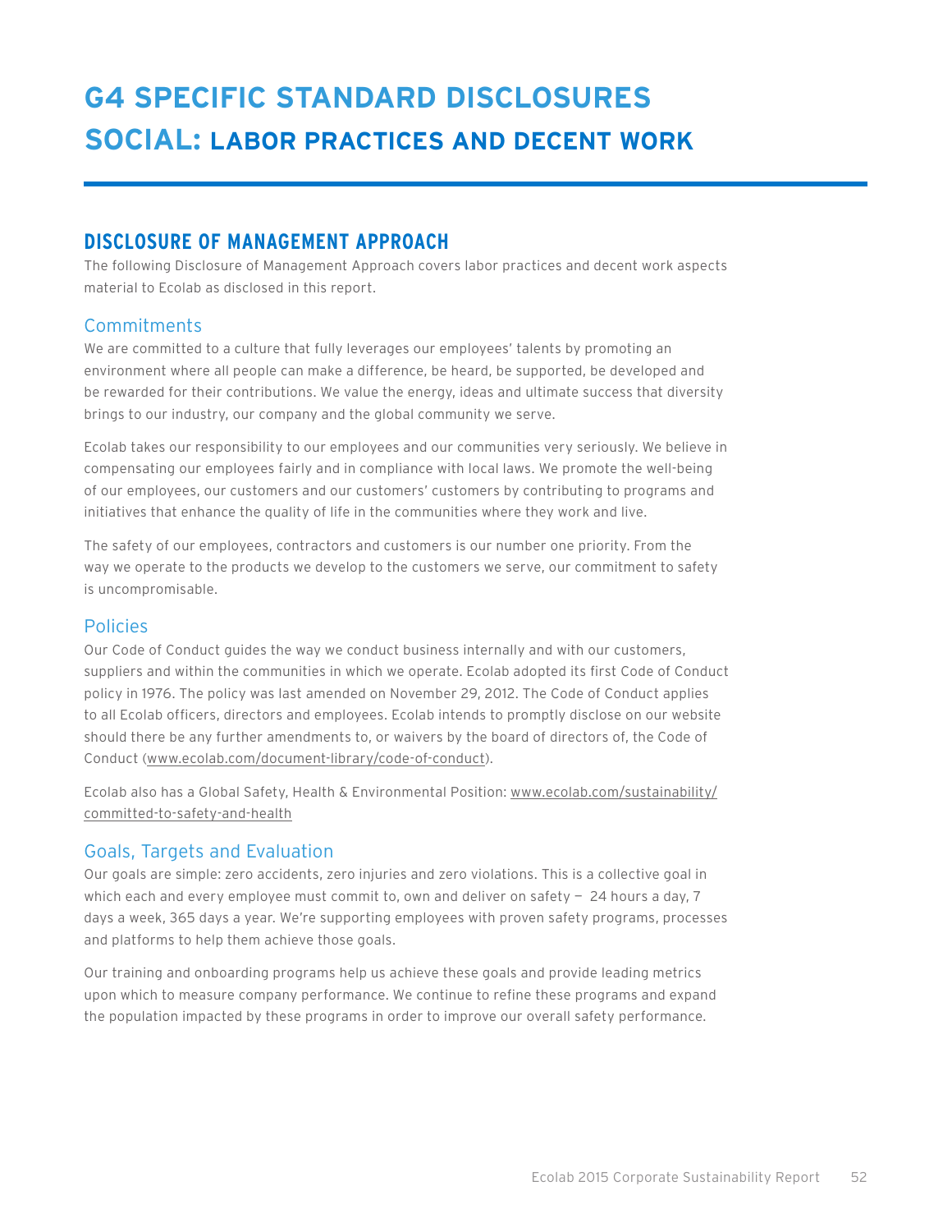# G4 SPECIFIC STANDARD DISCLOSURES

# SOCIAL: LABOR PRACTICES AND DECENT WORK

## DISCLOSURE OF MANAGEMENT APPROACH

The following Disclosure of Management Approach covers labor practices and decent work aspects material to Ecolab as disclosed in this report.

### Commitments

We are committed to a culture that fully leverages our employees' talents by promoting an environment where all people can make a difference, be heard, be supported, be developed and be rewarded for their contributions. We value the energy, ideas and ultimate success that diversity brings to our industry, our company and the global community we serve.

Ecolab takes our responsibility to our employees and our communities very seriously. We believe in compensating our employees fairly and in compliance with local laws. We promote the well-being of our employees, our customers and our customers' customers by contributing to programs and initiatives that enhance the quality of life in the communities where they work and live.

The safety of our employees, contractors and customers is our number one priority. From the way we operate to the products we develop to the customers we serve, our commitment to safety is uncompromisable.

### Policies

Our Code of Conduct guides the way we conduct business internally and with our customers, suppliers and within the communities in which we operate. Ecolab adopted its first Code of Conduct policy in 1976. The policy was last amended on November 29, 2012. The Code of Conduct applies to all Ecolab officers, directors and employees. Ecolab intends to promptly disclose on our website should there be any further amendments to, or waivers by the board of directors of, the Code of Conduct (www.ecolab.com/document-library/code-of-conduct).

Ecolab also has a Global Safety, Health & Environmental Position: www.ecolab.com/sustainability/committed-to-safety-and-health

### Goals, Targets and Evaluation

Our goals are simple: zero accidents, zero injuries and zero violations. This is a collective goal in which each and every employee must commit to, own and deliver on safety — 24 hours a day, 7 days a week, 365 days a year. We're supporting employees with proven safety programs, processes and platforms to help them achieve those goals.

Our training and onboarding programs help us achieve these goals and provide leading metrics upon which to measure company performance. We continue to refine these programs and expand the population impacted by these programs in order to improve our overall safety performance.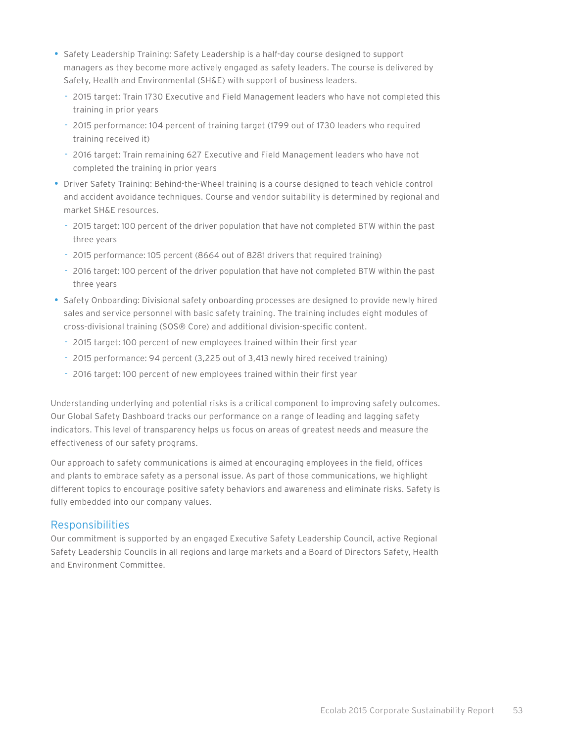- Safety Leadership Training: Safety Leadership is a half-day course designed to support managers as they become more actively engaged as safety leaders. The course is delivered by Safety, Health and Environmental (SH&E) with support of business leaders.
  - 2015 target: Train 1730 Executive and Field Management leaders who have not completed this training in prior years
  - 2015 performance: 104 percent of training target (1799 out of 1730 leaders who required training received it)
  - 2016 target: Train remaining 627 Executive and Field Management leaders who have not completed the training in prior years
- Driver Safety Training: Behind-the-Wheel training is a course designed to teach vehicle control and accident avoidance techniques. Course and vendor suitability is determined by regional and market SH&E resources.
  - 2015 target: 100 percent of the driver population that have not completed BTW within the past three years
  - 2015 performance: 105 percent (8664 out of 8281 drivers that required training)
  - 2016 target: 100 percent of the driver population that have not completed BTW within the past three years
- Safety Onboarding: Divisional safety onboarding processes are designed to provide newly hired sales and service personnel with basic safety training. The training includes eight modules of cross-divisional training (SOS® Core) and additional division-specific content.
  - 2015 target: 100 percent of new employees trained within their first year
  - 2015 performance: 94 percent (3,225 out of 3,413 newly hired received training)
  - 2016 target: 100 percent of new employees trained within their first year

Understanding underlying and potential risks is a critical component to improving safety outcomes. Our Global Safety Dashboard tracks our performance on a range of leading and lagging safety indicators. This level of transparency helps us focus on areas of greatest needs and measure the effectiveness of our safety programs.

Our approach to safety communications is aimed at encouraging employees in the field, offices and plants to embrace safety as a personal issue. As part of those communications, we highlight different topics to encourage positive safety behaviors and awareness and eliminate risks. Safety is fully embedded into our company values.

## Responsibilities

Our commitment is supported by an engaged Executive Safety Leadership Council, active Regional Safety Leadership Councils in all regions and large markets and a Board of Directors Safety, Health and Environment Committee.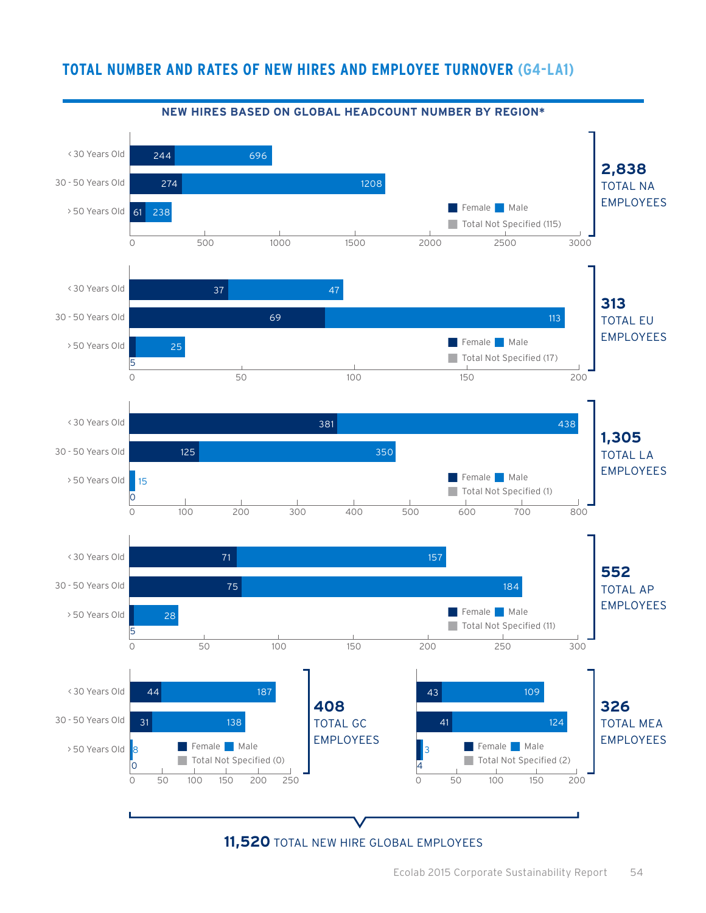## TOTAL NUMBER AND RATES OF NEW HIRES AND EMPLOYEE TURNOVER (G4-LA1)

### NEW HIRES BASED ON GLOBAL HEADCOUNT NUMBER BY REGION*

**2,838 TOTAL NA EMPLOYEES**

| Age | Female | Male |
|---|---|---|
| < 30 Years Old | 244 | 696 |
| 30 - 50 Years Old | 274 | 1208 |
| > 50 Years Old | 61 | 238 |

Total Not Specified (115)

**313 TOTAL EU EMPLOYEES**

| Age | Female | Male |
|---|---|---|
| < 30 Years Old | 37 | 47 |
| 30 - 50 Years Old | 69 | 113 |
| > 50 Years Old | 5 | 25 |

Total Not Specified (17)

**1,305 TOTAL LA EMPLOYEES**

| Age | Female | Male |
|---|---|---|
| < 30 Years Old | 381 | 438 |
| 30 - 50 Years Old | 125 | 350 |
| > 50 Years Old | 0 | 15 |

Total Not Specified (1)

**552 TOTAL AP EMPLOYEES**

| Age | Female | Male |
|---|---|---|
| < 30 Years Old | 71 | 157 |
| 30 - 50 Years Old | 75 | 184 |
| > 50 Years Old | 5 | 28 |

Total Not Specified (11)

**408 TOTAL GC EMPLOYEES**

| Age | Female | Male |
|---|---|---|
| < 30 Years Old | 44 | 187 |
| 30 - 50 Years Old | 31 | 138 |
| > 50 Years Old | 0 | 8 |

Total Not Specified (0)

**326 TOTAL MEA EMPLOYEES**

| Age | Female | Male |
|---|---|---|
| < 30 Years Old | 43 | 109 |
| 30 - 50 Years Old | 41 | 124 |
| > 50 Years Old | 4 | 3 |

Total Not Specified (2)

**11,520** TOTAL NEW HIRE GLOBAL EMPLOYEES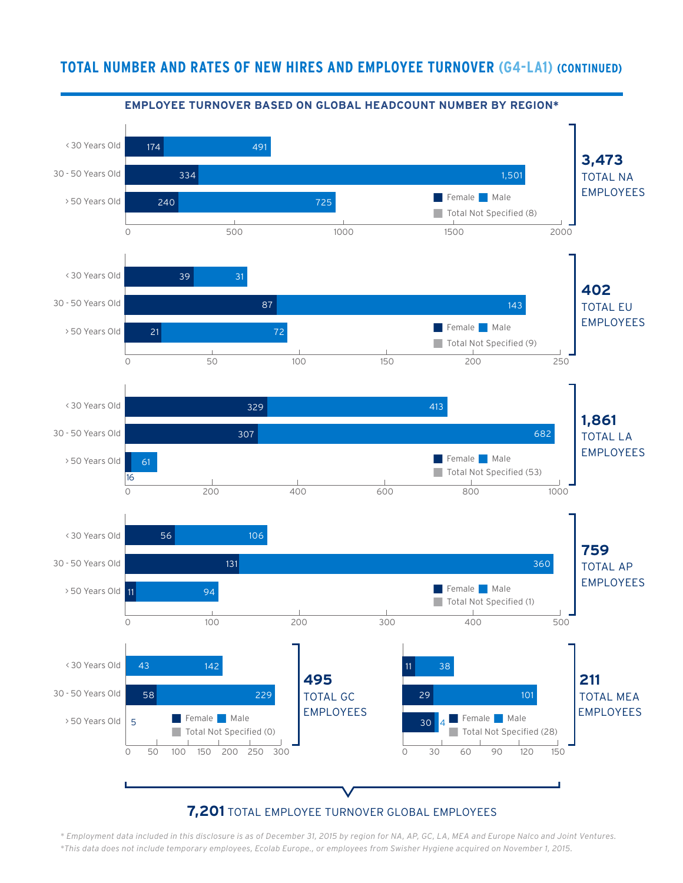## TOTAL NUMBER AND RATES OF NEW HIRES AND EMPLOYEE TURNOVER (G4-LA1) (CONTINUED)

### EMPLOYEE TURNOVER BASED ON GLOBAL HEADCOUNT NUMBER BY REGION*

**3,473 TOTAL NA EMPLOYEES**

| Age Group | Female | Male |
|---|---|---|
| < 30 Years Old | 174 | 491 |
| 30 - 50 Years Old | 334 | 1,501 |
| > 50 Years Old | 240 | 725 |

Total Not Specified (8)

**402 TOTAL EU EMPLOYEES**

| Age Group | Female | Male |
|---|---|---|
| < 30 Years Old | 39 | 31 |
| 30 - 50 Years Old | 87 | 143 |
| > 50 Years Old | 21 | 72 |

Total Not Specified (9)

**1,861 TOTAL LA EMPLOYEES**

| Age Group | Female | Male |
|---|---|---|
| < 30 Years Old | 329 | 413 |
| 30 - 50 Years Old | 307 | 682 |
| > 50 Years Old | 16 | 61 |

Total Not Specified (53)

**759 TOTAL AP EMPLOYEES**

| Age Group | Female | Male |
|---|---|---|
| < 30 Years Old | 56 | 106 |
| 30 - 50 Years Old | 131 | 360 |
| > 50 Years Old | 11 | 94 |

Total Not Specified (1)

**495 TOTAL GC EMPLOYEES**

| Age Group | Female | Male |
|---|---|---|
| < 30 Years Old | 43 | 142 |
| 30 - 50 Years Old | 58 | 229 |
| > 50 Years Old | 5 | |

Total Not Specified (0)

**211 TOTAL MEA EMPLOYEES**

| Age Group | Female | Male |
|---|---|---|
| < 30 Years Old | 11 | 38 |
| 30 - 50 Years Old | 29 | 101 |
| > 50 Years Old | 30 | 4 |

Total Not Specified (28)

**7,201** TOTAL EMPLOYEE TURNOVER GLOBAL EMPLOYEES

*\* Employment data included in this disclosure is as of December 31, 2015 by region for NA, AP, GC, LA, MEA and Europe Nalco and Joint Ventures.*

*\*This data does not include temporary employees, Ecolab Europe., or employees from Swisher Hygiene acquired on November 1, 2015.*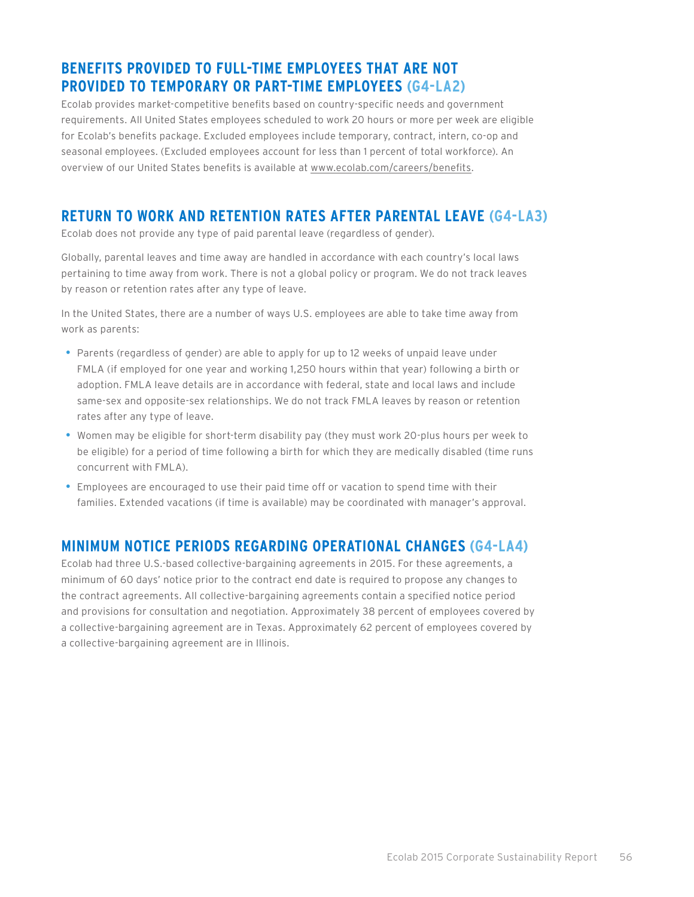## BENEFITS PROVIDED TO FULL-TIME EMPLOYEES THAT ARE NOT PROVIDED TO TEMPORARY OR PART-TIME EMPLOYEES (G4-LA2)

Ecolab provides market-competitive benefits based on country-specific needs and government requirements. All United States employees scheduled to work 20 hours or more per week are eligible for Ecolab's benefits package. Excluded employees include temporary, contract, intern, co-op and seasonal employees. (Excluded employees account for less than 1 percent of total workforce). An overview of our United States benefits is available at www.ecolab.com/careers/benefits.

## RETURN TO WORK AND RETENTION RATES AFTER PARENTAL LEAVE (G4-LA3)

Ecolab does not provide any type of paid parental leave (regardless of gender).

Globally, parental leaves and time away are handled in accordance with each country's local laws pertaining to time away from work. There is not a global policy or program. We do not track leaves by reason or retention rates after any type of leave.

In the United States, there are a number of ways U.S. employees are able to take time away from work as parents:

- Parents (regardless of gender) are able to apply for up to 12 weeks of unpaid leave under FMLA (if employed for one year and working 1,250 hours within that year) following a birth or adoption. FMLA leave details are in accordance with federal, state and local laws and include same-sex and opposite-sex relationships. We do not track FMLA leaves by reason or retention rates after any type of leave.
- Women may be eligible for short-term disability pay (they must work 20-plus hours per week to be eligible) for a period of time following a birth for which they are medically disabled (time runs concurrent with FMLA).
- Employees are encouraged to use their paid time off or vacation to spend time with their families. Extended vacations (if time is available) may be coordinated with manager's approval.

## MINIMUM NOTICE PERIODS REGARDING OPERATIONAL CHANGES (G4-LA4)

Ecolab had three U.S.-based collective-bargaining agreements in 2015. For these agreements, a minimum of 60 days' notice prior to the contract end date is required to propose any changes to the contract agreements. All collective-bargaining agreements contain a specified notice period and provisions for consultation and negotiation. Approximately 38 percent of employees covered by a collective-bargaining agreement are in Texas. Approximately 62 percent of employees covered by a collective-bargaining agreement are in Illinois.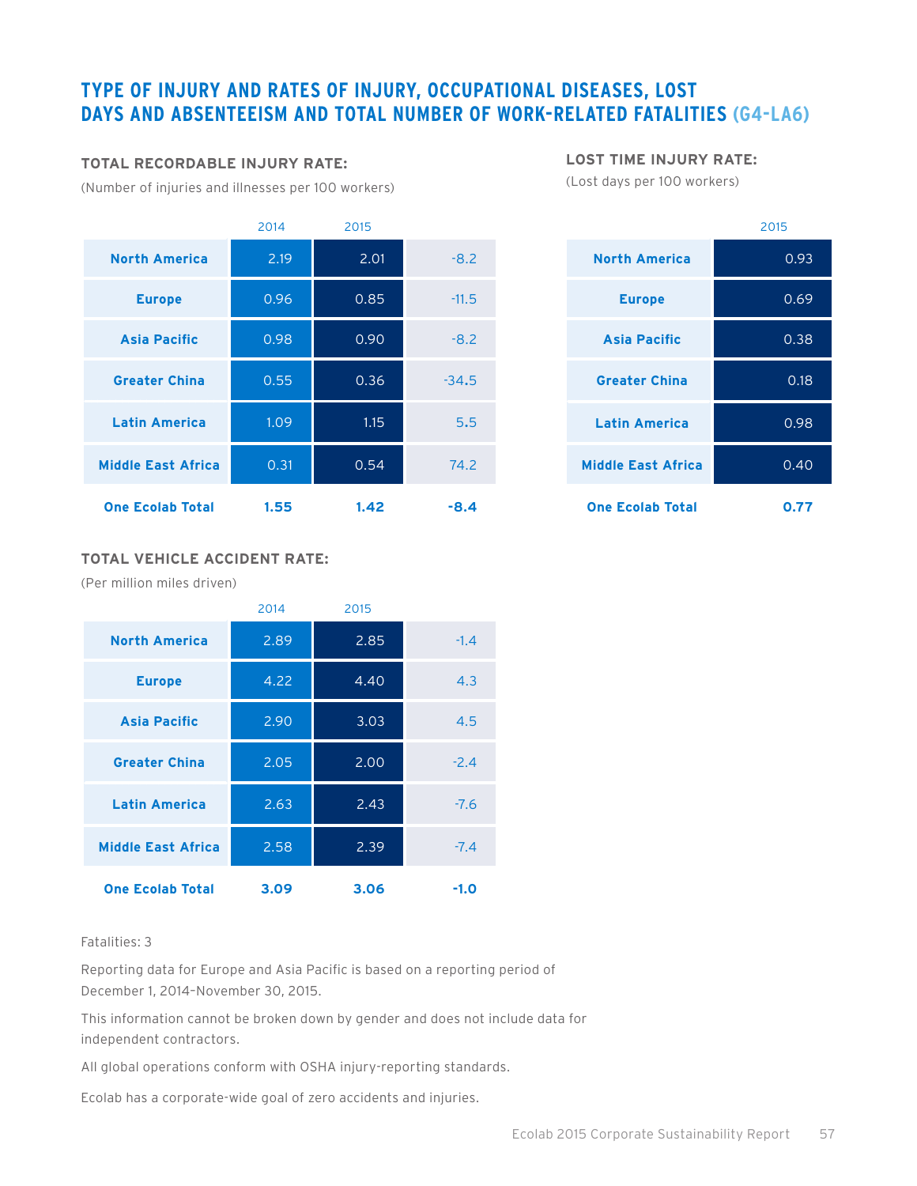## TYPE OF INJURY AND RATES OF INJURY, OCCUPATIONAL DISEASES, LOST DAYS AND ABSENTEEISM AND TOTAL NUMBER OF WORK-RELATED FATALITIES (G4-LA6)

### TOTAL RECORDABLE INJURY RATE:

(Number of injuries and illnesses per 100 workers)

| | 2014 | 2015 | |
|---|---|---|---|
| North America | 2.19 | 2.01 | -8.2 |
| Europe | 0.96 | 0.85 | -11.5 |
| Asia Pacific | 0.98 | 0.90 | -8.2 |
| Greater China | 0.55 | 0.36 | -34.5 |
| Latin America | 1.09 | 1.15 | 5.5 |
| Middle East Africa | 0.31 | 0.54 | 74.2 |
| **One Ecolab Total** | **1.55** | **1.42** | **-8.4** |

### LOST TIME INJURY RATE:

(Lost days per 100 workers)

| | 2015 |
|---|---|
| North America | 0.93 |
| Europe | 0.69 |
| Asia Pacific | 0.38 |
| Greater China | 0.18 |
| Latin America | 0.98 |
| Middle East Africa | 0.40 |
| **One Ecolab Total** | **0.77** |

### TOTAL VEHICLE ACCIDENT RATE:

(Per million miles driven)

| | 2014 | 2015 | |
|---|---|---|---|
| North America | 2.89 | 2.85 | -1.4 |
| Europe | 4.22 | 4.40 | 4.3 |
| Asia Pacific | 2.90 | 3.03 | 4.5 |
| Greater China | 2.05 | 2.00 | -2.4 |
| Latin America | 2.63 | 2.43 | -7.6 |
| Middle East Africa | 2.58 | 2.39 | -7.4 |
| **One Ecolab Total** | **3.09** | **3.06** | **-1.0** |

Fatalities: 3

Reporting data for Europe and Asia Pacific is based on a reporting period of December 1, 2014–November 30, 2015.

This information cannot be broken down by gender and does not include data for independent contractors.

All global operations conform with OSHA injury-reporting standards.

Ecolab has a corporate-wide goal of zero accidents and injuries.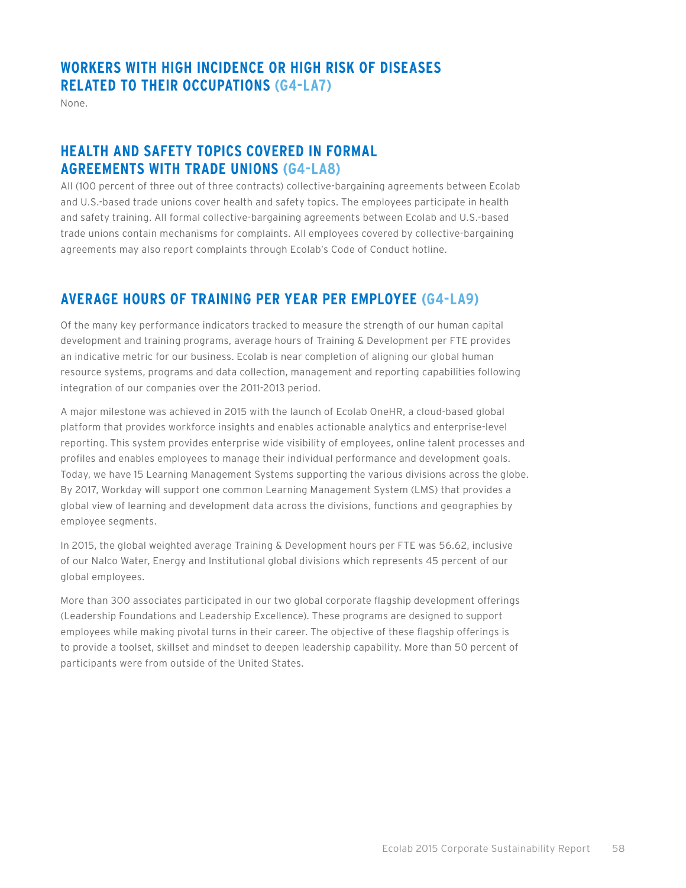## WORKERS WITH HIGH INCIDENCE OR HIGH RISK OF DISEASES RELATED TO THEIR OCCUPATIONS (G4-LA7)

None.

## HEALTH AND SAFETY TOPICS COVERED IN FORMAL AGREEMENTS WITH TRADE UNIONS (G4-LA8)

All (100 percent of three out of three contracts) collective-bargaining agreements between Ecolab and U.S.-based trade unions cover health and safety topics. The employees participate in health and safety training. All formal collective-bargaining agreements between Ecolab and U.S.-based trade unions contain mechanisms for complaints. All employees covered by collective-bargaining agreements may also report complaints through Ecolab's Code of Conduct hotline.

## AVERAGE HOURS OF TRAINING PER YEAR PER EMPLOYEE (G4-LA9)

Of the many key performance indicators tracked to measure the strength of our human capital development and training programs, average hours of Training & Development per FTE provides an indicative metric for our business. Ecolab is near completion of aligning our global human resource systems, programs and data collection, management and reporting capabilities following integration of our companies over the 2011-2013 period.

A major milestone was achieved in 2015 with the launch of Ecolab OneHR, a cloud-based global platform that provides workforce insights and enables actionable analytics and enterprise-level reporting. This system provides enterprise wide visibility of employees, online talent processes and profiles and enables employees to manage their individual performance and development goals. Today, we have 15 Learning Management Systems supporting the various divisions across the globe. By 2017, Workday will support one common Learning Management System (LMS) that provides a global view of learning and development data across the divisions, functions and geographies by employee segments.

In 2015, the global weighted average Training & Development hours per FTE was 56.62, inclusive of our Nalco Water, Energy and Institutional global divisions which represents 45 percent of our global employees.

More than 300 associates participated in our two global corporate flagship development offerings (Leadership Foundations and Leadership Excellence). These programs are designed to support employees while making pivotal turns in their career. The objective of these flagship offerings is to provide a toolset, skillset and mindset to deepen leadership capability. More than 50 percent of participants were from outside of the United States.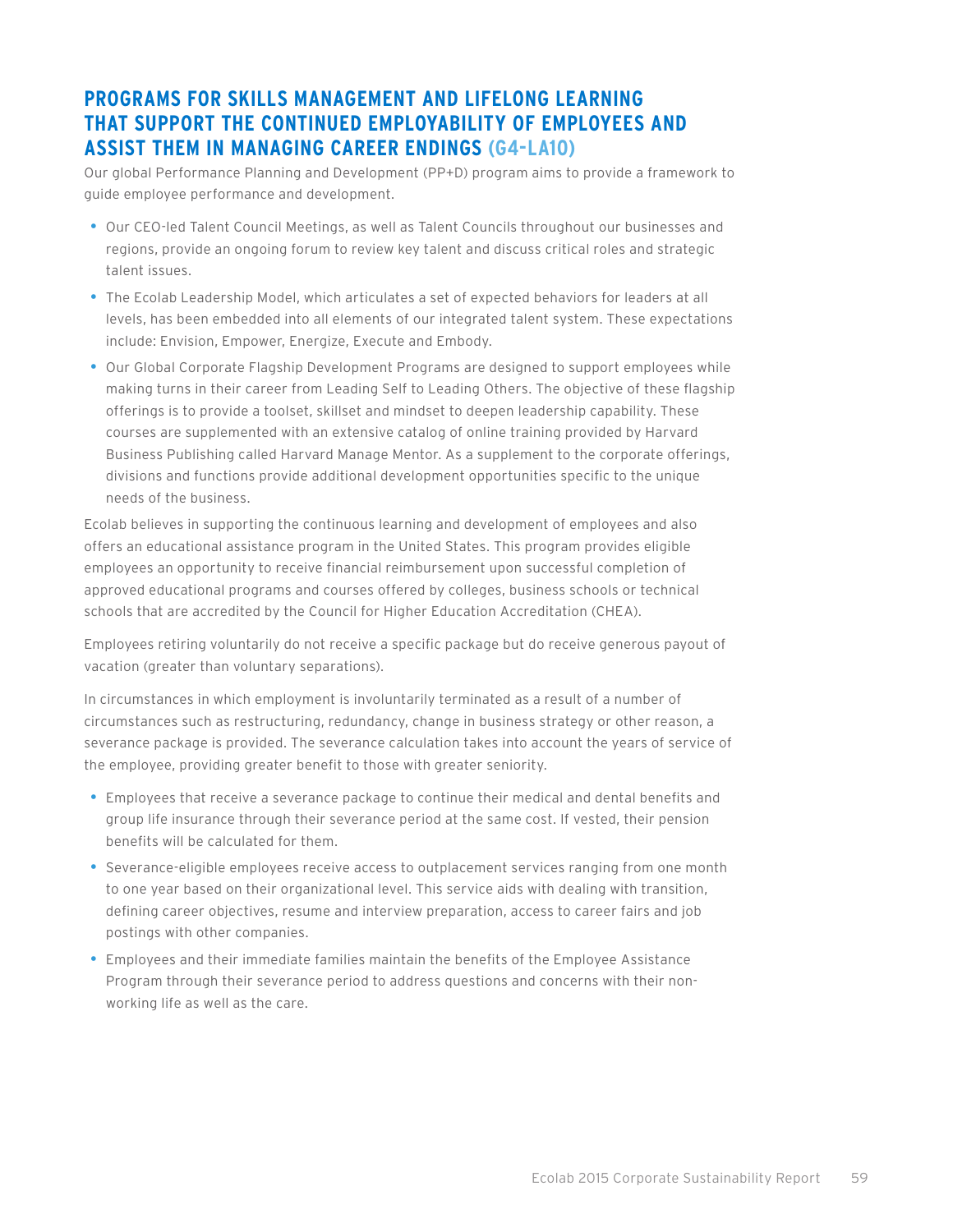## PROGRAMS FOR SKILLS MANAGEMENT AND LIFELONG LEARNING THAT SUPPORT THE CONTINUED EMPLOYABILITY OF EMPLOYEES AND ASSIST THEM IN MANAGING CAREER ENDINGS (G4-LA10)

Our global Performance Planning and Development (PP+D) program aims to provide a framework to guide employee performance and development.

- Our CEO-led Talent Council Meetings, as well as Talent Councils throughout our businesses and regions, provide an ongoing forum to review key talent and discuss critical roles and strategic talent issues.
- The Ecolab Leadership Model, which articulates a set of expected behaviors for leaders at all levels, has been embedded into all elements of our integrated talent system. These expectations include: Envision, Empower, Energize, Execute and Embody.
- Our Global Corporate Flagship Development Programs are designed to support employees while making turns in their career from Leading Self to Leading Others. The objective of these flagship offerings is to provide a toolset, skillset and mindset to deepen leadership capability. These courses are supplemented with an extensive catalog of online training provided by Harvard Business Publishing called Harvard Manage Mentor. As a supplement to the corporate offerings, divisions and functions provide additional development opportunities specific to the unique needs of the business.

Ecolab believes in supporting the continuous learning and development of employees and also offers an educational assistance program in the United States. This program provides eligible employees an opportunity to receive financial reimbursement upon successful completion of approved educational programs and courses offered by colleges, business schools or technical schools that are accredited by the Council for Higher Education Accreditation (CHEA).

Employees retiring voluntarily do not receive a specific package but do receive generous payout of vacation (greater than voluntary separations).

In circumstances in which employment is involuntarily terminated as a result of a number of circumstances such as restructuring, redundancy, change in business strategy or other reason, a severance package is provided. The severance calculation takes into account the years of service of the employee, providing greater benefit to those with greater seniority.

- Employees that receive a severance package to continue their medical and dental benefits and group life insurance through their severance period at the same cost. If vested, their pension benefits will be calculated for them.
- Severance-eligible employees receive access to outplacement services ranging from one month to one year based on their organizational level. This service aids with dealing with transition, defining career objectives, resume and interview preparation, access to career fairs and job postings with other companies.
- Employees and their immediate families maintain the benefits of the Employee Assistance Program through their severance period to address questions and concerns with their non-working life as well as the care.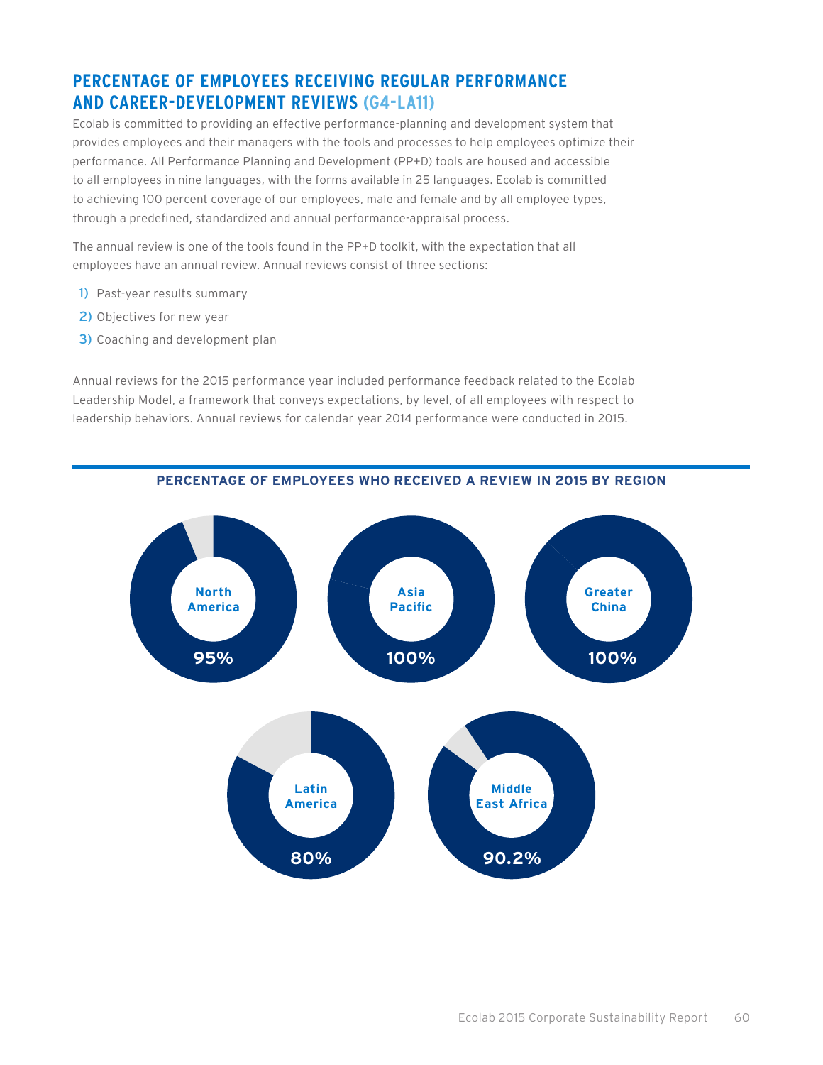## PERCENTAGE OF EMPLOYEES RECEIVING REGULAR PERFORMANCE AND CAREER-DEVELOPMENT REVIEWS (G4-LA11)

Ecolab is committed to providing an effective performance-planning and development system that provides employees and their managers with the tools and processes to help employees optimize their performance. All Performance Planning and Development (PP+D) tools are housed and accessible to all employees in nine languages, with the forms available in 25 languages. Ecolab is committed to achieving 100 percent coverage of our employees, male and female and by all employee types, through a predefined, standardized and annual performance-appraisal process.

The annual review is one of the tools found in the PP+D toolkit, with the expectation that all employees have an annual review. Annual reviews consist of three sections:

1) Past-year results summary
2) Objectives for new year
3) Coaching and development plan

Annual reviews for the 2015 performance year included performance feedback related to the Ecolab Leadership Model, a framework that conveys expectations, by level, of all employees with respect to leadership behaviors. Annual reviews for calendar year 2014 performance were conducted in 2015.

### PERCENTAGE OF EMPLOYEES WHO RECEIVED A REVIEW IN 2015 BY REGION

| Region | Percentage |
|---|---|
| North America | 95% |
| Asia Pacific | 100% |
| Greater China | 100% |
| Latin America | 80% |
| Middle East Africa | 90.2% |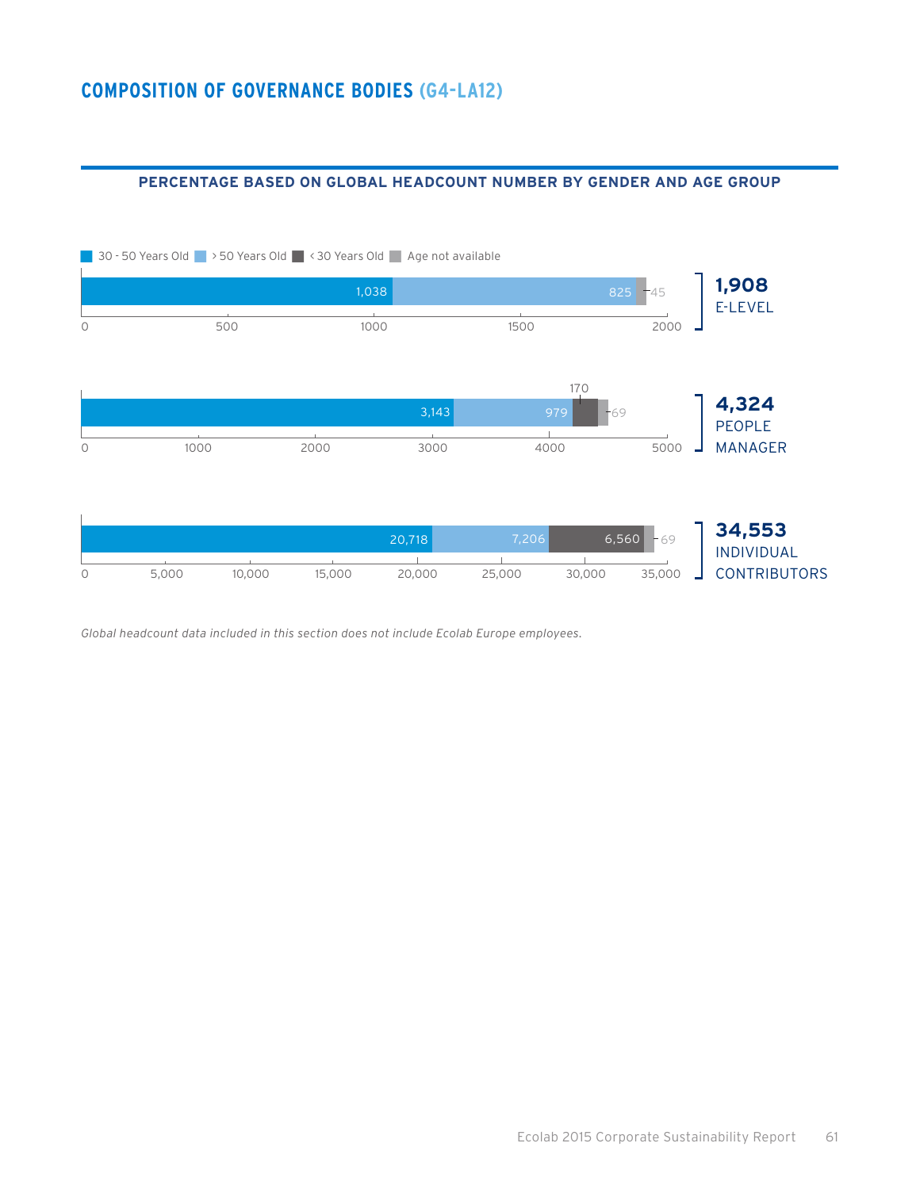## COMPOSITION OF GOVERNANCE BODIES (G4-LA12)

### PERCENTAGE BASED ON GLOBAL HEADCOUNT NUMBER BY GENDER AND AGE GROUP

| Group | 30 - 50 Years Old | > 50 Years Old | < 30 Years Old | Age not available | Total |
|---|---|---|---|---|---|
| E-LEVEL | 1,038 | 825 | | 45 | 1,908 |
| PEOPLE MANAGER | 3,143 | 979 | 170 | 69 | 4,324 |
| INDIVIDUAL CONTRIBUTORS | 20,718 | 7,206 | 6,560 | 69 | 34,553 |

*Global headcount data included in this section does not include Ecolab Europe employees.*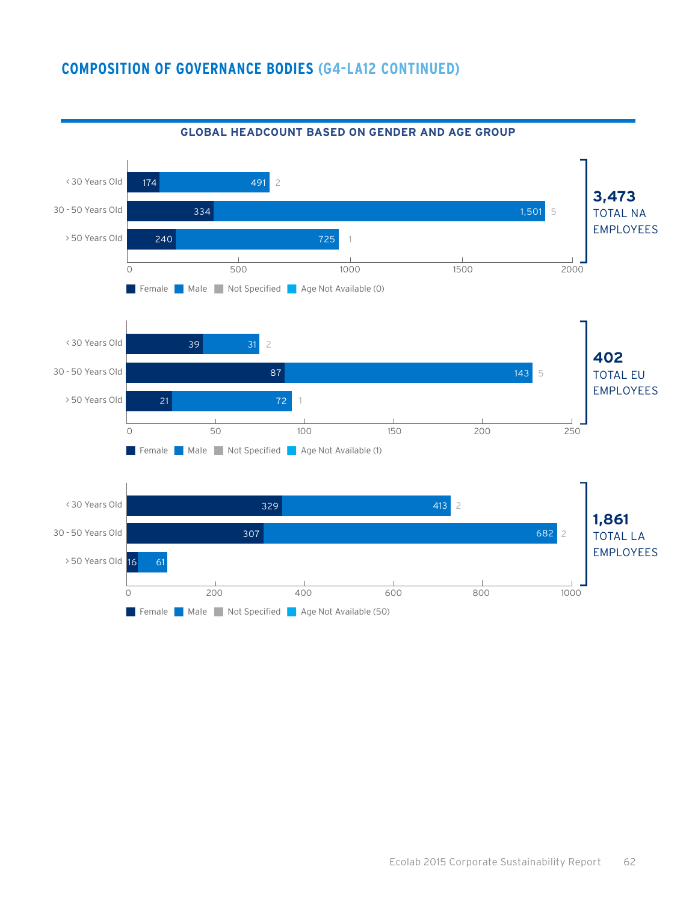## COMPOSITION OF GOVERNANCE BODIES (G4-LA12 CONTINUED)

### GLOBAL HEADCOUNT BASED ON GENDER AND AGE GROUP

**3,473 TOTAL NA EMPLOYEES**

| Age Group | Female | Male | Not Specified |
|---|---|---|---|
| < 30 Years Old | 174 | 491 | 2 |
| 30 - 50 Years Old | 334 | 1,501 | 5 |
| > 50 Years Old | 240 | 725 | 1 |

Female | Male | Not Specified | Age Not Available (0)

**402 TOTAL EU EMPLOYEES**

| Age Group | Female | Male | Not Specified |
|---|---|---|---|
| < 30 Years Old | 39 | 31 | 2 |
| 30 - 50 Years Old | 87 | 143 | 5 |
| > 50 Years Old | 21 | 72 | 1 |

Female | Male | Not Specified | Age Not Available (1)

**1,861 TOTAL LA EMPLOYEES**

| Age Group | Female | Male | Not Specified |
|---|---|---|---|
| < 30 Years Old | 329 | 413 | 2 |
| 30 - 50 Years Old | 307 | 682 | 2 |
| > 50 Years Old | 16 | 61 | |

Female | Male | Not Specified | Age Not Available (50)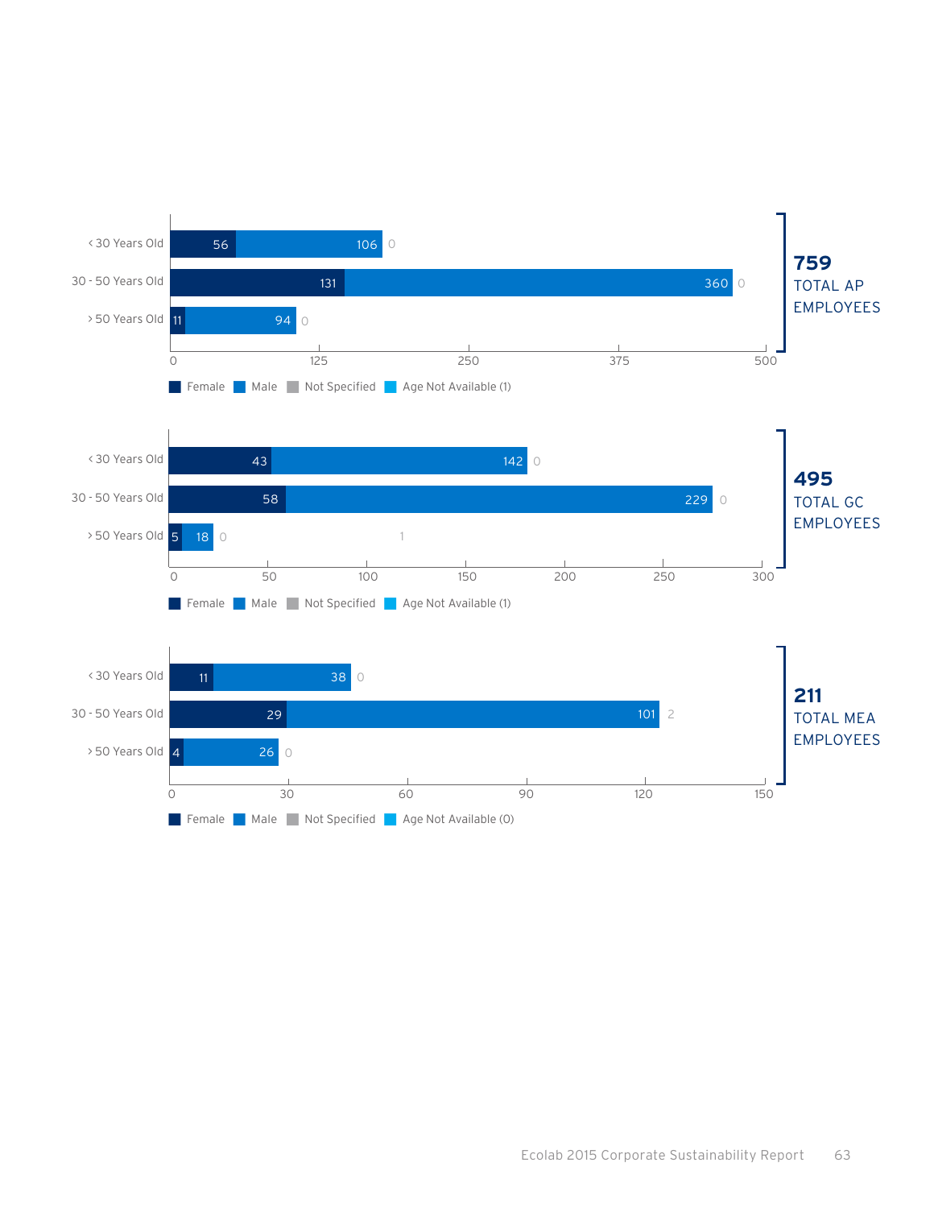| AP | Female | Male | Not Specified |
|---|---|---|---|
| < 30 Years Old | 56 | 106 | 0 |
| 30 - 50 Years Old | 131 | 360 | 0 |
| > 50 Years Old | 11 | 94 | 0 |

Female | Male | Not Specified | Age Not Available (1)

**759** TOTAL AP EMPLOYEES

| GC | Female | Male | Not Specified |
|---|---|---|---|
| < 30 Years Old | 43 | 142 | 0 |
| 30 - 50 Years Old | 58 | 229 | 0 |
| > 50 Years Old | 5 | 18 | 0 |

1

Female | Male | Not Specified | Age Not Available (1)

**495** TOTAL GC EMPLOYEES

| MEA | Female | Male | Not Specified |
|---|---|---|---|
| < 30 Years Old | 11 | 38 | 0 |
| 30 - 50 Years Old | 29 | 101 | 2 |
| > 50 Years Old | 4 | 26 | 0 |

Female | Male | Not Specified | Age Not Available (0)

**211** TOTAL MEA EMPLOYEES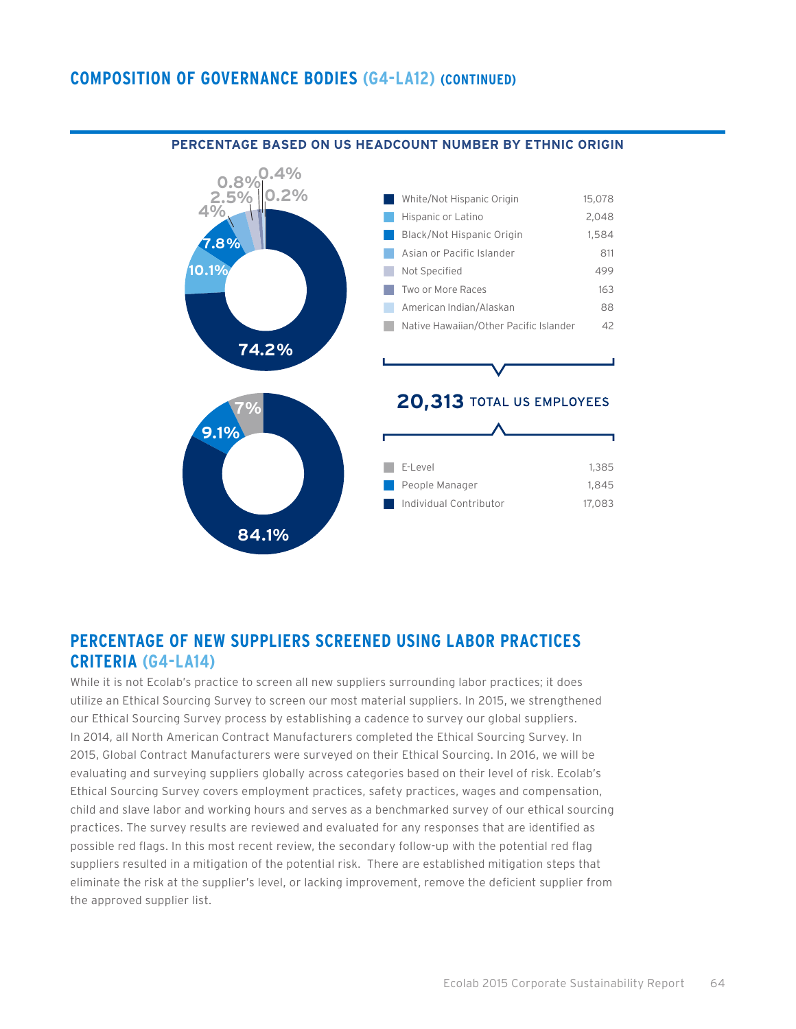## COMPOSITION OF GOVERNANCE BODIES (G4-LA12) (CONTINUED)

**PERCENTAGE BASED ON US HEADCOUNT NUMBER BY ETHNIC ORIGIN**

| Ethnic Origin | Headcount | Percentage |
|---|---|---|
| White/Not Hispanic Origin | 15,078 | 74.2% |
| Hispanic or Latino | 2,048 | 10.1% |
| Black/Not Hispanic Origin | 1,584 | 7.8% |
| Asian or Pacific Islander | 811 | 4% |
| Not Specified | 499 | 2.5% |
| Two or More Races | 163 | 0.8% |
| American Indian/Alaskan | 88 | 0.4% |
| Native Hawaiian/Other Pacific Islander | 42 | 0.2% |

**20,313** TOTAL US EMPLOYEES

| Level | Headcount | Percentage |
|---|---|---|
| E-Level | 1,385 | 7% |
| People Manager | 1,845 | 9.1% |
| Individual Contributor | 17,083 | 84.1% |

## PERCENTAGE OF NEW SUPPLIERS SCREENED USING LABOR PRACTICES CRITERIA (G4-LA14)

While it is not Ecolab's practice to screen all new suppliers surrounding labor practices; it does utilize an Ethical Sourcing Survey to screen our most material suppliers. In 2015, we strengthened our Ethical Sourcing Survey process by establishing a cadence to survey our global suppliers. In 2014, all North American Contract Manufacturers completed the Ethical Sourcing Survey. In 2015, Global Contract Manufacturers were surveyed on their Ethical Sourcing. In 2016, we will be evaluating and surveying suppliers globally across categories based on their level of risk. Ecolab's Ethical Sourcing Survey covers employment practices, safety practices, wages and compensation, child and slave labor and working hours and serves as a benchmarked survey of our ethical sourcing practices. The survey results are reviewed and evaluated for any responses that are identified as possible red flags. In this most recent review, the secondary follow-up with the potential red flag suppliers resulted in a mitigation of the potential risk. There are established mitigation steps that eliminate the risk at the supplier's level, or lacking improvement, remove the deficient supplier from the approved supplier list.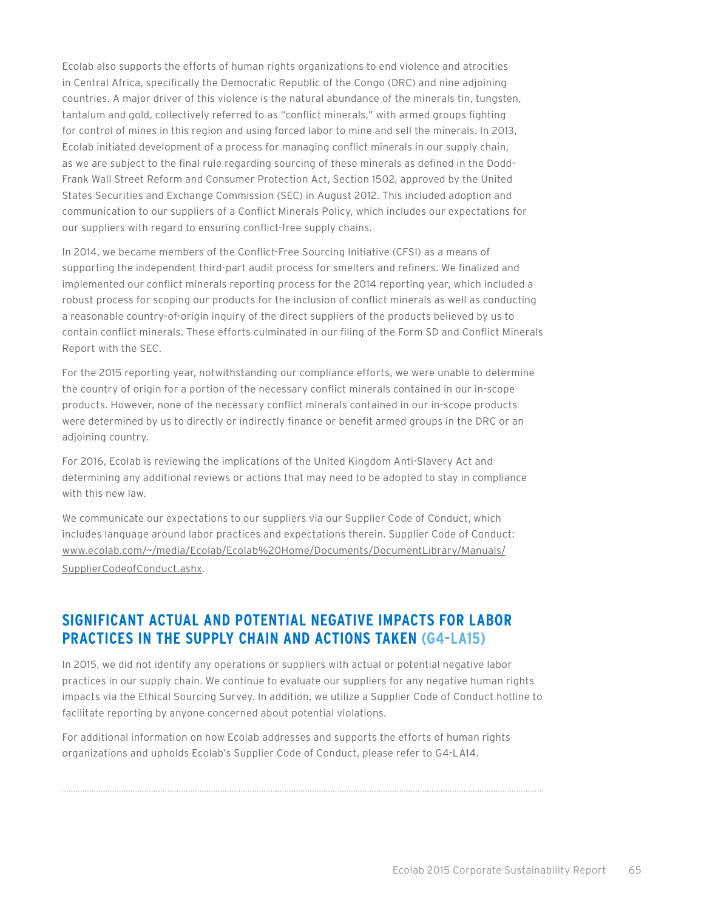Ecolab also supports the efforts of human rights organizations to end violence and atrocities in Central Africa, specifically the Democratic Republic of the Congo (DRC) and nine adjoining countries. A major driver of this violence is the natural abundance of the minerals tin, tungsten, tantalum and gold, collectively referred to as "conflict minerals," with armed groups fighting for control of mines in this region and using forced labor to mine and sell the minerals. In 2013, Ecolab initiated development of a process for managing conflict minerals in our supply chain, as we are subject to the final rule regarding sourcing of these minerals as defined in the Dodd-Frank Wall Street Reform and Consumer Protection Act, Section 1502, approved by the United States Securities and Exchange Commission (SEC) in August 2012. This included adoption and communication to our suppliers of a Conflict Minerals Policy, which includes our expectations for our suppliers with regard to ensuring conflict-free supply chains.

In 2014, we became members of the Conflict-Free Sourcing Initiative (CFSI) as a means of supporting the independent third-part audit process for smelters and refiners. We finalized and implemented our conflict minerals reporting process for the 2014 reporting year, which included a robust process for scoping our products for the inclusion of conflict minerals as well as conducting a reasonable country-of-origin inquiry of the direct suppliers of the products believed by us to contain conflict minerals. These efforts culminated in our filing of the Form SD and Conflict Minerals Report with the SEC.

For the 2015 reporting year, notwithstanding our compliance efforts, we were unable to determine the country of origin for a portion of the necessary conflict minerals contained in our in-scope products. However, none of the necessary conflict minerals contained in our in-scope products were determined by us to directly or indirectly finance or benefit armed groups in the DRC or an adjoining country.

For 2016, Ecolab is reviewing the implications of the United Kingdom Anti-Slavery Act and determining any additional reviews or actions that may need to be adopted to stay in compliance with this new law.

We communicate our expectations to our suppliers via our Supplier Code of Conduct, which includes language around labor practices and expectations therein. Supplier Code of Conduct: www.ecolab.com/~/media/Ecolab/Ecolab%20Home/Documents/DocumentLibrary/Manuals/SupplierCodeofConduct.ashx.

## SIGNIFICANT ACTUAL AND POTENTIAL NEGATIVE IMPACTS FOR LABOR PRACTICES IN THE SUPPLY CHAIN AND ACTIONS TAKEN (G4-LA15)

In 2015, we did not identify any operations or suppliers with actual or potential negative labor practices in our supply chain. We continue to evaluate our suppliers for any negative human rights impacts via the Ethical Sourcing Survey. In addition, we utilize a Supplier Code of Conduct hotline to facilitate reporting by anyone concerned about potential violations.

For additional information on how Ecolab addresses and supports the efforts of human rights organizations and upholds Ecolab's Supplier Code of Conduct, please refer to G4-LA14.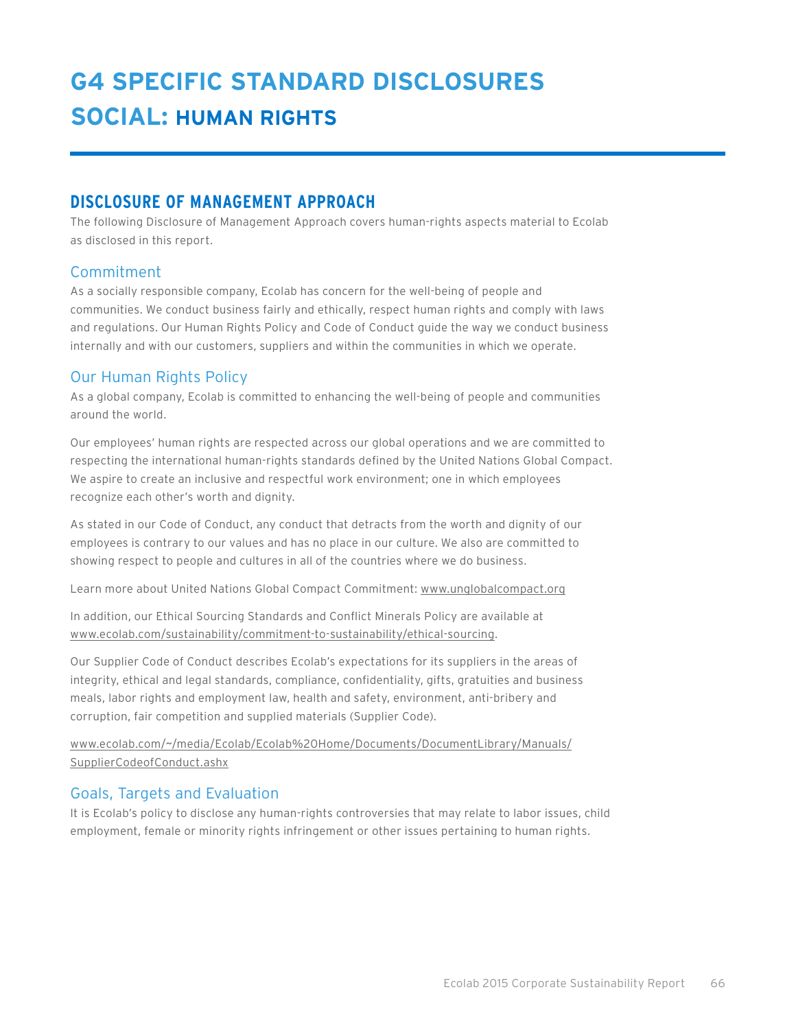# G4 SPECIFIC STANDARD DISCLOSURES
# SOCIAL: HUMAN RIGHTS

## DISCLOSURE OF MANAGEMENT APPROACH

The following Disclosure of Management Approach covers human-rights aspects material to Ecolab as disclosed in this report.

### Commitment

As a socially responsible company, Ecolab has concern for the well-being of people and communities. We conduct business fairly and ethically, respect human rights and comply with laws and regulations. Our Human Rights Policy and Code of Conduct guide the way we conduct business internally and with our customers, suppliers and within the communities in which we operate.

### Our Human Rights Policy

As a global company, Ecolab is committed to enhancing the well-being of people and communities around the world.

Our employees' human rights are respected across our global operations and we are committed to respecting the international human-rights standards defined by the United Nations Global Compact. We aspire to create an inclusive and respectful work environment; one in which employees recognize each other's worth and dignity.

As stated in our Code of Conduct, any conduct that detracts from the worth and dignity of our employees is contrary to our values and has no place in our culture. We also are committed to showing respect to people and cultures in all of the countries where we do business.

Learn more about United Nations Global Compact Commitment: www.unglobalcompact.org

In addition, our Ethical Sourcing Standards and Conflict Minerals Policy are available at www.ecolab.com/sustainability/commitment-to-sustainability/ethical-sourcing.

Our Supplier Code of Conduct describes Ecolab's expectations for its suppliers in the areas of integrity, ethical and legal standards, compliance, confidentiality, gifts, gratuities and business meals, labor rights and employment law, health and safety, environment, anti-bribery and corruption, fair competition and supplied materials (Supplier Code).

www.ecolab.com/~/media/Ecolab/Ecolab%20Home/Documents/DocumentLibrary/Manuals/SupplierCodeofConduct.ashx

### Goals, Targets and Evaluation

It is Ecolab's policy to disclose any human-rights controversies that may relate to labor issues, child employment, female or minority rights infringement or other issues pertaining to human rights.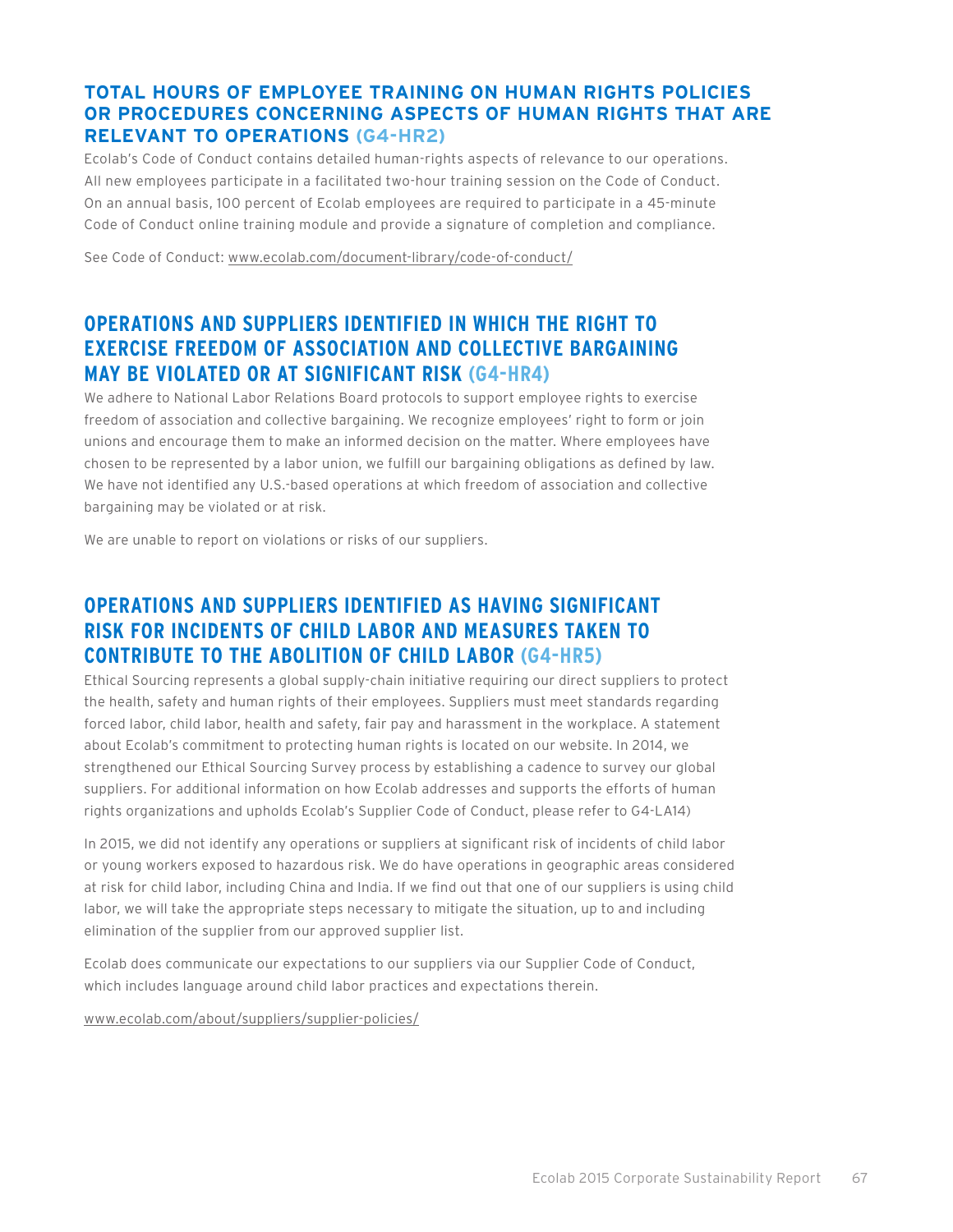## TOTAL HOURS OF EMPLOYEE TRAINING ON HUMAN RIGHTS POLICIES OR PROCEDURES CONCERNING ASPECTS OF HUMAN RIGHTS THAT ARE RELEVANT TO OPERATIONS (G4-HR2)

Ecolab's Code of Conduct contains detailed human-rights aspects of relevance to our operations. All new employees participate in a facilitated two-hour training session on the Code of Conduct. On an annual basis, 100 percent of Ecolab employees are required to participate in a 45-minute Code of Conduct online training module and provide a signature of completion and compliance.

See Code of Conduct: www.ecolab.com/document-library/code-of-conduct/

## OPERATIONS AND SUPPLIERS IDENTIFIED IN WHICH THE RIGHT TO EXERCISE FREEDOM OF ASSOCIATION AND COLLECTIVE BARGAINING MAY BE VIOLATED OR AT SIGNIFICANT RISK (G4-HR4)

We adhere to National Labor Relations Board protocols to support employee rights to exercise freedom of association and collective bargaining. We recognize employees' right to form or join unions and encourage them to make an informed decision on the matter. Where employees have chosen to be represented by a labor union, we fulfill our bargaining obligations as defined by law. We have not identified any U.S.-based operations at which freedom of association and collective bargaining may be violated or at risk.

We are unable to report on violations or risks of our suppliers.

## OPERATIONS AND SUPPLIERS IDENTIFIED AS HAVING SIGNIFICANT RISK FOR INCIDENTS OF CHILD LABOR AND MEASURES TAKEN TO CONTRIBUTE TO THE ABOLITION OF CHILD LABOR (G4-HR5)

Ethical Sourcing represents a global supply-chain initiative requiring our direct suppliers to protect the health, safety and human rights of their employees. Suppliers must meet standards regarding forced labor, child labor, health and safety, fair pay and harassment in the workplace. A statement about Ecolab's commitment to protecting human rights is located on our website. In 2014, we strengthened our Ethical Sourcing Survey process by establishing a cadence to survey our global suppliers. For additional information on how Ecolab addresses and supports the efforts of human rights organizations and upholds Ecolab's Supplier Code of Conduct, please refer to G4-LA14)

In 2015, we did not identify any operations or suppliers at significant risk of incidents of child labor or young workers exposed to hazardous risk. We do have operations in geographic areas considered at risk for child labor, including China and India. If we find out that one of our suppliers is using child labor, we will take the appropriate steps necessary to mitigate the situation, up to and including elimination of the supplier from our approved supplier list.

Ecolab does communicate our expectations to our suppliers via our Supplier Code of Conduct, which includes language around child labor practices and expectations therein.

www.ecolab.com/about/suppliers/supplier-policies/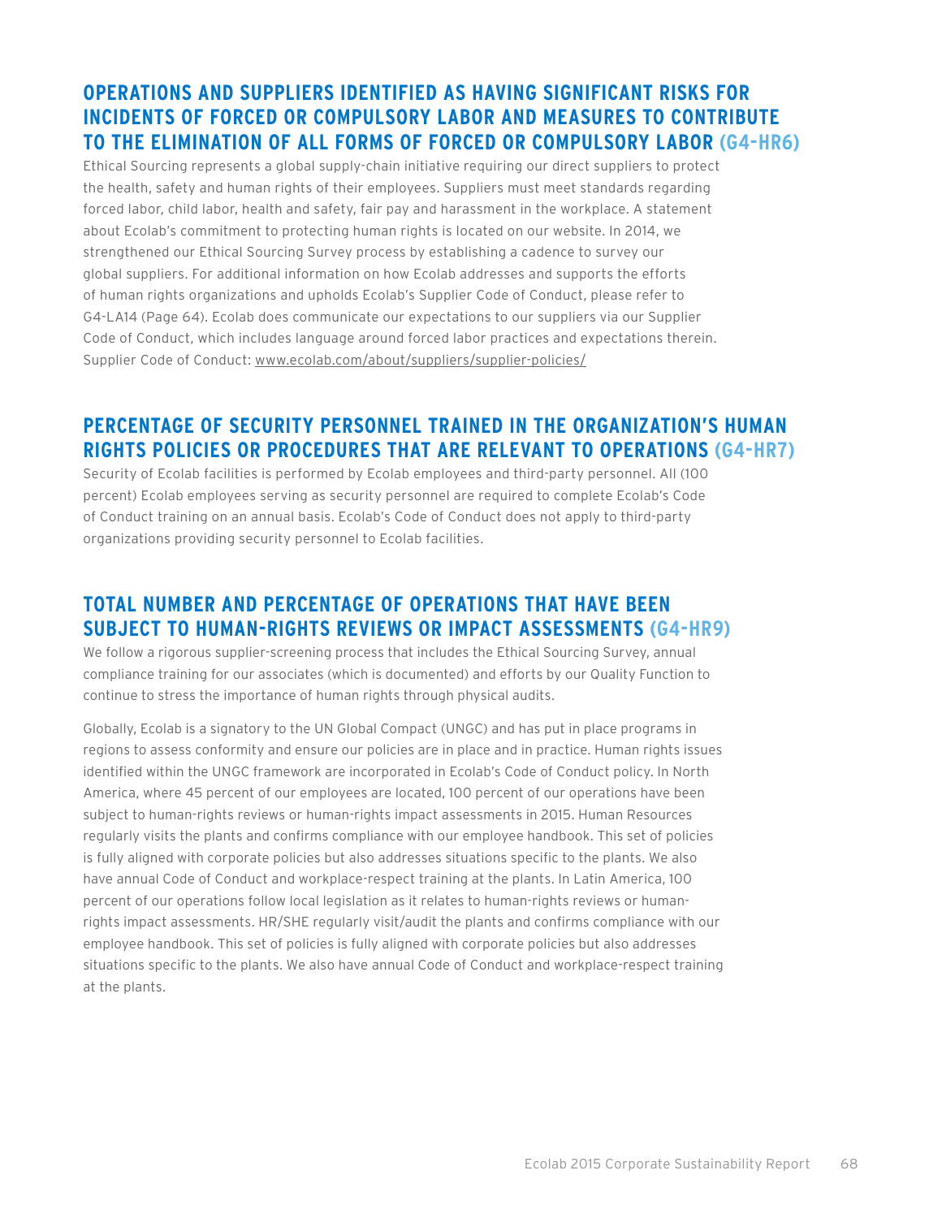## OPERATIONS AND SUPPLIERS IDENTIFIED AS HAVING SIGNIFICANT RISKS FOR INCIDENTS OF FORCED OR COMPULSORY LABOR AND MEASURES TO CONTRIBUTE TO THE ELIMINATION OF ALL FORMS OF FORCED OR COMPULSORY LABOR (G4-HR6)

Ethical Sourcing represents a global supply-chain initiative requiring our direct suppliers to protect the health, safety and human rights of their employees. Suppliers must meet standards regarding forced labor, child labor, health and safety, fair pay and harassment in the workplace. A statement about Ecolab's commitment to protecting human rights is located on our website. In 2014, we strengthened our Ethical Sourcing Survey process by establishing a cadence to survey our global suppliers. For additional information on how Ecolab addresses and supports the efforts of human rights organizations and upholds Ecolab's Supplier Code of Conduct, please refer to G4-LA14 (Page 64). Ecolab does communicate our expectations to our suppliers via our Supplier Code of Conduct, which includes language around forced labor practices and expectations therein. Supplier Code of Conduct: www.ecolab.com/about/suppliers/supplier-policies/

## PERCENTAGE OF SECURITY PERSONNEL TRAINED IN THE ORGANIZATION'S HUMAN RIGHTS POLICIES OR PROCEDURES THAT ARE RELEVANT TO OPERATIONS (G4-HR7)

Security of Ecolab facilities is performed by Ecolab employees and third-party personnel. All (100 percent) Ecolab employees serving as security personnel are required to complete Ecolab's Code of Conduct training on an annual basis. Ecolab's Code of Conduct does not apply to third-party organizations providing security personnel to Ecolab facilities.

## TOTAL NUMBER AND PERCENTAGE OF OPERATIONS THAT HAVE BEEN SUBJECT TO HUMAN-RIGHTS REVIEWS OR IMPACT ASSESSMENTS (G4-HR9)

We follow a rigorous supplier-screening process that includes the Ethical Sourcing Survey, annual compliance training for our associates (which is documented) and efforts by our Quality Function to continue to stress the importance of human rights through physical audits.

Globally, Ecolab is a signatory to the UN Global Compact (UNGC) and has put in place programs in regions to assess conformity and ensure our policies are in place and in practice. Human rights issues identified within the UNGC framework are incorporated in Ecolab's Code of Conduct policy. In North America, where 45 percent of our employees are located, 100 percent of our operations have been subject to human-rights reviews or human-rights impact assessments in 2015. Human Resources regularly visits the plants and confirms compliance with our employee handbook. This set of policies is fully aligned with corporate policies but also addresses situations specific to the plants. We also have annual Code of Conduct and workplace-respect training at the plants. In Latin America, 100 percent of our operations follow local legislation as it relates to human-rights reviews or human-rights impact assessments. HR/SHE regularly visit/audit the plants and confirms compliance with our employee handbook. This set of policies is fully aligned with corporate policies but also addresses situations specific to the plants. We also have annual Code of Conduct and workplace-respect training at the plants.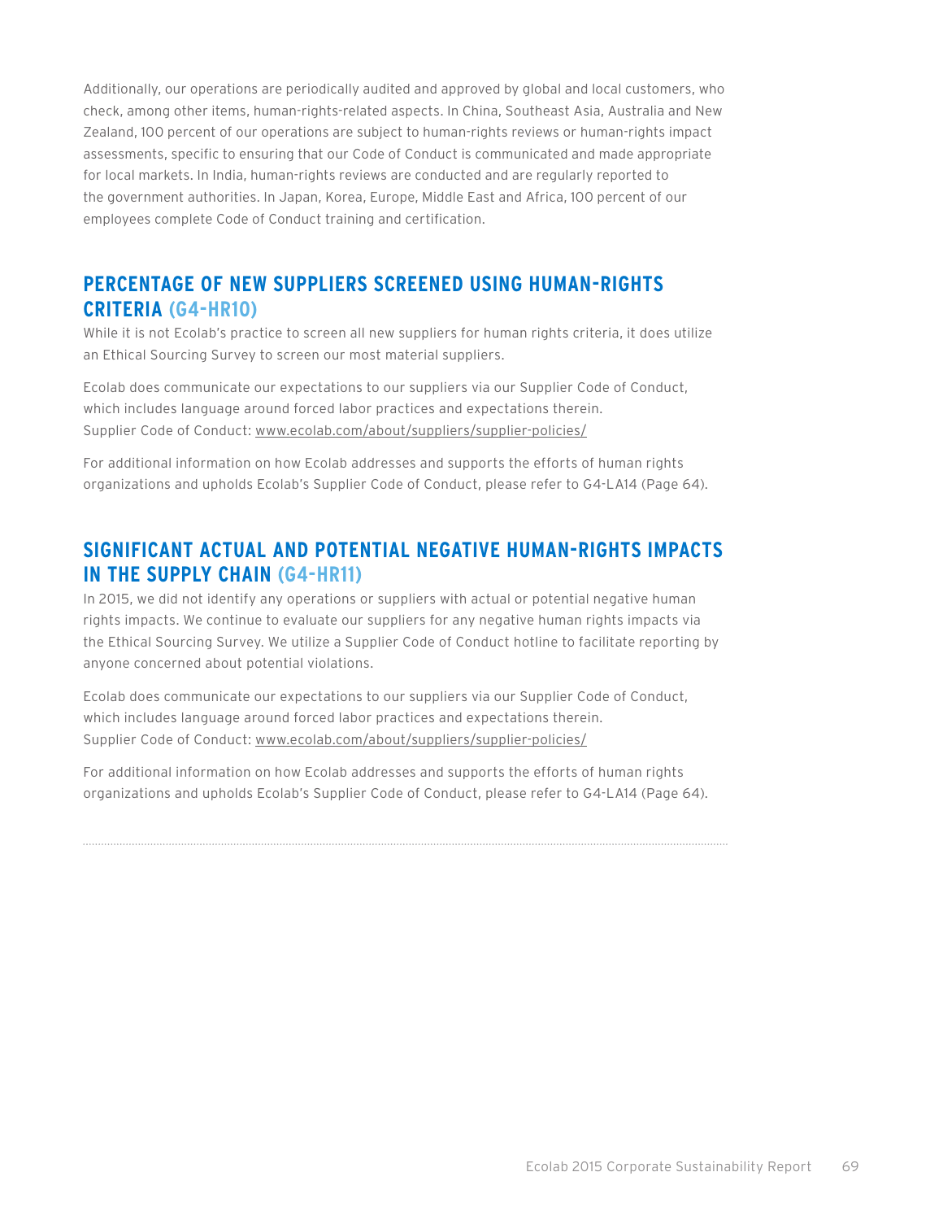Additionally, our operations are periodically audited and approved by global and local customers, who check, among other items, human-rights-related aspects. In China, Southeast Asia, Australia and New Zealand, 100 percent of our operations are subject to human-rights reviews or human-rights impact assessments, specific to ensuring that our Code of Conduct is communicated and made appropriate for local markets. In India, human-rights reviews are conducted and are regularly reported to the government authorities. In Japan, Korea, Europe, Middle East and Africa, 100 percent of our employees complete Code of Conduct training and certification.

## PERCENTAGE OF NEW SUPPLIERS SCREENED USING HUMAN-RIGHTS CRITERIA (G4-HR10)

While it is not Ecolab's practice to screen all new suppliers for human rights criteria, it does utilize an Ethical Sourcing Survey to screen our most material suppliers.

Ecolab does communicate our expectations to our suppliers via our Supplier Code of Conduct, which includes language around forced labor practices and expectations therein.
Supplier Code of Conduct: www.ecolab.com/about/suppliers/supplier-policies/

For additional information on how Ecolab addresses and supports the efforts of human rights organizations and upholds Ecolab's Supplier Code of Conduct, please refer to G4-LA14 (Page 64).

## SIGNIFICANT ACTUAL AND POTENTIAL NEGATIVE HUMAN-RIGHTS IMPACTS IN THE SUPPLY CHAIN (G4-HR11)

In 2015, we did not identify any operations or suppliers with actual or potential negative human rights impacts. We continue to evaluate our suppliers for any negative human rights impacts via the Ethical Sourcing Survey. We utilize a Supplier Code of Conduct hotline to facilitate reporting by anyone concerned about potential violations.

Ecolab does communicate our expectations to our suppliers via our Supplier Code of Conduct, which includes language around forced labor practices and expectations therein.
Supplier Code of Conduct: www.ecolab.com/about/suppliers/supplier-policies/

For additional information on how Ecolab addresses and supports the efforts of human rights organizations and upholds Ecolab's Supplier Code of Conduct, please refer to G4-LA14 (Page 64).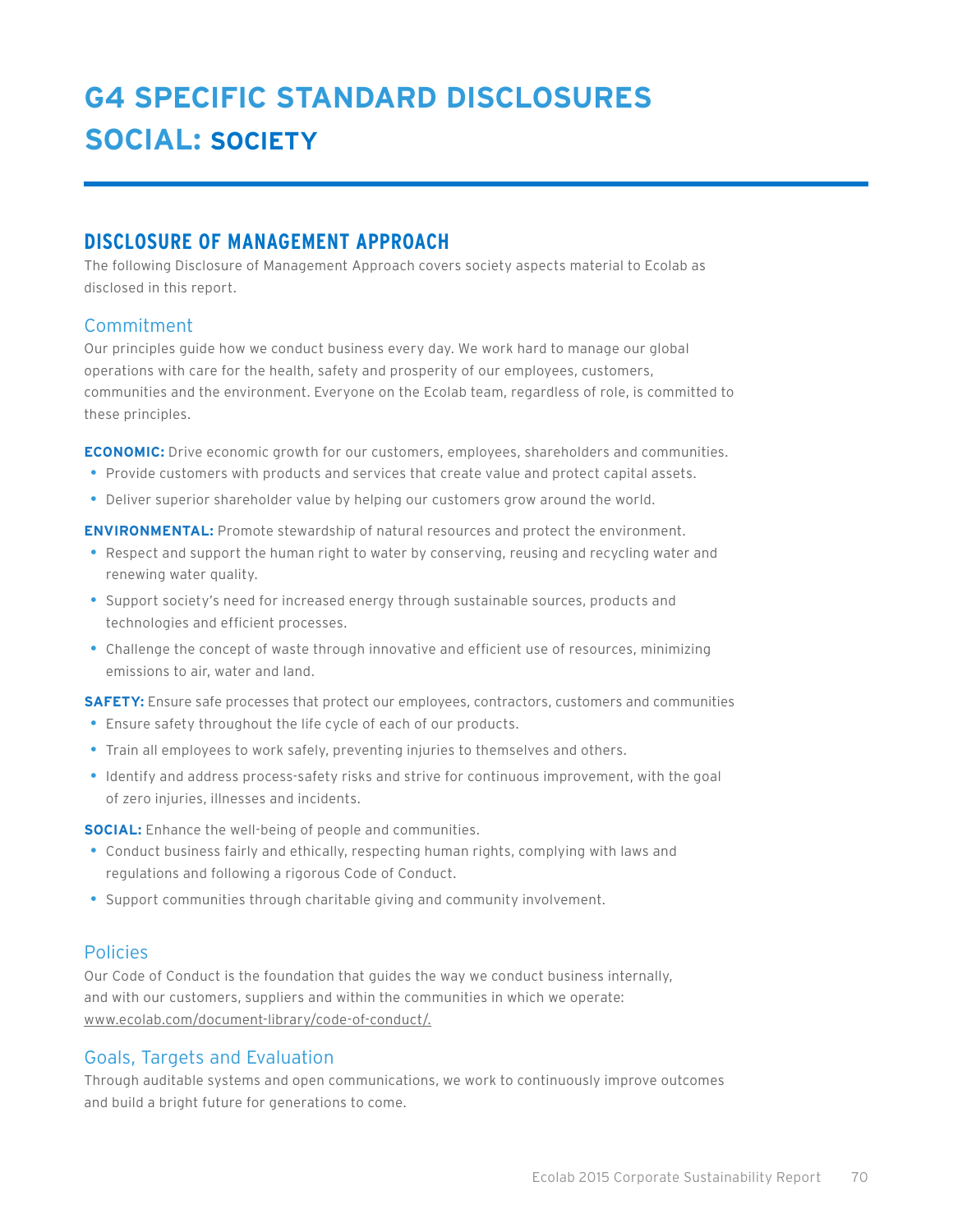# G4 SPECIFIC STANDARD DISCLOSURES

# SOCIAL: SOCIETY

## DISCLOSURE OF MANAGEMENT APPROACH

The following Disclosure of Management Approach covers society aspects material to Ecolab as disclosed in this report.

### Commitment

Our principles guide how we conduct business every day. We work hard to manage our global operations with care for the health, safety and prosperity of our employees, customers, communities and the environment. Everyone on the Ecolab team, regardless of role, is committed to these principles.

**ECONOMIC:** Drive economic growth for our customers, employees, shareholders and communities.

- Provide customers with products and services that create value and protect capital assets.
- Deliver superior shareholder value by helping our customers grow around the world.

**ENVIRONMENTAL:** Promote stewardship of natural resources and protect the environment.

- Respect and support the human right to water by conserving, reusing and recycling water and renewing water quality.
- Support society's need for increased energy through sustainable sources, products and technologies and efficient processes.
- Challenge the concept of waste through innovative and efficient use of resources, minimizing emissions to air, water and land.

**SAFETY:** Ensure safe processes that protect our employees, contractors, customers and communities

- Ensure safety throughout the life cycle of each of our products.
- Train all employees to work safely, preventing injuries to themselves and others.
- Identify and address process-safety risks and strive for continuous improvement, with the goal of zero injuries, illnesses and incidents.

**SOCIAL:** Enhance the well-being of people and communities.

- Conduct business fairly and ethically, respecting human rights, complying with laws and regulations and following a rigorous Code of Conduct.
- Support communities through charitable giving and community involvement.

### Policies

Our Code of Conduct is the foundation that guides the way we conduct business internally, and with our customers, suppliers and within the communities in which we operate: www.ecolab.com/document-library/code-of-conduct/.

### Goals, Targets and Evaluation

Through auditable systems and open communications, we work to continuously improve outcomes and build a bright future for generations to come.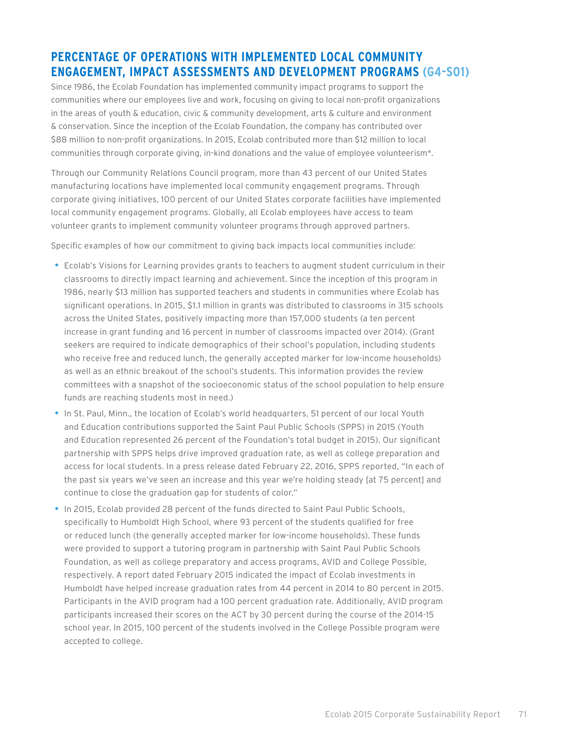## PERCENTAGE OF OPERATIONS WITH IMPLEMENTED LOCAL COMMUNITY ENGAGEMENT, IMPACT ASSESSMENTS AND DEVELOPMENT PROGRAMS (G4-SO1)

Since 1986, the Ecolab Foundation has implemented community impact programs to support the communities where our employees live and work, focusing on giving to local non-profit organizations in the areas of youth & education, civic & community development, arts & culture and environment & conservation. Since the inception of the Ecolab Foundation, the company has contributed over $88 million to non-profit organizations. In 2015, Ecolab contributed more than $12 million to local communities through corporate giving, in-kind donations and the value of employee volunteerism*.

Through our Community Relations Council program, more than 43 percent of our United States manufacturing locations have implemented local community engagement programs. Through corporate giving initiatives, 100 percent of our United States corporate facilities have implemented local community engagement programs. Globally, all Ecolab employees have access to team volunteer grants to implement community volunteer programs through approved partners.

Specific examples of how our commitment to giving back impacts local communities include:

- Ecolab's Visions for Learning provides grants to teachers to augment student curriculum in their classrooms to directly impact learning and achievement. Since the inception of this program in 1986, nearly $13 million has supported teachers and students in communities where Ecolab has significant operations. In 2015, $1.1 million in grants was distributed to classrooms in 315 schools across the United States, positively impacting more than 157,000 students (a ten percent increase in grant funding and 16 percent in number of classrooms impacted over 2014). (Grant seekers are required to indicate demographics of their school's population, including students who receive free and reduced lunch, the generally accepted marker for low-income households) as well as an ethnic breakout of the school's students. This information provides the review committees with a snapshot of the socioeconomic status of the school population to help ensure funds are reaching students most in need.)
- In St. Paul, Minn., the location of Ecolab's world headquarters, 51 percent of our local Youth and Education contributions supported the Saint Paul Public Schools (SPPS) in 2015 (Youth and Education represented 26 percent of the Foundation's total budget in 2015). Our significant partnership with SPPS helps drive improved graduation rate, as well as college preparation and access for local students. In a press release dated February 22, 2016, SPPS reported, "In each of the past six years we've seen an increase and this year we're holding steady [at 75 percent] and continue to close the graduation gap for students of color."
- In 2015, Ecolab provided 28 percent of the funds directed to Saint Paul Public Schools, specifically to Humboldt High School, where 93 percent of the students qualified for free or reduced lunch (the generally accepted marker for low-income households). These funds were provided to support a tutoring program in partnership with Saint Paul Public Schools Foundation, as well as college preparatory and access programs, AVID and College Possible, respectively. A report dated February 2015 indicated the impact of Ecolab investments in Humboldt have helped increase graduation rates from 44 percent in 2014 to 80 percent in 2015. Participants in the AVID program had a 100 percent graduation rate. Additionally, AVID program participants increased their scores on the ACT by 30 percent during the course of the 2014-15 school year. In 2015, 100 percent of the students involved in the College Possible program were accepted to college.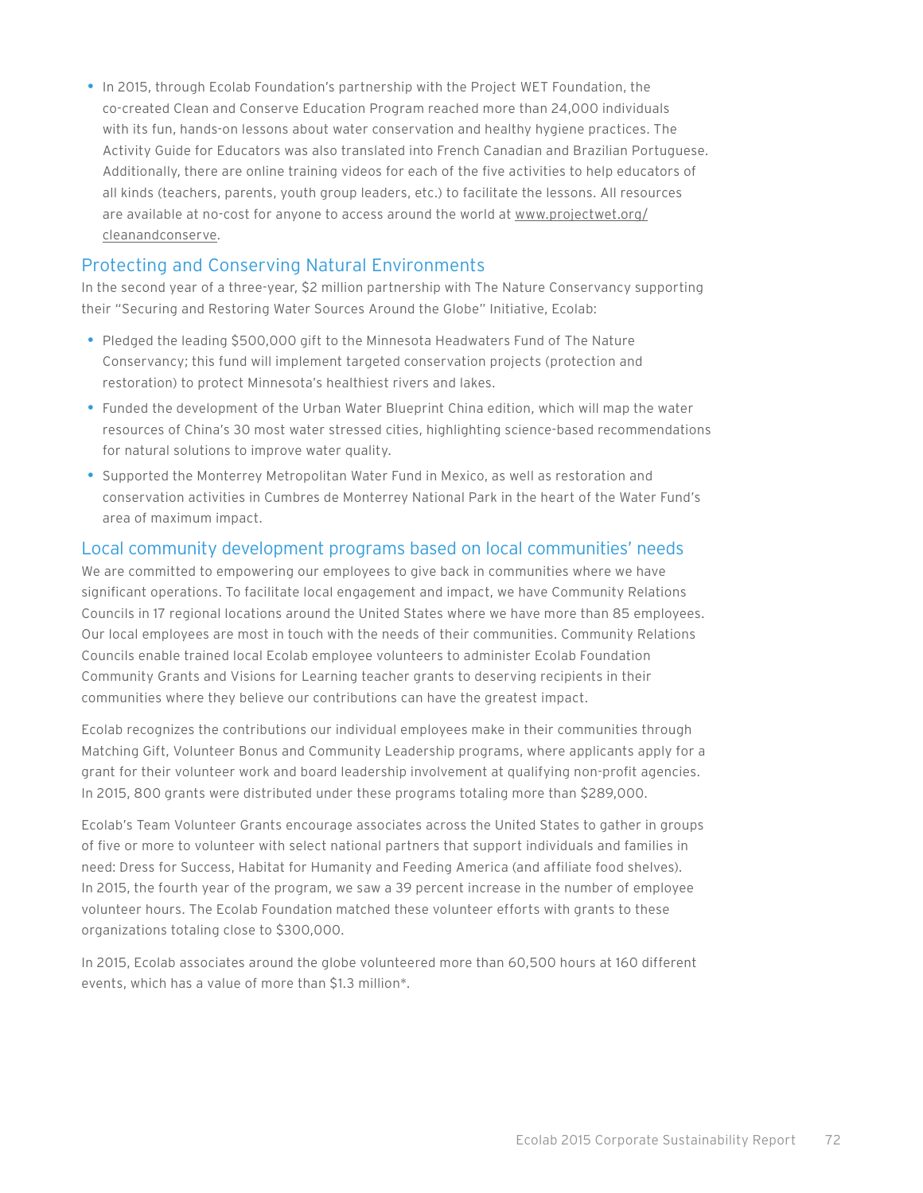- In 2015, through Ecolab Foundation's partnership with the Project WET Foundation, the co-created Clean and Conserve Education Program reached more than 24,000 individuals with its fun, hands-on lessons about water conservation and healthy hygiene practices. The Activity Guide for Educators was also translated into French Canadian and Brazilian Portuguese. Additionally, there are online training videos for each of the five activities to help educators of all kinds (teachers, parents, youth group leaders, etc.) to facilitate the lessons. All resources are available at no-cost for anyone to access around the world at www.projectwet.org/cleanandconserve.

## Protecting and Conserving Natural Environments

In the second year of a three-year, $2 million partnership with The Nature Conservancy supporting their "Securing and Restoring Water Sources Around the Globe" Initiative, Ecolab:

- Pledged the leading $500,000 gift to the Minnesota Headwaters Fund of The Nature Conservancy; this fund will implement targeted conservation projects (protection and restoration) to protect Minnesota's healthiest rivers and lakes.
- Funded the development of the Urban Water Blueprint China edition, which will map the water resources of China's 30 most water stressed cities, highlighting science-based recommendations for natural solutions to improve water quality.
- Supported the Monterrey Metropolitan Water Fund in Mexico, as well as restoration and conservation activities in Cumbres de Monterrey National Park in the heart of the Water Fund's area of maximum impact.

## Local community development programs based on local communities' needs

We are committed to empowering our employees to give back in communities where we have significant operations. To facilitate local engagement and impact, we have Community Relations Councils in 17 regional locations around the United States where we have more than 85 employees. Our local employees are most in touch with the needs of their communities. Community Relations Councils enable trained local Ecolab employee volunteers to administer Ecolab Foundation Community Grants and Visions for Learning teacher grants to deserving recipients in their communities where they believe our contributions can have the greatest impact.

Ecolab recognizes the contributions our individual employees make in their communities through Matching Gift, Volunteer Bonus and Community Leadership programs, where applicants apply for a grant for their volunteer work and board leadership involvement at qualifying non-profit agencies. In 2015, 800 grants were distributed under these programs totaling more than $289,000.

Ecolab's Team Volunteer Grants encourage associates across the United States to gather in groups of five or more to volunteer with select national partners that support individuals and families in need: Dress for Success, Habitat for Humanity and Feeding America (and affiliate food shelves). In 2015, the fourth year of the program, we saw a 39 percent increase in the number of employee volunteer hours. The Ecolab Foundation matched these volunteer efforts with grants to these organizations totaling close to $300,000.

In 2015, Ecolab associates around the globe volunteered more than 60,500 hours at 160 different events, which has a value of more than $1.3 million*.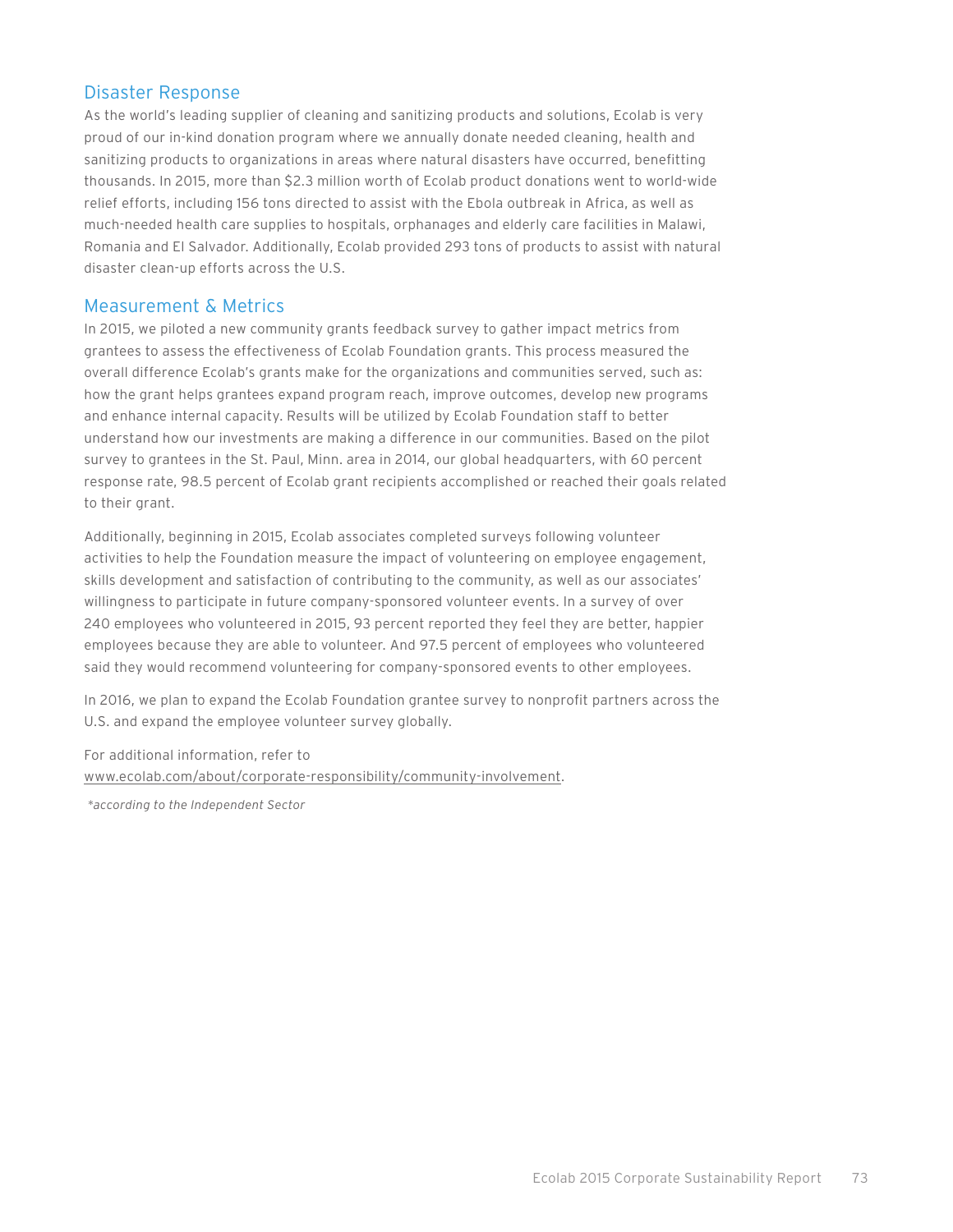## Disaster Response

As the world's leading supplier of cleaning and sanitizing products and solutions, Ecolab is very proud of our in-kind donation program where we annually donate needed cleaning, health and sanitizing products to organizations in areas where natural disasters have occurred, benefitting thousands. In 2015, more than $2.3 million worth of Ecolab product donations went to world-wide relief efforts, including 156 tons directed to assist with the Ebola outbreak in Africa, as well as much-needed health care supplies to hospitals, orphanages and elderly care facilities in Malawi, Romania and El Salvador. Additionally, Ecolab provided 293 tons of products to assist with natural disaster clean-up efforts across the U.S.

## Measurement & Metrics

In 2015, we piloted a new community grants feedback survey to gather impact metrics from grantees to assess the effectiveness of Ecolab Foundation grants. This process measured the overall difference Ecolab's grants make for the organizations and communities served, such as: how the grant helps grantees expand program reach, improve outcomes, develop new programs and enhance internal capacity. Results will be utilized by Ecolab Foundation staff to better understand how our investments are making a difference in our communities. Based on the pilot survey to grantees in the St. Paul, Minn. area in 2014, our global headquarters, with 60 percent response rate, 98.5 percent of Ecolab grant recipients accomplished or reached their goals related to their grant.

Additionally, beginning in 2015, Ecolab associates completed surveys following volunteer activities to help the Foundation measure the impact of volunteering on employee engagement, skills development and satisfaction of contributing to the community, as well as our associates' willingness to participate in future company-sponsored volunteer events. In a survey of over 240 employees who volunteered in 2015, 93 percent reported they feel they are better, happier employees because they are able to volunteer. And 97.5 percent of employees who volunteered said they would recommend volunteering for company-sponsored events to other employees.

In 2016, we plan to expand the Ecolab Foundation grantee survey to nonprofit partners across the U.S. and expand the employee volunteer survey globally.

For additional information, refer to www.ecolab.com/about/corporate-responsibility/community-involvement.

*according to the Independent Sector*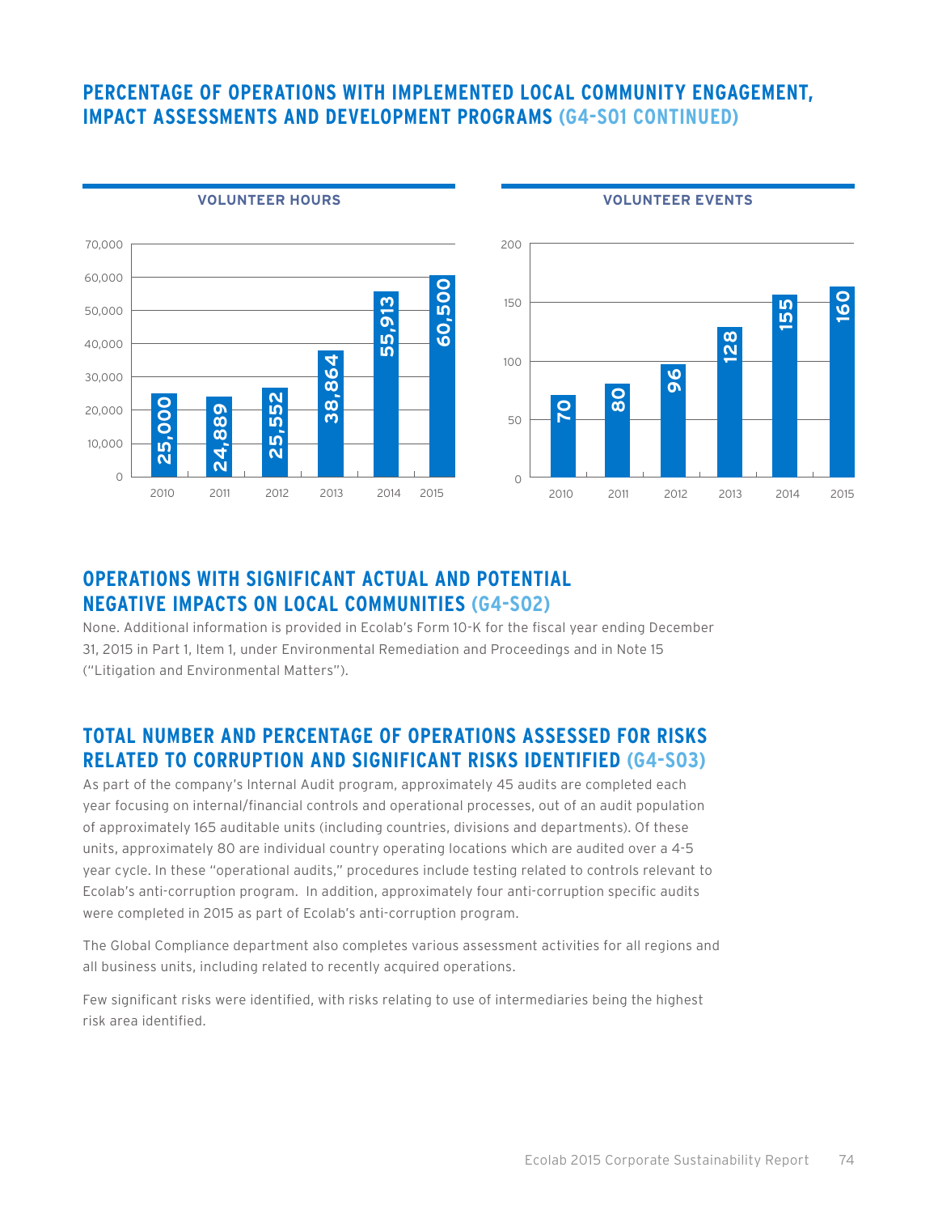## PERCENTAGE OF OPERATIONS WITH IMPLEMENTED LOCAL COMMUNITY ENGAGEMENT, IMPACT ASSESSMENTS AND DEVELOPMENT PROGRAMS (G4-SO1 CONTINUED)

**VOLUNTEER HOURS**

| Year | Volunteer Hours |
|---|---|
| 2010 | 25,000 |
| 2011 | 24,889 |
| 2012 | 25,552 |
| 2013 | 38,864 |
| 2014 | 55,913 |
| 2015 | 60,500 |

**VOLUNTEER EVENTS**

| Year | Volunteer Events |
|---|---|
| 2010 | 70 |
| 2011 | 80 |
| 2012 | 96 |
| 2013 | 128 |
| 2014 | 155 |
| 2015 | 160 |

## OPERATIONS WITH SIGNIFICANT ACTUAL AND POTENTIAL NEGATIVE IMPACTS ON LOCAL COMMUNITIES (G4-SO2)

None. Additional information is provided in Ecolab's Form 10-K for the fiscal year ending December 31, 2015 in Part 1, Item 1, under Environmental Remediation and Proceedings and in Note 15 ("Litigation and Environmental Matters").

## TOTAL NUMBER AND PERCENTAGE OF OPERATIONS ASSESSED FOR RISKS RELATED TO CORRUPTION AND SIGNIFICANT RISKS IDENTIFIED (G4-SO3)

As part of the company's Internal Audit program, approximately 45 audits are completed each year focusing on internal/financial controls and operational processes, out of an audit population of approximately 165 auditable units (including countries, divisions and departments). Of these units, approximately 80 are individual country operating locations which are audited over a 4-5 year cycle. In these "operational audits," procedures include testing related to controls relevant to Ecolab's anti-corruption program. In addition, approximately four anti-corruption specific audits were completed in 2015 as part of Ecolab's anti-corruption program.

The Global Compliance department also completes various assessment activities for all regions and all business units, including related to recently acquired operations.

Few significant risks were identified, with risks relating to use of intermediaries being the highest risk area identified.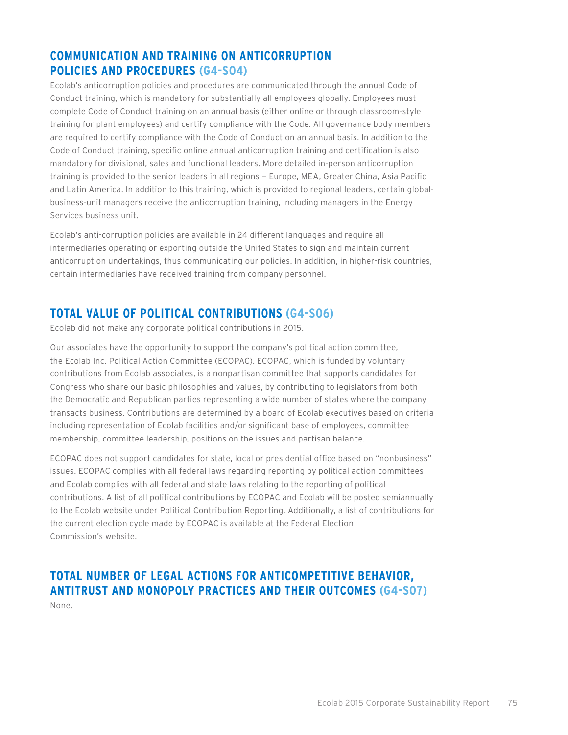## COMMUNICATION AND TRAINING ON ANTICORRUPTION POLICIES AND PROCEDURES (G4-SO4)

Ecolab's anticorruption policies and procedures are communicated through the annual Code of Conduct training, which is mandatory for substantially all employees globally. Employees must complete Code of Conduct training on an annual basis (either online or through classroom-style training for plant employees) and certify compliance with the Code. All governance body members are required to certify compliance with the Code of Conduct on an annual basis. In addition to the Code of Conduct training, specific online annual anticorruption training and certification is also mandatory for divisional, sales and functional leaders. More detailed in-person anticorruption training is provided to the senior leaders in all regions — Europe, MEA, Greater China, Asia Pacific and Latin America. In addition to this training, which is provided to regional leaders, certain global-business-unit managers receive the anticorruption training, including managers in the Energy Services business unit.

Ecolab's anti-corruption policies are available in 24 different languages and require all intermediaries operating or exporting outside the United States to sign and maintain current anticorruption undertakings, thus communicating our policies. In addition, in higher-risk countries, certain intermediaries have received training from company personnel.

## TOTAL VALUE OF POLITICAL CONTRIBUTIONS (G4-SO6)

Ecolab did not make any corporate political contributions in 2015.

Our associates have the opportunity to support the company's political action committee, the Ecolab Inc. Political Action Committee (ECOPAC). ECOPAC, which is funded by voluntary contributions from Ecolab associates, is a nonpartisan committee that supports candidates for Congress who share our basic philosophies and values, by contributing to legislators from both the Democratic and Republican parties representing a wide number of states where the company transacts business. Contributions are determined by a board of Ecolab executives based on criteria including representation of Ecolab facilities and/or significant base of employees, committee membership, committee leadership, positions on the issues and partisan balance.

ECOPAC does not support candidates for state, local or presidential office based on "nonbusiness" issues. ECOPAC complies with all federal laws regarding reporting by political action committees and Ecolab complies with all federal and state laws relating to the reporting of political contributions. A list of all political contributions by ECOPAC and Ecolab will be posted semiannually to the Ecolab website under Political Contribution Reporting. Additionally, a list of contributions for the current election cycle made by ECOPAC is available at the Federal Election Commission's website.

## TOTAL NUMBER OF LEGAL ACTIONS FOR ANTICOMPETITIVE BEHAVIOR, ANTITRUST AND MONOPOLY PRACTICES AND THEIR OUTCOMES (G4-SO7)

None.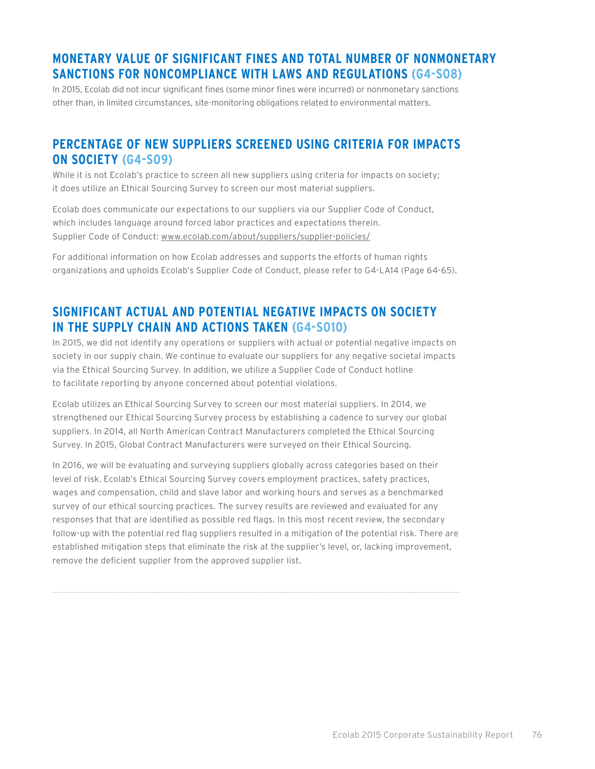## MONETARY VALUE OF SIGNIFICANT FINES AND TOTAL NUMBER OF NONMONETARY SANCTIONS FOR NONCOMPLIANCE WITH LAWS AND REGULATIONS (G4-SO8)

In 2015, Ecolab did not incur significant fines (some minor fines were incurred) or nonmonetary sanctions other than, in limited circumstances, site-monitoring obligations related to environmental matters.

## PERCENTAGE OF NEW SUPPLIERS SCREENED USING CRITERIA FOR IMPACTS ON SOCIETY (G4-SO9)

While it is not Ecolab's practice to screen all new suppliers using criteria for impacts on society; it does utilize an Ethical Sourcing Survey to screen our most material suppliers.

Ecolab does communicate our expectations to our suppliers via our Supplier Code of Conduct, which includes language around forced labor practices and expectations therein. Supplier Code of Conduct: www.ecolab.com/about/suppliers/supplier-policies/

For additional information on how Ecolab addresses and supports the efforts of human rights organizations and upholds Ecolab's Supplier Code of Conduct, please refer to G4-LA14 (Page 64-65).

## SIGNIFICANT ACTUAL AND POTENTIAL NEGATIVE IMPACTS ON SOCIETY IN THE SUPPLY CHAIN AND ACTIONS TAKEN (G4-SO10)

In 2015, we did not identify any operations or suppliers with actual or potential negative impacts on society in our supply chain. We continue to evaluate our suppliers for any negative societal impacts via the Ethical Sourcing Survey. In addition, we utilize a Supplier Code of Conduct hotline to facilitate reporting by anyone concerned about potential violations.

Ecolab utilizes an Ethical Sourcing Survey to screen our most material suppliers. In 2014, we strengthened our Ethical Sourcing Survey process by establishing a cadence to survey our global suppliers. In 2014, all North American Contract Manufacturers completed the Ethical Sourcing Survey. In 2015, Global Contract Manufacturers were surveyed on their Ethical Sourcing.

In 2016, we will be evaluating and surveying suppliers globally across categories based on their level of risk. Ecolab's Ethical Sourcing Survey covers employment practices, safety practices, wages and compensation, child and slave labor and working hours and serves as a benchmarked survey of our ethical sourcing practices. The survey results are reviewed and evaluated for any responses that that are identified as possible red flags. In this most recent review, the secondary follow-up with the potential red flag suppliers resulted in a mitigation of the potential risk. There are established mitigation steps that eliminate the risk at the supplier's level, or, lacking improvement, remove the deficient supplier from the approved supplier list.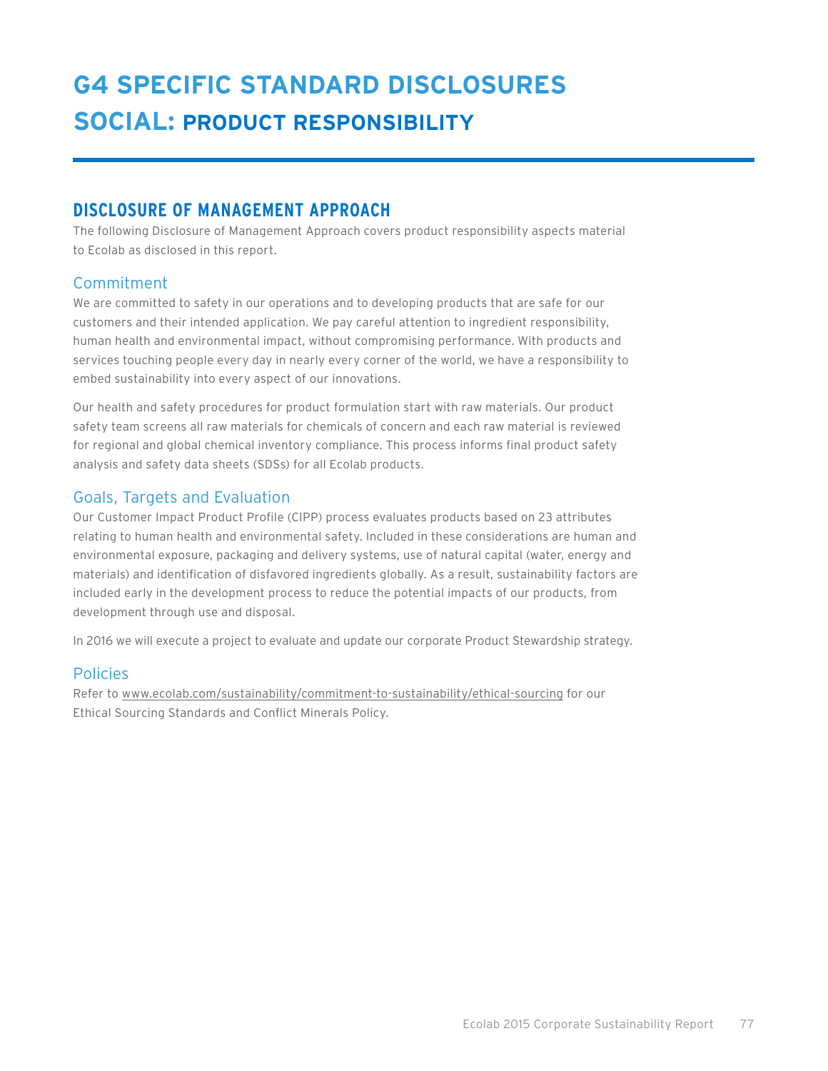# G4 SPECIFIC STANDARD DISCLOSURES

# SOCIAL: PRODUCT RESPONSIBILITY

## DISCLOSURE OF MANAGEMENT APPROACH

The following Disclosure of Management Approach covers product responsibility aspects material to Ecolab as disclosed in this report.

### Commitment

We are committed to safety in our operations and to developing products that are safe for our customers and their intended application. We pay careful attention to ingredient responsibility, human health and environmental impact, without compromising performance. With products and services touching people every day in nearly every corner of the world, we have a responsibility to embed sustainability into every aspect of our innovations.

Our health and safety procedures for product formulation start with raw materials. Our product safety team screens all raw materials for chemicals of concern and each raw material is reviewed for regional and global chemical inventory compliance. This process informs final product safety analysis and safety data sheets (SDSs) for all Ecolab products.

### Goals, Targets and Evaluation

Our Customer Impact Product Profile (CIPP) process evaluates products based on 23 attributes relating to human health and environmental safety. Included in these considerations are human and environmental exposure, packaging and delivery systems, use of natural capital (water, energy and materials) and identification of disfavored ingredients globally. As a result, sustainability factors are included early in the development process to reduce the potential impacts of our products, from development through use and disposal.

In 2016 we will execute a project to evaluate and update our corporate Product Stewardship strategy.

### Policies

Refer to www.ecolab.com/sustainability/commitment-to-sustainability/ethical-sourcing for our Ethical Sourcing Standards and Conflict Minerals Policy.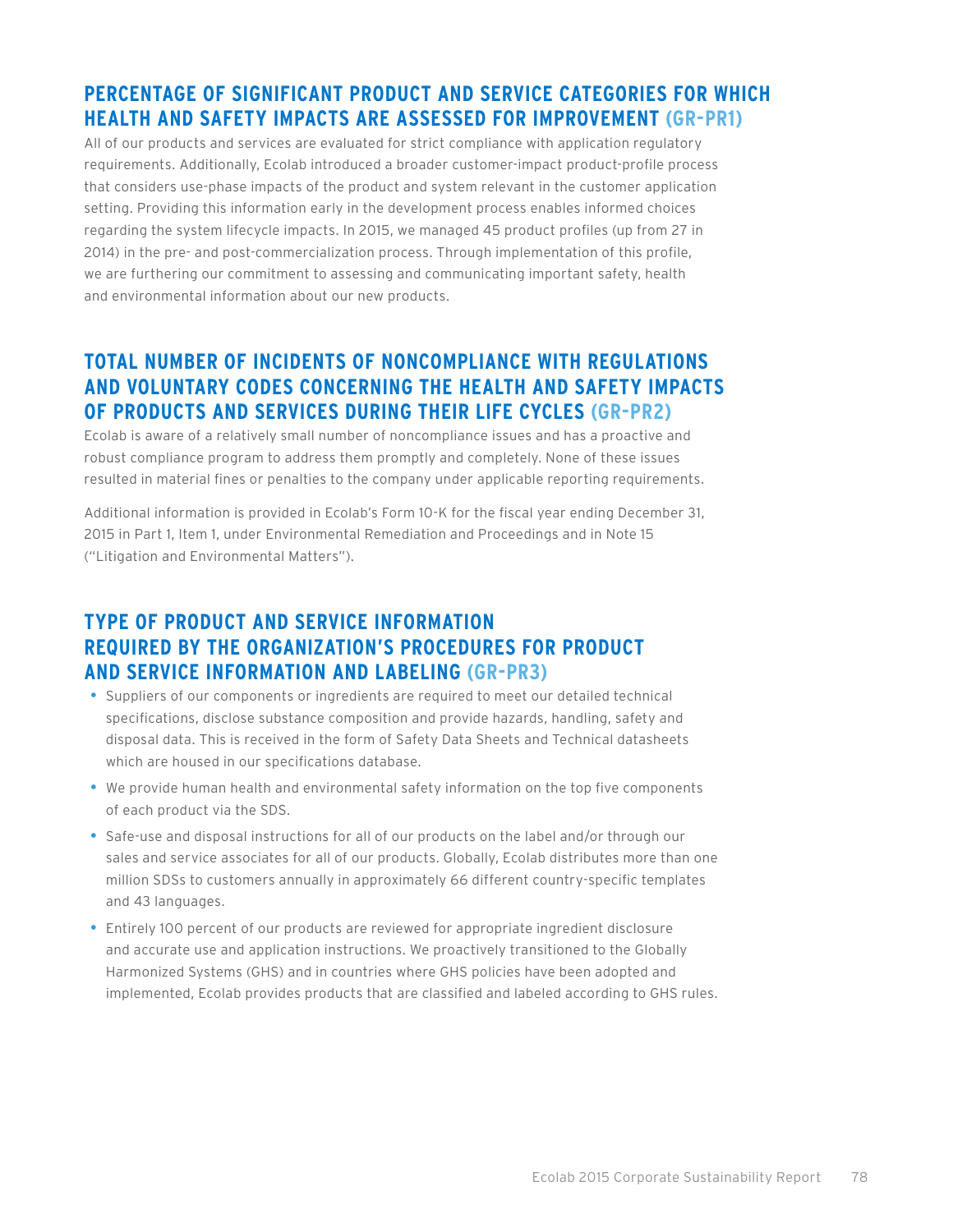## PERCENTAGE OF SIGNIFICANT PRODUCT AND SERVICE CATEGORIES FOR WHICH HEALTH AND SAFETY IMPACTS ARE ASSESSED FOR IMPROVEMENT (GR-PR1)

All of our products and services are evaluated for strict compliance with application regulatory requirements. Additionally, Ecolab introduced a broader customer-impact product-profile process that considers use-phase impacts of the product and system relevant in the customer application setting. Providing this information early in the development process enables informed choices regarding the system lifecycle impacts. In 2015, we managed 45 product profiles (up from 27 in 2014) in the pre- and post-commercialization process. Through implementation of this profile, we are furthering our commitment to assessing and communicating important safety, health and environmental information about our new products.

## TOTAL NUMBER OF INCIDENTS OF NONCOMPLIANCE WITH REGULATIONS AND VOLUNTARY CODES CONCERNING THE HEALTH AND SAFETY IMPACTS OF PRODUCTS AND SERVICES DURING THEIR LIFE CYCLES (GR-PR2)

Ecolab is aware of a relatively small number of noncompliance issues and has a proactive and robust compliance program to address them promptly and completely. None of these issues resulted in material fines or penalties to the company under applicable reporting requirements.

Additional information is provided in Ecolab's Form 10-K for the fiscal year ending December 31, 2015 in Part 1, Item 1, under Environmental Remediation and Proceedings and in Note 15 ("Litigation and Environmental Matters").

## TYPE OF PRODUCT AND SERVICE INFORMATION REQUIRED BY THE ORGANIZATION'S PROCEDURES FOR PRODUCT AND SERVICE INFORMATION AND LABELING (GR-PR3)

- Suppliers of our components or ingredients are required to meet our detailed technical specifications, disclose substance composition and provide hazards, handling, safety and disposal data. This is received in the form of Safety Data Sheets and Technical datasheets which are housed in our specifications database.
- We provide human health and environmental safety information on the top five components of each product via the SDS.
- Safe-use and disposal instructions for all of our products on the label and/or through our sales and service associates for all of our products. Globally, Ecolab distributes more than one million SDSs to customers annually in approximately 66 different country-specific templates and 43 languages.
- Entirely 100 percent of our products are reviewed for appropriate ingredient disclosure and accurate use and application instructions. We proactively transitioned to the Globally Harmonized Systems (GHS) and in countries where GHS policies have been adopted and implemented, Ecolab provides products that are classified and labeled according to GHS rules.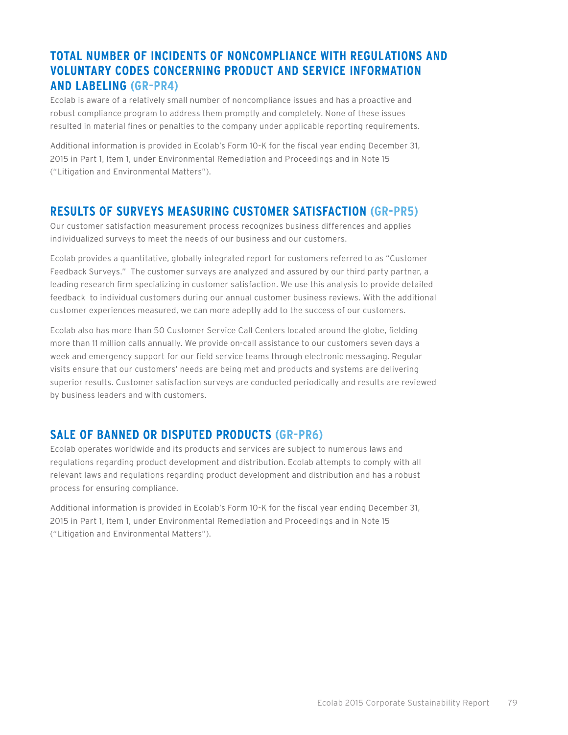## TOTAL NUMBER OF INCIDENTS OF NONCOMPLIANCE WITH REGULATIONS AND VOLUNTARY CODES CONCERNING PRODUCT AND SERVICE INFORMATION AND LABELING (GR-PR4)

Ecolab is aware of a relatively small number of noncompliance issues and has a proactive and robust compliance program to address them promptly and completely. None of these issues resulted in material fines or penalties to the company under applicable reporting requirements.

Additional information is provided in Ecolab's Form 10-K for the fiscal year ending December 31, 2015 in Part 1, Item 1, under Environmental Remediation and Proceedings and in Note 15 ("Litigation and Environmental Matters").

## RESULTS OF SURVEYS MEASURING CUSTOMER SATISFACTION (GR-PR5)

Our customer satisfaction measurement process recognizes business differences and applies individualized surveys to meet the needs of our business and our customers.

Ecolab provides a quantitative, globally integrated report for customers referred to as "Customer Feedback Surveys." The customer surveys are analyzed and assured by our third party partner, a leading research firm specializing in customer satisfaction. We use this analysis to provide detailed feedback to individual customers during our annual customer business reviews. With the additional customer experiences measured, we can more adeptly add to the success of our customers.

Ecolab also has more than 50 Customer Service Call Centers located around the globe, fielding more than 11 million calls annually. We provide on-call assistance to our customers seven days a week and emergency support for our field service teams through electronic messaging. Regular visits ensure that our customers' needs are being met and products and systems are delivering superior results. Customer satisfaction surveys are conducted periodically and results are reviewed by business leaders and with customers.

## SALE OF BANNED OR DISPUTED PRODUCTS (GR-PR6)

Ecolab operates worldwide and its products and services are subject to numerous laws and regulations regarding product development and distribution. Ecolab attempts to comply with all relevant laws and regulations regarding product development and distribution and has a robust process for ensuring compliance.

Additional information is provided in Ecolab's Form 10-K for the fiscal year ending December 31, 2015 in Part 1, Item 1, under Environmental Remediation and Proceedings and in Note 15 ("Litigation and Environmental Matters").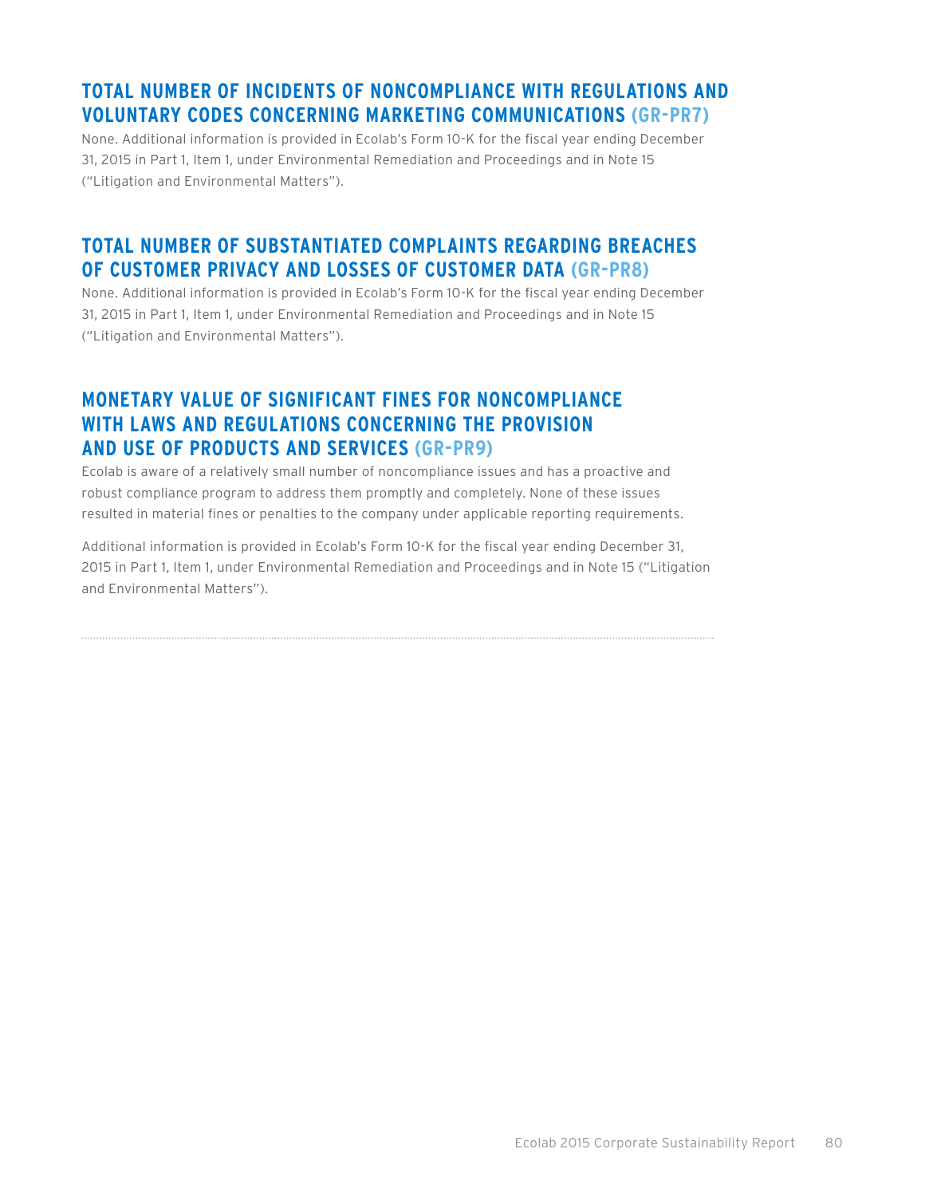## TOTAL NUMBER OF INCIDENTS OF NONCOMPLIANCE WITH REGULATIONS AND VOLUNTARY CODES CONCERNING MARKETING COMMUNICATIONS (GR-PR7)

None. Additional information is provided in Ecolab's Form 10-K for the fiscal year ending December 31, 2015 in Part 1, Item 1, under Environmental Remediation and Proceedings and in Note 15 ("Litigation and Environmental Matters").

## TOTAL NUMBER OF SUBSTANTIATED COMPLAINTS REGARDING BREACHES OF CUSTOMER PRIVACY AND LOSSES OF CUSTOMER DATA (GR-PR8)

None. Additional information is provided in Ecolab's Form 10-K for the fiscal year ending December 31, 2015 in Part 1, Item 1, under Environmental Remediation and Proceedings and in Note 15 ("Litigation and Environmental Matters").

## MONETARY VALUE OF SIGNIFICANT FINES FOR NONCOMPLIANCE WITH LAWS AND REGULATIONS CONCERNING THE PROVISION AND USE OF PRODUCTS AND SERVICES (GR-PR9)

Ecolab is aware of a relatively small number of noncompliance issues and has a proactive and robust compliance program to address them promptly and completely. None of these issues resulted in material fines or penalties to the company under applicable reporting requirements.

Additional information is provided in Ecolab's Form 10-K for the fiscal year ending December 31, 2015 in Part 1, Item 1, under Environmental Remediation and Proceedings and in Note 15 ("Litigation and Environmental Matters").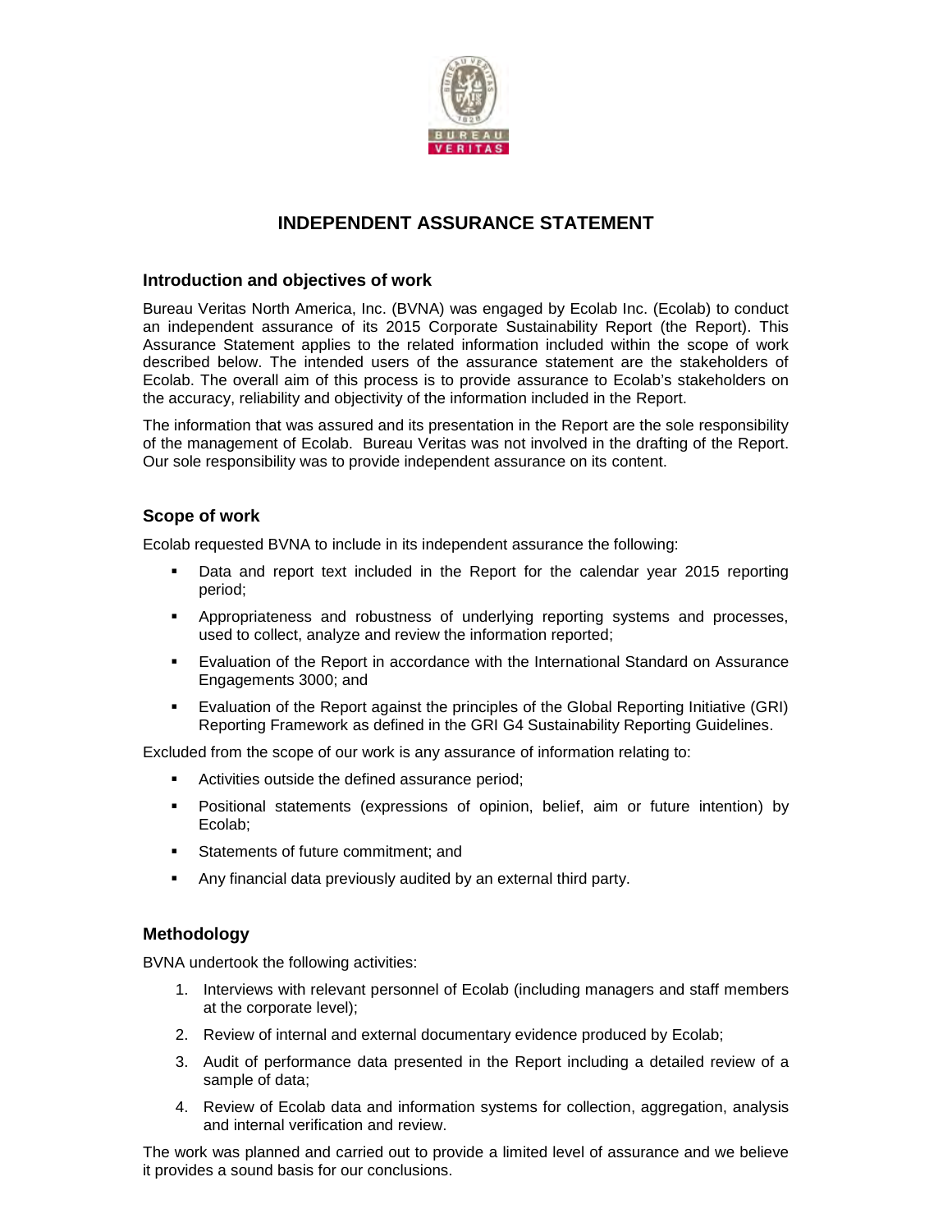# INDEPENDENT ASSURANCE STATEMENT

## Introduction and objectives of work

Bureau Veritas North America, Inc. (BVNA) was engaged by Ecolab Inc. (Ecolab) to conduct an independent assurance of its 2015 Corporate Sustainability Report (the Report). This Assurance Statement applies to the related information included within the scope of work described below. The intended users of the assurance statement are the stakeholders of Ecolab. The overall aim of this process is to provide assurance to Ecolab's stakeholders on the accuracy, reliability and objectivity of the information included in the Report.

The information that was assured and its presentation in the Report are the sole responsibility of the management of Ecolab. Bureau Veritas was not involved in the drafting of the Report. Our sole responsibility was to provide independent assurance on its content.

## Scope of work

Ecolab requested BVNA to include in its independent assurance the following:

- Data and report text included in the Report for the calendar year 2015 reporting period;
- Appropriateness and robustness of underlying reporting systems and processes, used to collect, analyze and review the information reported;
- Evaluation of the Report in accordance with the International Standard on Assurance Engagements 3000; and
- Evaluation of the Report against the principles of the Global Reporting Initiative (GRI) Reporting Framework as defined in the GRI G4 Sustainability Reporting Guidelines.

Excluded from the scope of our work is any assurance of information relating to:

- Activities outside the defined assurance period;
- Positional statements (expressions of opinion, belief, aim or future intention) by Ecolab;
- Statements of future commitment; and
- Any financial data previously audited by an external third party.

## Methodology

BVNA undertook the following activities:

1. Interviews with relevant personnel of Ecolab (including managers and staff members at the corporate level);
2. Review of internal and external documentary evidence produced by Ecolab;
3. Audit of performance data presented in the Report including a detailed review of a sample of data;
4. Review of Ecolab data and information systems for collection, aggregation, analysis and internal verification and review.

The work was planned and carried out to provide a limited level of assurance and we believe it provides a sound basis for our conclusions.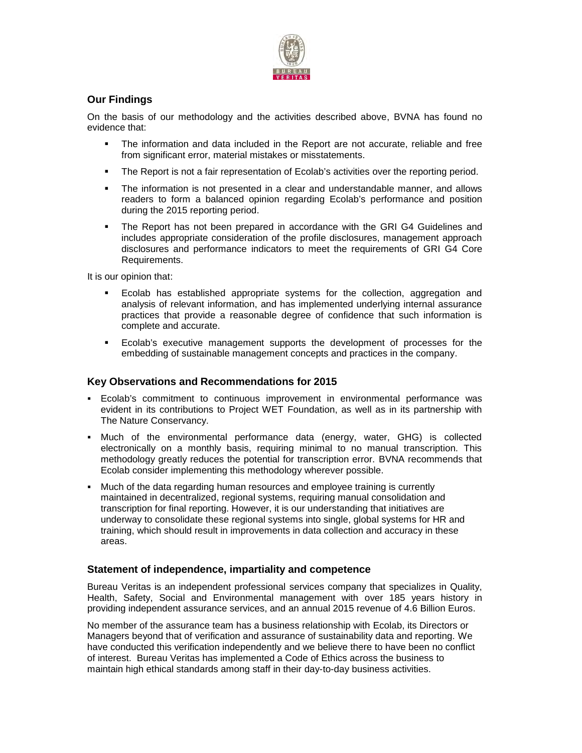## Our Findings

On the basis of our methodology and the activities described above, BVNA has found no evidence that:

- The information and data included in the Report are not accurate, reliable and free from significant error, material mistakes or misstatements.
- The Report is not a fair representation of Ecolab's activities over the reporting period.
- The information is not presented in a clear and understandable manner, and allows readers to form a balanced opinion regarding Ecolab's performance and position during the 2015 reporting period.
- The Report has not been prepared in accordance with the GRI G4 Guidelines and includes appropriate consideration of the profile disclosures, management approach disclosures and performance indicators to meet the requirements of GRI G4 Core Requirements.

It is our opinion that:

- Ecolab has established appropriate systems for the collection, aggregation and analysis of relevant information, and has implemented underlying internal assurance practices that provide a reasonable degree of confidence that such information is complete and accurate.
- Ecolab's executive management supports the development of processes for the embedding of sustainable management concepts and practices in the company.

## Key Observations and Recommendations for 2015

- Ecolab's commitment to continuous improvement in environmental performance was evident in its contributions to Project WET Foundation, as well as in its partnership with The Nature Conservancy.
- Much of the environmental performance data (energy, water, GHG) is collected electronically on a monthly basis, requiring minimal to no manual transcription. This methodology greatly reduces the potential for transcription error. BVNA recommends that Ecolab consider implementing this methodology wherever possible.
- Much of the data regarding human resources and employee training is currently maintained in decentralized, regional systems, requiring manual consolidation and transcription for final reporting. However, it is our understanding that initiatives are underway to consolidate these regional systems into single, global systems for HR and training, which should result in improvements in data collection and accuracy in these areas.

## Statement of independence, impartiality and competence

Bureau Veritas is an independent professional services company that specializes in Quality, Health, Safety, Social and Environmental management with over 185 years history in providing independent assurance services, and an annual 2015 revenue of 4.6 Billion Euros.

No member of the assurance team has a business relationship with Ecolab, its Directors or Managers beyond that of verification and assurance of sustainability data and reporting. We have conducted this verification independently and we believe there to have been no conflict of interest. Bureau Veritas has implemented a Code of Ethics across the business to maintain high ethical standards among staff in their day-to-day business activities.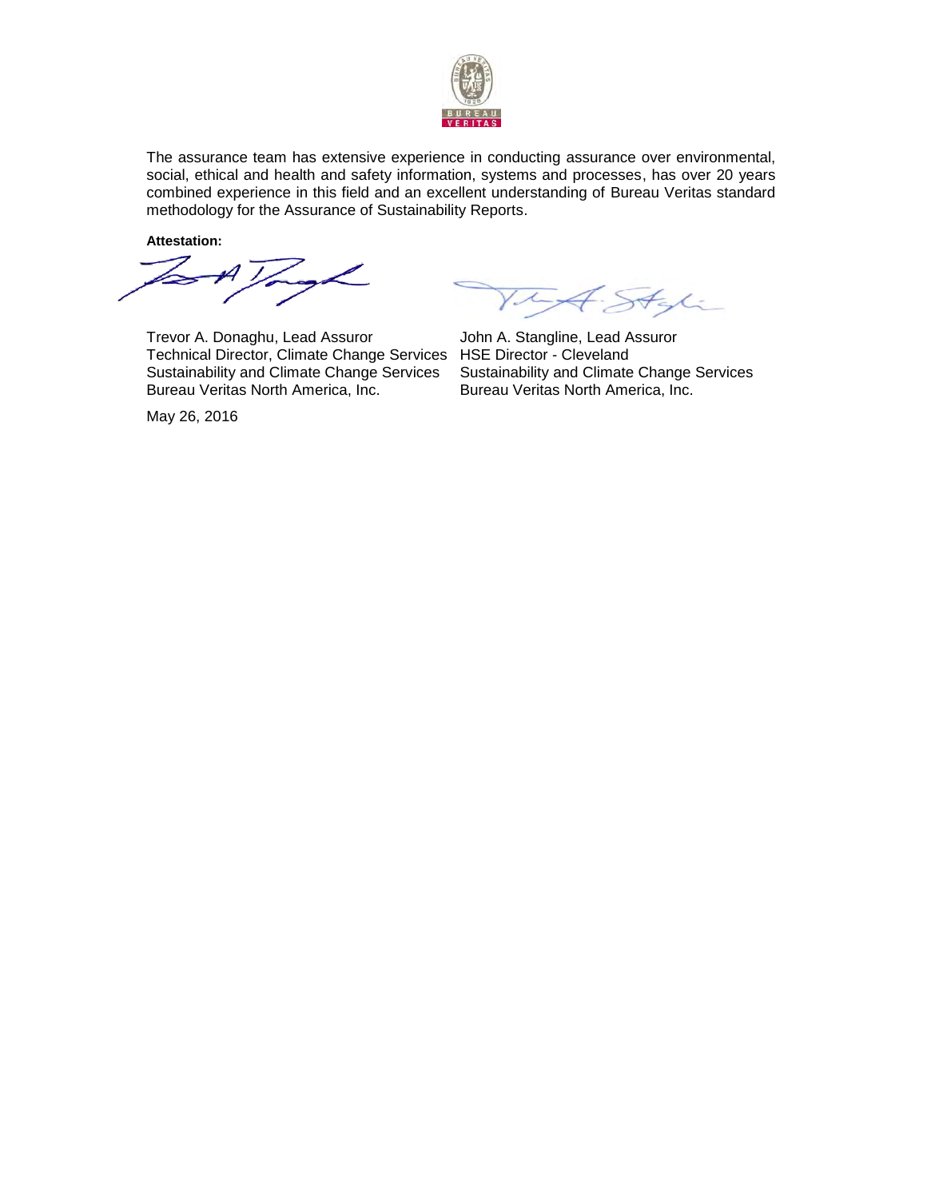The assurance team has extensive experience in conducting assurance over environmental, social, ethical and health and safety information, systems and processes, has over 20 years combined experience in this field and an excellent understanding of Bureau Veritas standard methodology for the Assurance of Sustainability Reports.

**Attestation:**

Trevor A. Donaghu, Lead Assuror
Technical Director, Climate Change Services
Sustainability and Climate Change Services
Bureau Veritas North America, Inc.

John A. Stangline, Lead Assuror
HSE Director - Cleveland
Sustainability and Climate Change Services
Bureau Veritas North America, Inc.

May 26, 2016